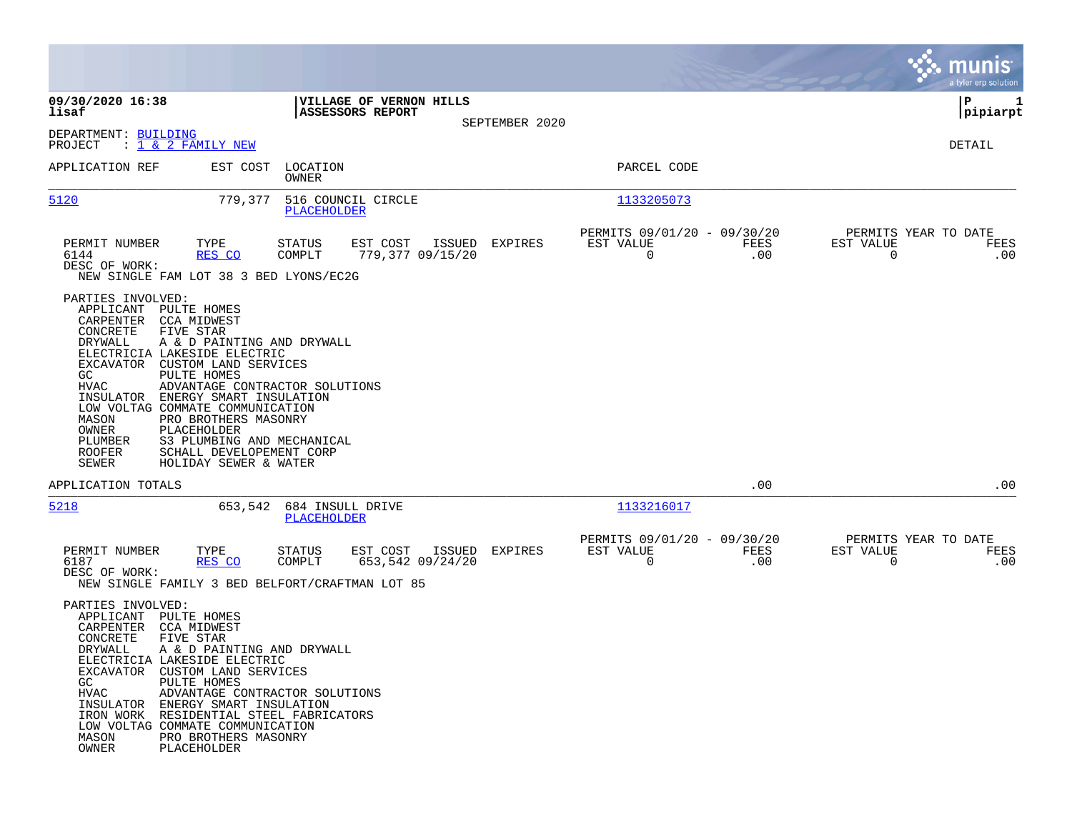**09/30/2020 16:38**
**lisaf**

**VILLAGE OF VERNON HILLS**
**ASSESSORS REPORT**
SEPTEMBER 2020

**P 1**
**pipiarpt**

DEPARTMENT: BUILDING
PROJECT : 1 & 2 FAMILY NEW

DETAIL

| APPLICATION REF | EST COST | LOCATION / OWNER | PARCEL CODE |
|---|---|---|---|
| 5120 | 779,377 | 516 COUNCIL CIRCLE / PLACEHOLDER | 1133205073 |

| PERMIT NUMBER | TYPE | STATUS | EST COST | ISSUED | EXPIRES | PERMITS 09/01/20 - 09/30/20 EST VALUE | FEES | PERMITS YEAR TO DATE EST VALUE | FEES |
|---|---|---|---|---|---|---|---|---|---|
| 6144 | RES CO | COMPLT | 779,377 | 09/15/20 | | 0 | .00 | 0 | .00 |

DESC OF WORK:
NEW SINGLE FAM LOT 38 3 BED LYONS/EC2G

PARTIES INVOLVED:

| Role | Party |
|---|---|
| APPLICANT | PULTE HOMES |
| CARPENTER | CCA MIDWEST |
| CONCRETE | FIVE STAR |
| DRYWALL | A & D PAINTING AND DRYWALL |
| ELECTRICIA | LAKESIDE ELECTRIC |
| EXCAVATOR | CUSTOM LAND SERVICES |
| GC | PULTE HOMES |
| HVAC | ADVANTAGE CONTRACTOR SOLUTIONS |
| INSULATOR | ENERGY SMART INSULATION |
| LOW VOLTAG | COMMATE COMMUNICATION |
| MASON | PRO BROTHERS MASONRY |
| OWNER | PLACEHOLDER |
| PLUMBER | S3 PLUMBING AND MECHANICAL |
| ROOFER | SCHALL DEVELOPEMENT CORP |
| SEWER | HOLIDAY SEWER & WATER |

APPLICATION TOTALS .00 .00

| APPLICATION REF | EST COST | LOCATION / OWNER | PARCEL CODE |
|---|---|---|---|
| 5218 | 653,542 | 684 INSULL DRIVE / PLACEHOLDER | 1133216017 |

| PERMIT NUMBER | TYPE | STATUS | EST COST | ISSUED | EXPIRES | PERMITS 09/01/20 - 09/30/20 EST VALUE | FEES | PERMITS YEAR TO DATE EST VALUE | FEES |
|---|---|---|---|---|---|---|---|---|---|
| 6187 | RES CO | COMPLT | 653,542 | 09/24/20 | | 0 | .00 | 0 | .00 |

DESC OF WORK:
NEW SINGLE FAMILY 3 BED BELFORT/CRAFTMAN LOT 85

PARTIES INVOLVED:

| Role | Party |
|---|---|
| APPLICANT | PULTE HOMES |
| CARPENTER | CCA MIDWEST |
| CONCRETE | FIVE STAR |
| DRYWALL | A & D PAINTING AND DRYWALL |
| ELECTRICIA | LAKESIDE ELECTRIC |
| EXCAVATOR | CUSTOM LAND SERVICES |
| GC | PULTE HOMES |
| HVAC | ADVANTAGE CONTRACTOR SOLUTIONS |
| INSULATOR | ENERGY SMART INSULATION |
| IRON WORK | RESIDENTIAL STEEL FABRICATORS |
| LOW VOLTAG | COMMATE COMMUNICATION |
| MASON | PRO BROTHERS MASONRY |
| OWNER | PLACEHOLDER |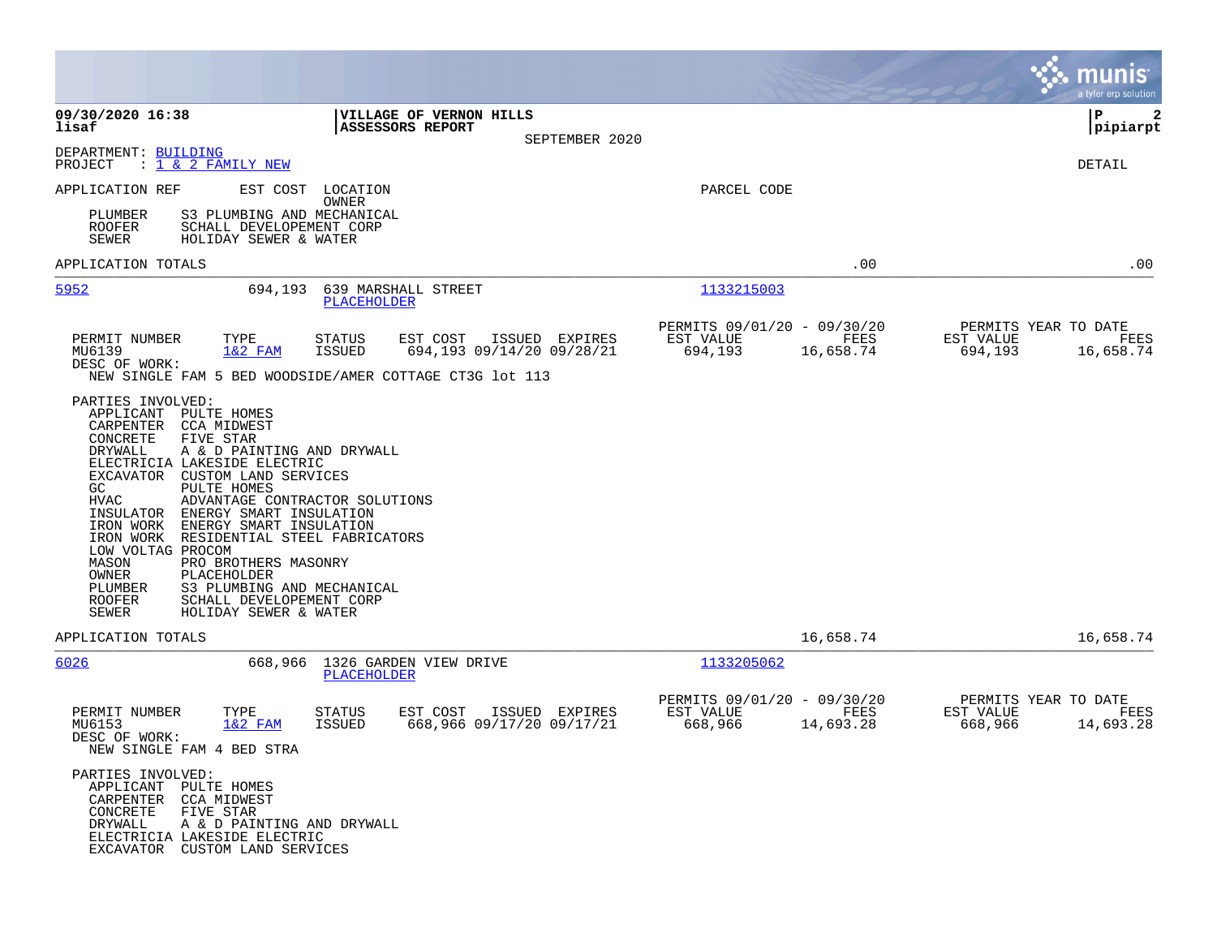**VILLAGE OF VERNON HILLS**
**ASSESSORS REPORT**
SEPTEMBER 2020

09/30/2020 16:38
lisaf

P 2
pipiarpt

DEPARTMENT: BUILDING
PROJECT : 1 & 2 FAMILY NEW

DETAIL

APPLICATION REF    EST COST    LOCATION    PARCEL CODE
OWNER

PLUMBER    S3 PLUMBING AND MECHANICAL
ROOFER    SCHALL DEVELOPEMENT CORP
SEWER    HOLIDAY SEWER & WATER

APPLICATION TOTALS    .00    .00

---

**5952**    694,193    639 MARSHALL STREET    1133215003
PLACEHOLDER

| PERMIT NUMBER | TYPE | STATUS | EST COST | ISSUED | EXPIRES | PERMITS 09/01/20 - 09/30/20 EST VALUE | FEES | PERMITS YEAR TO DATE EST VALUE | FEES |
|---|---|---|---|---|---|---|---|---|---|
| MU6139 | 1&2 FAM | ISSUED | 694,193 | 09/14/20 | 09/28/21 | 694,193 | 16,658.74 | 694,193 | 16,658.74 |

DESC OF WORK:
NEW SINGLE FAM 5 BED WOODSIDE/AMER COTTAGE CT3G lot 113

PARTIES INVOLVED:

- APPLICANT    PULTE HOMES
- CARPENTER    CCA MIDWEST
- CONCRETE    FIVE STAR
- DRYWALL    A & D PAINTING AND DRYWALL
- ELECTRICIA    LAKESIDE ELECTRIC
- EXCAVATOR    CUSTOM LAND SERVICES
- GC    PULTE HOMES
- HVAC    ADVANTAGE CONTRACTOR SOLUTIONS
- INSULATOR    ENERGY SMART INSULATION
- IRON WORK    ENERGY SMART INSULATION
- IRON WORK    RESIDENTIAL STEEL FABRICATORS
- LOW VOLTAG    PROCOM
- MASON    PRO BROTHERS MASONRY
- OWNER    PLACEHOLDER
- PLUMBER    S3 PLUMBING AND MECHANICAL
- ROOFER    SCHALL DEVELOPEMENT CORP
- SEWER    HOLIDAY SEWER & WATER

APPLICATION TOTALS    16,658.74    16,658.74

---

**6026**    668,966    1326 GARDEN VIEW DRIVE    1133205062
PLACEHOLDER

| PERMIT NUMBER | TYPE | STATUS | EST COST | ISSUED | EXPIRES | PERMITS 09/01/20 - 09/30/20 EST VALUE | FEES | PERMITS YEAR TO DATE EST VALUE | FEES |
|---|---|---|---|---|---|---|---|---|---|
| MU6153 | 1&2 FAM | ISSUED | 668,966 | 09/17/20 | 09/17/21 | 668,966 | 14,693.28 | 668,966 | 14,693.28 |

DESC OF WORK:
NEW SINGLE FAM 4 BED STRA

PARTIES INVOLVED:

- APPLICANT    PULTE HOMES
- CARPENTER    CCA MIDWEST
- CONCRETE    FIVE STAR
- DRYWALL    A & D PAINTING AND DRYWALL
- ELECTRICIA    LAKESIDE ELECTRIC
- EXCAVATOR    CUSTOM LAND SERVICES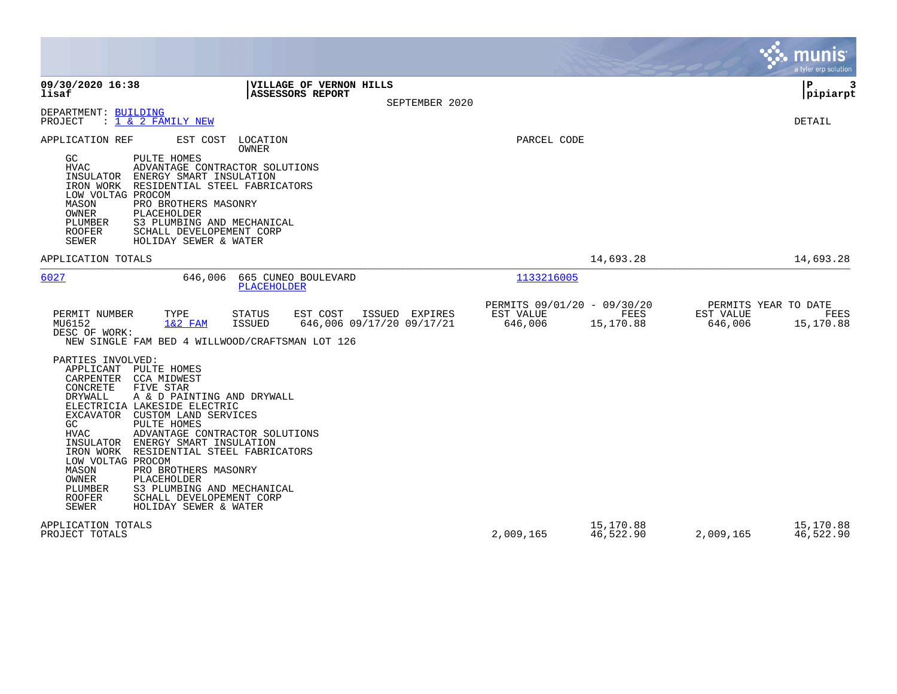09/30/2020 16:38
lisaf

**VILLAGE OF VERNON HILLS**
**ASSESSORS REPORT**

SEPTEMBER 2020

DEPARTMENT: BUILDING
PROJECT : 1 & 2 FAMILY NEW

DETAIL

APPLICATION REF &nbsp;&nbsp; EST COST &nbsp;&nbsp; LOCATION / OWNER &nbsp;&nbsp; PARCEL CODE

| Role | Party |
|---|---|
| GC | PULTE HOMES |
| HVAC | ADVANTAGE CONTRACTOR SOLUTIONS |
| INSULATOR | ENERGY SMART INSULATION |
| IRON WORK | RESIDENTIAL STEEL FABRICATORS |
| LOW VOLTAG | PROCOM |
| MASON | PRO BROTHERS MASONRY |
| OWNER | PLACEHOLDER |
| PLUMBER | S3 PLUMBING AND MECHANICAL |
| ROOFER | SCHALL DEVELOPEMENT CORP |
| SEWER | HOLIDAY SEWER & WATER |

APPLICATION TOTALS &nbsp;&nbsp; 14,693.28 &nbsp;&nbsp; 14,693.28

---

**6027** &nbsp;&nbsp; 646,006 &nbsp;&nbsp; 665 CUNEO BOULEVARD / PLACEHOLDER &nbsp;&nbsp; 1133216005

| PERMIT NUMBER | TYPE | STATUS | EST COST | ISSUED | EXPIRES | PERMITS 09/01/20 - 09/30/20 EST VALUE | FEES | PERMITS YEAR TO DATE EST VALUE | FEES |
|---|---|---|---|---|---|---|---|---|---|
| MU6152 | 1&2 FAM | ISSUED | 646,006 | 09/17/20 | 09/17/21 | 646,006 | 15,170.88 | 646,006 | 15,170.88 |

DESC OF WORK:
NEW SINGLE FAM BED 4 WILLWOOD/CRAFTSMAN LOT 126

PARTIES INVOLVED:

| Role | Party |
|---|---|
| APPLICANT | PULTE HOMES |
| CARPENTER | CCA MIDWEST |
| CONCRETE | FIVE STAR |
| DRYWALL | A & D PAINTING AND DRYWALL |
| ELECTRICIA | LAKESIDE ELECTRIC |
| EXCAVATOR | CUSTOM LAND SERVICES |
| GC | PULTE HOMES |
| HVAC | ADVANTAGE CONTRACTOR SOLUTIONS |
| INSULATOR | ENERGY SMART INSULATION |
| IRON WORK | RESIDENTIAL STEEL FABRICATORS |
| LOW VOLTAG | PROCOM |
| MASON | PRO BROTHERS MASONRY |
| OWNER | PLACEHOLDER |
| PLUMBER | S3 PLUMBING AND MECHANICAL |
| ROOFER | SCHALL DEVELOPEMENT CORP |
| SEWER | HOLIDAY SEWER & WATER |

| | EST VALUE (09/01/20 - 09/30/20) | FEES | EST VALUE (YEAR TO DATE) | FEES |
|---|---|---|---|---|
| APPLICATION TOTALS | | 15,170.88 | | 15,170.88 |
| PROJECT TOTALS | 2,009,165 | 46,522.90 | 2,009,165 | 46,522.90 |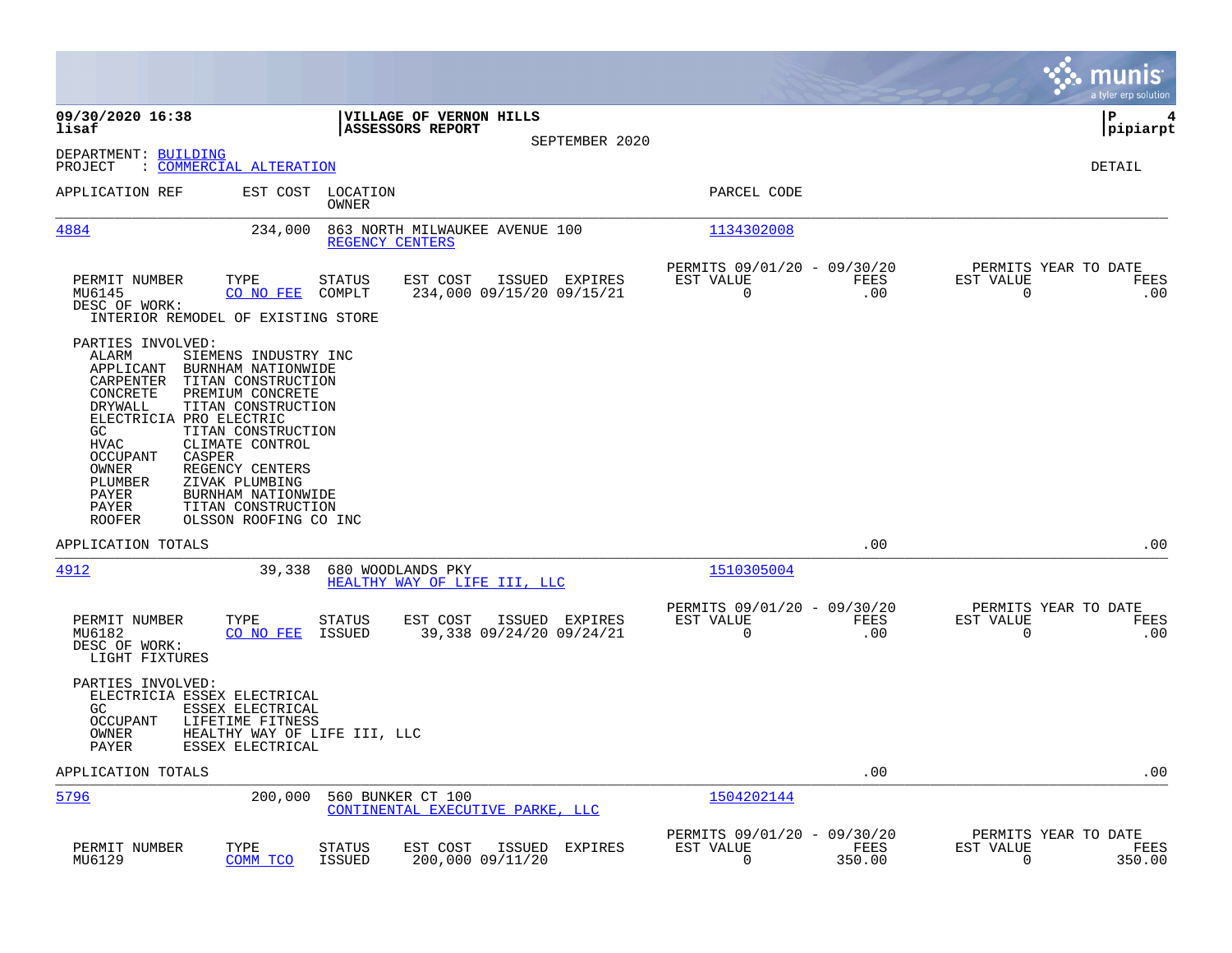09/30/2020 16:38
lisaf

**VILLAGE OF VERNON HILLS**
**ASSESSORS REPORT**
SEPTEMBER 2020

pipiarpt

DEPARTMENT: BUILDING
PROJECT : COMMERCIAL ALTERATION

DETAIL

| APPLICATION REF | EST COST | LOCATION / OWNER | PARCEL CODE |
|---|---|---|---|
| 4884 | 234,000 | 863 NORTH MILWAUKEE AVENUE 100 / REGENCY CENTERS | 1134302008 |

| PERMIT NUMBER | TYPE | STATUS | EST COST | ISSUED | EXPIRES | PERMITS 09/01/20 - 09/30/20 EST VALUE | FEES | PERMITS YEAR TO DATE EST VALUE | FEES |
|---|---|---|---|---|---|---|---|---|---|
| MU6145 | CO NO FEE | COMPLT | 234,000 | 09/15/20 | 09/15/21 | 0 | .00 | 0 | .00 |

DESC OF WORK:
INTERIOR REMODEL OF EXISTING STORE

PARTIES INVOLVED:

| | |
|---|---|
| ALARM | SIEMENS INDUSTRY INC |
| APPLICANT | BURNHAM NATIONWIDE |
| CARPENTER | TITAN CONSTRUCTION |
| CONCRETE | PREMIUM CONCRETE |
| DRYWALL | TITAN CONSTRUCTION |
| ELECTRICIA | PRO ELECTRIC |
| GC | TITAN CONSTRUCTION |
| HVAC | CLIMATE CONTROL |
| OCCUPANT | CASPER |
| OWNER | REGENCY CENTERS |
| PLUMBER | ZIVAK PLUMBING |
| PAYER | BURNHAM NATIONWIDE |
| PAYER | TITAN CONSTRUCTION |
| ROOFER | OLSSON ROOFING CO INC |

APPLICATION TOTALS .00 .00

| APPLICATION REF | EST COST | LOCATION / OWNER | PARCEL CODE |
|---|---|---|---|
| 4912 | 39,338 | 680 WOODLANDS PKY / HEALTHY WAY OF LIFE III, LLC | 1510305004 |

| PERMIT NUMBER | TYPE | STATUS | EST COST | ISSUED | EXPIRES | PERMITS 09/01/20 - 09/30/20 EST VALUE | FEES | PERMITS YEAR TO DATE EST VALUE | FEES |
|---|---|---|---|---|---|---|---|---|---|
| MU6182 | CO NO FEE | ISSUED | 39,338 | 09/24/20 | 09/24/21 | 0 | .00 | 0 | .00 |

DESC OF WORK:
LIGHT FIXTURES

PARTIES INVOLVED:

| | |
|---|---|
| ELECTRICIA | ESSEX ELECTRICAL |
| GC | ESSEX ELECTRICAL |
| OCCUPANT | LIFETIME FITNESS |
| OWNER | HEALTHY WAY OF LIFE III, LLC |
| PAYER | ESSEX ELECTRICAL |

APPLICATION TOTALS .00 .00

| APPLICATION REF | EST COST | LOCATION / OWNER | PARCEL CODE |
|---|---|---|---|
| 5796 | 200,000 | 560 BUNKER CT 100 / CONTINENTAL EXECUTIVE PARKE, LLC | 1504202144 |

| PERMIT NUMBER | TYPE | STATUS | EST COST | ISSUED | EXPIRES | PERMITS 09/01/20 - 09/30/20 EST VALUE | FEES | PERMITS YEAR TO DATE EST VALUE | FEES |
|---|---|---|---|---|---|---|---|---|---|
| MU6129 | COMM TCO | ISSUED | 200,000 | 09/11/20 | | 0 | 350.00 | 0 | 350.00 |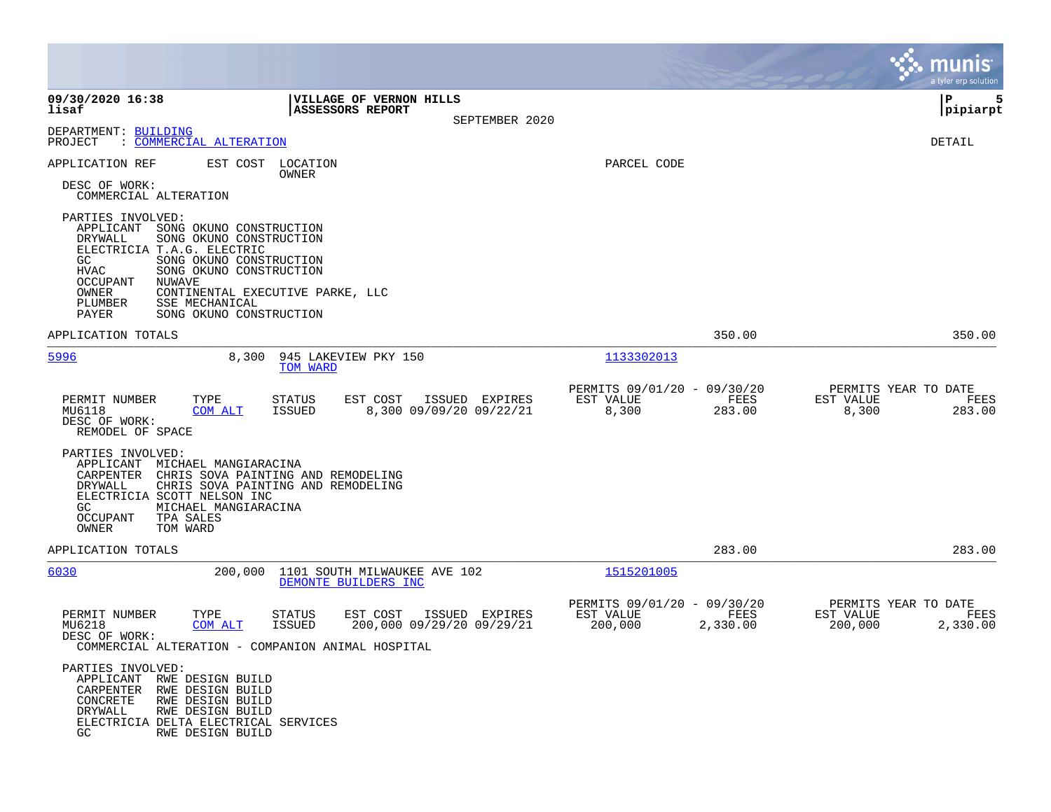09/30/2020 16:38 lisaf

**VILLAGE OF VERNON HILLS**
**ASSESSORS REPORT**
SEPTEMBER 2020

P 5 pipiarpt

DEPARTMENT: BUILDING
PROJECT : COMMERCIAL ALTERATION

DETAIL

APPLICATION REF | EST COST | LOCATION / OWNER | PARCEL CODE

DESC OF WORK:
COMMERCIAL ALTERATION

PARTIES INVOLVED:
- APPLICANT SONG OKUNO CONSTRUCTION
- DRYWALL SONG OKUNO CONSTRUCTION
- ELECTRICIA T.A.G. ELECTRIC
- GC SONG OKUNO CONSTRUCTION
- HVAC SONG OKUNO CONSTRUCTION
- OCCUPANT NUWAVE
- OWNER CONTINENTAL EXECUTIVE PARKE, LLC
- PLUMBER SSE MECHANICAL
- PAYER SONG OKUNO CONSTRUCTION

APPLICATION TOTALS 350.00 350.00

---

**5996** | 8,300 | 945 LAKEVIEW PKY 150 / TOM WARD | 1133302013

| PERMIT NUMBER | TYPE | STATUS | EST COST | ISSUED | EXPIRES | PERMITS 09/01/20 - 09/30/20 EST VALUE | FEES | PERMITS YEAR TO DATE EST VALUE | FEES |
|---|---|---|---|---|---|---|---|---|---|
| MU6118 | COM ALT | ISSUED | 8,300 | 09/09/20 | 09/22/21 | 8,300 | 283.00 | 8,300 | 283.00 |

DESC OF WORK:
REMODEL OF SPACE

PARTIES INVOLVED:
- APPLICANT MICHAEL MANGIARACINA
- CARPENTER CHRIS SOVA PAINTING AND REMODELING
- DRYWALL CHRIS SOVA PAINTING AND REMODELING
- ELECTRICIA SCOTT NELSON INC
- GC MICHAEL MANGIARACINA
- OCCUPANT TPA SALES
- OWNER TOM WARD

APPLICATION TOTALS 283.00 283.00

---

**6030** | 200,000 | 1101 SOUTH MILWAUKEE AVE 102 / DEMONTE BUILDERS INC | 1515201005

| PERMIT NUMBER | TYPE | STATUS | EST COST | ISSUED | EXPIRES | PERMITS 09/01/20 - 09/30/20 EST VALUE | FEES | PERMITS YEAR TO DATE EST VALUE | FEES |
|---|---|---|---|---|---|---|---|---|---|
| MU6218 | COM ALT | ISSUED | 200,000 | 09/29/20 | 09/29/21 | 200,000 | 2,330.00 | 200,000 | 2,330.00 |

DESC OF WORK:
COMMERCIAL ALTERATION - COMPANION ANIMAL HOSPITAL

PARTIES INVOLVED:
- APPLICANT RWE DESIGN BUILD
- CARPENTER RWE DESIGN BUILD
- CONCRETE RWE DESIGN BUILD
- DRYWALL RWE DESIGN BUILD
- ELECTRICIA DELTA ELECTRICAL SERVICES
- GC RWE DESIGN BUILD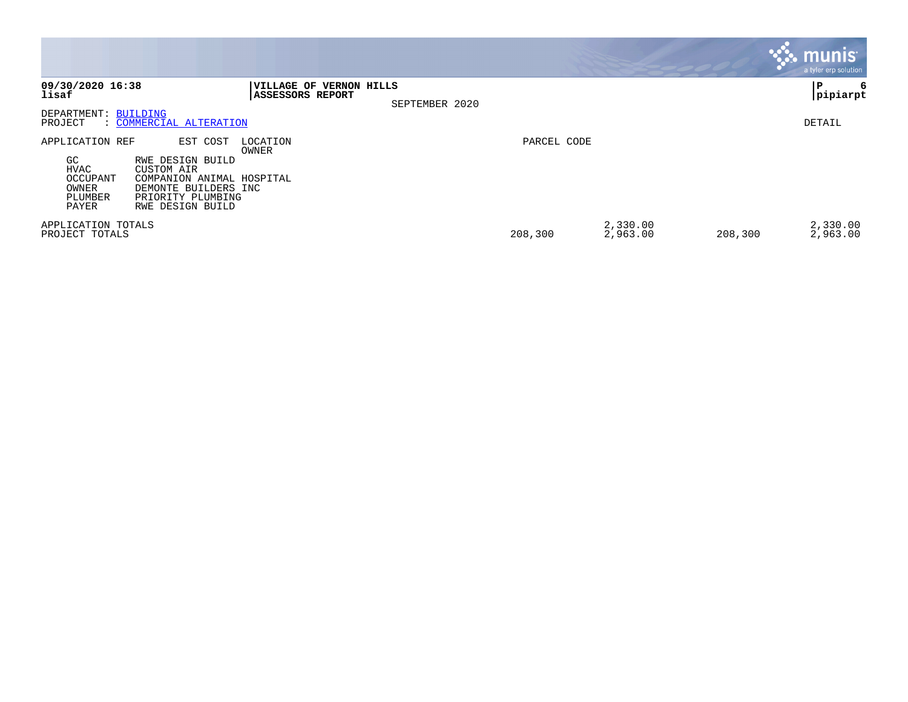**VILLAGE OF VERNON HILLS**
**ASSESSORS REPORT**

SEPTEMBER 2020

DEPARTMENT: BUILDING
PROJECT : COMMERCIAL ALTERATION

DETAIL

| APPLICATION REF | EST COST | LOCATION OWNER | PARCEL CODE | | | |
|---|---|---|---|---|---|---|
| GC | RWE DESIGN BUILD | | | | | |
| HVAC | CUSTOM AIR | | | | | |
| OCCUPANT | COMPANION ANIMAL HOSPITAL | | | | | |
| OWNER | DEMONTE BUILDERS INC | | | | | |
| PLUMBER | PRIORITY PLUMBING | | | | | |
| PAYER | RWE DESIGN BUILD | | | | | |
| APPLICATION TOTALS | | | | 2,330.00 | | 2,330.00 |
| PROJECT TOTALS | | | 208,300 | 2,963.00 | 208,300 | 2,963.00 |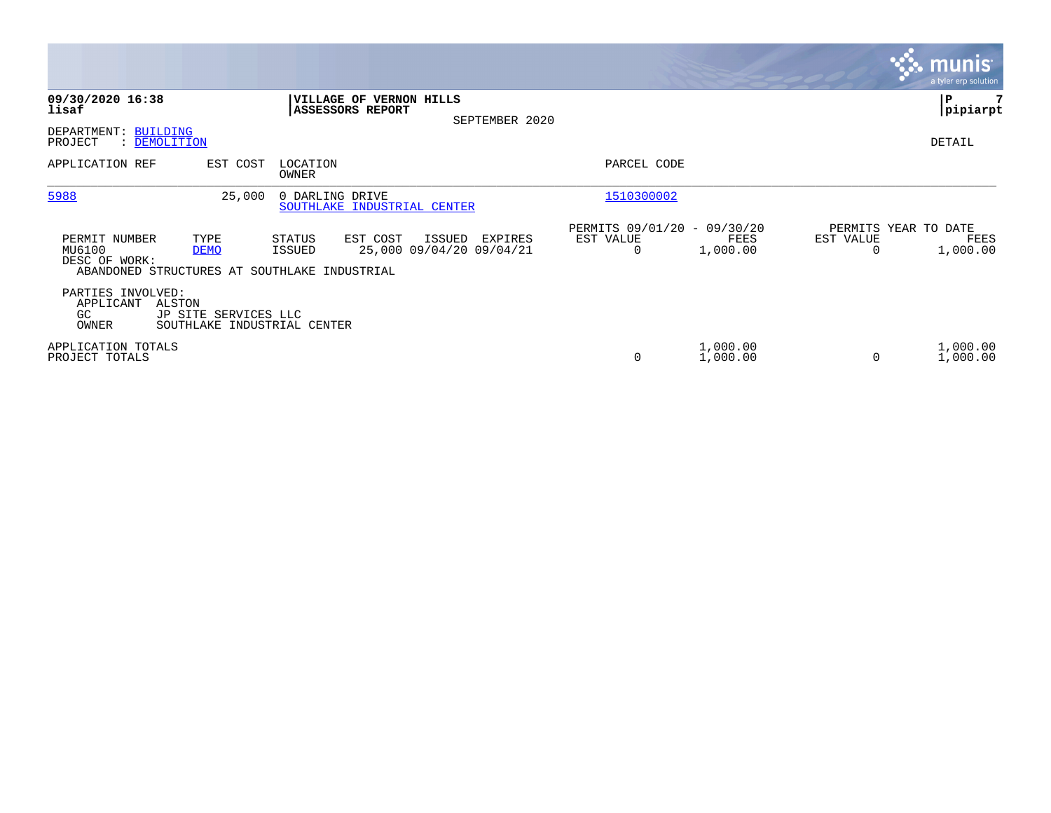**VILLAGE OF VERNON HILLS**
**ASSESSORS REPORT**

SEPTEMBER 2020

DEPARTMENT: BUILDING
PROJECT : DEMOLITION

DETAIL

| APPLICATION REF | EST COST | LOCATION / OWNER | PARCEL CODE |
|---|---|---|---|
| 5988 | 25,000 | 0 DARLING DRIVE / SOUTHLAKE INDUSTRIAL CENTER | 1510300002 |

| PERMIT NUMBER | TYPE | STATUS | EST COST | ISSUED | EXPIRES | PERMITS 09/01/20 - 09/30/20 EST VALUE | FEES | PERMITS YEAR TO DATE EST VALUE | FEES |
|---|---|---|---|---|---|---|---|---|---|
| MU6100 | DEMO | ISSUED | 25,000 | 09/04/20 | 09/04/21 | 0 | 1,000.00 | 0 | 1,000.00 |

DESC OF WORK:
ABANDONED STRUCTURES AT SOUTHLAKE INDUSTRIAL

PARTIES INVOLVED:

| | |
|---|---|
| APPLICANT | ALSTON |
| GC | JP SITE SERVICES LLC |
| OWNER | SOUTHLAKE INDUSTRIAL CENTER |

| | EST VALUE | FEES | YTD EST VALUE | YTD FEES |
|---|---|---|---|---|
| APPLICATION TOTALS | | 1,000.00 | | 1,000.00 |
| PROJECT TOTALS | 0 | 1,000.00 | 0 | 1,000.00 |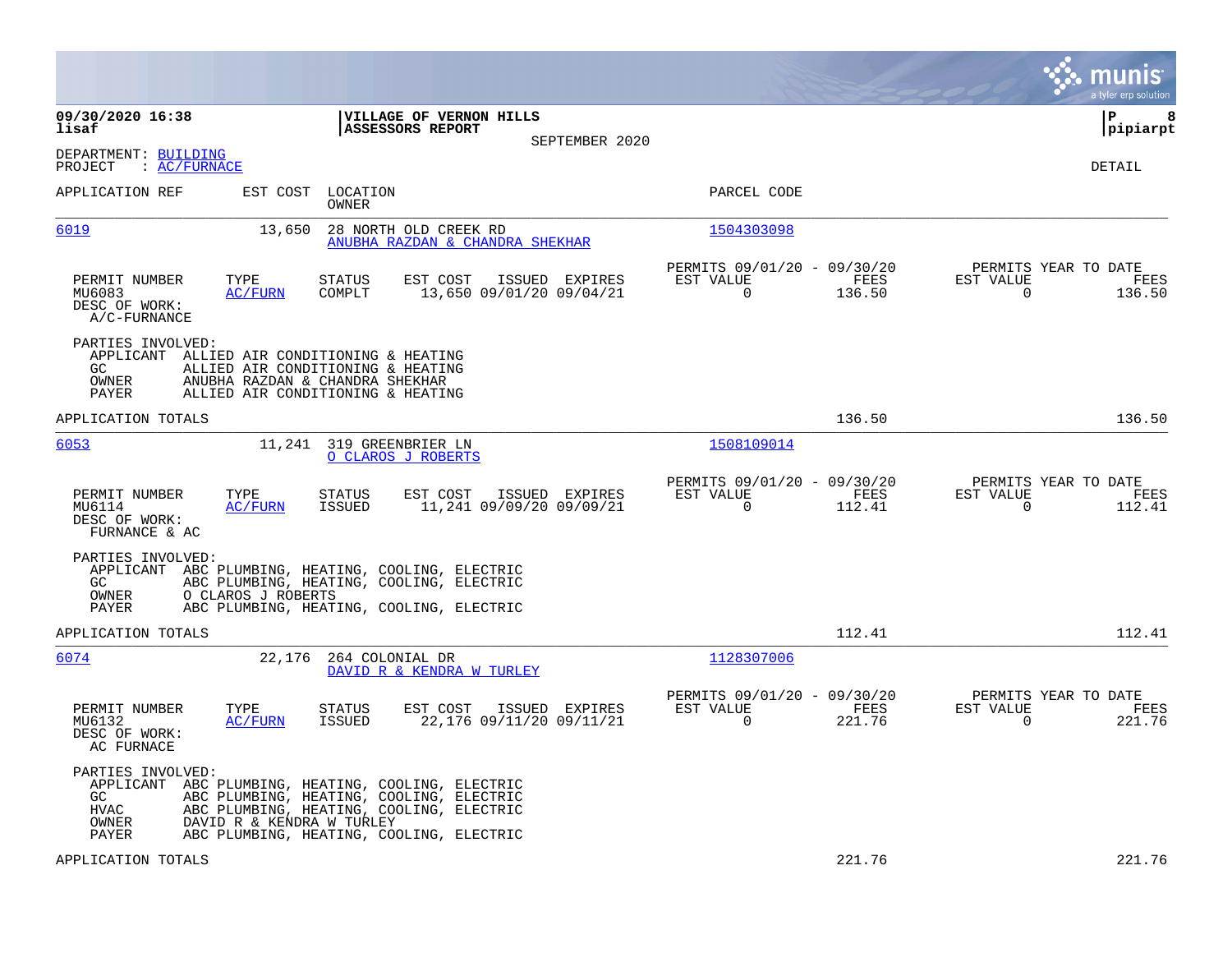**VILLAGE OF VERNON HILLS**
**ASSESSORS REPORT**
SEPTEMBER 2020

09/30/2020 16:38
lisaf

pipiarpt

DEPARTMENT: BUILDING
PROJECT : AC/FURNACE

DETAIL

| APPLICATION REF | EST COST | LOCATION / OWNER | PARCEL CODE |
|---|---|---|---|
| 6019 | 13,650 | 28 NORTH OLD CREEK RD / ANUBHA RAZDAN & CHANDRA SHEKHAR | 1504303098 |

| PERMIT NUMBER | TYPE | STATUS | EST COST | ISSUED | EXPIRES | PERMITS 09/01/20 - 09/30/20 EST VALUE | FEES | PERMITS YEAR TO DATE EST VALUE | FEES |
|---|---|---|---|---|---|---|---|---|---|
| MU6083 | AC/FURN | COMPLT | 13,650 | 09/01/20 | 09/04/21 | 0 | 136.50 | 0 | 136.50 |

DESC OF WORK:
A/C-FURNACE

PARTIES INVOLVED:
- APPLICANT ALLIED AIR CONDITIONING & HEATING
- GC ALLIED AIR CONDITIONING & HEATING
- OWNER ANUBHA RAZDAN & CHANDRA SHEKHAR
- PAYER ALLIED AIR CONDITIONING & HEATING

APPLICATION TOTALS — 136.50 — 136.50

| APPLICATION REF | EST COST | LOCATION / OWNER | PARCEL CODE |
|---|---|---|---|
| 6053 | 11,241 | 319 GREENBRIER LN / O CLAROS J ROBERTS | 1508109014 |

| PERMIT NUMBER | TYPE | STATUS | EST COST | ISSUED | EXPIRES | PERMITS 09/01/20 - 09/30/20 EST VALUE | FEES | PERMITS YEAR TO DATE EST VALUE | FEES |
|---|---|---|---|---|---|---|---|---|---|
| MU6114 | AC/FURN | ISSUED | 11,241 | 09/09/20 | 09/09/21 | 0 | 112.41 | 0 | 112.41 |

DESC OF WORK:
FURNANCE & AC

PARTIES INVOLVED:
- APPLICANT ABC PLUMBING, HEATING, COOLING, ELECTRIC
- GC ABC PLUMBING, HEATING, COOLING, ELECTRIC
- OWNER O CLAROS J ROBERTS
- PAYER ABC PLUMBING, HEATING, COOLING, ELECTRIC

APPLICATION TOTALS — 112.41 — 112.41

| APPLICATION REF | EST COST | LOCATION / OWNER | PARCEL CODE |
|---|---|---|---|
| 6074 | 22,176 | 264 COLONIAL DR / DAVID R & KENDRA W TURLEY | 1128307006 |

| PERMIT NUMBER | TYPE | STATUS | EST COST | ISSUED | EXPIRES | PERMITS 09/01/20 - 09/30/20 EST VALUE | FEES | PERMITS YEAR TO DATE EST VALUE | FEES |
|---|---|---|---|---|---|---|---|---|---|
| MU6132 | AC/FURN | ISSUED | 22,176 | 09/11/20 | 09/11/21 | 0 | 221.76 | 0 | 221.76 |

DESC OF WORK:
AC FURNACE

PARTIES INVOLVED:
- APPLICANT ABC PLUMBING, HEATING, COOLING, ELECTRIC
- GC ABC PLUMBING, HEATING, COOLING, ELECTRIC
- HVAC ABC PLUMBING, HEATING, COOLING, ELECTRIC
- OWNER DAVID R & KENDRA W TURLEY
- PAYER ABC PLUMBING, HEATING, COOLING, ELECTRIC

APPLICATION TOTALS — 221.76 — 221.76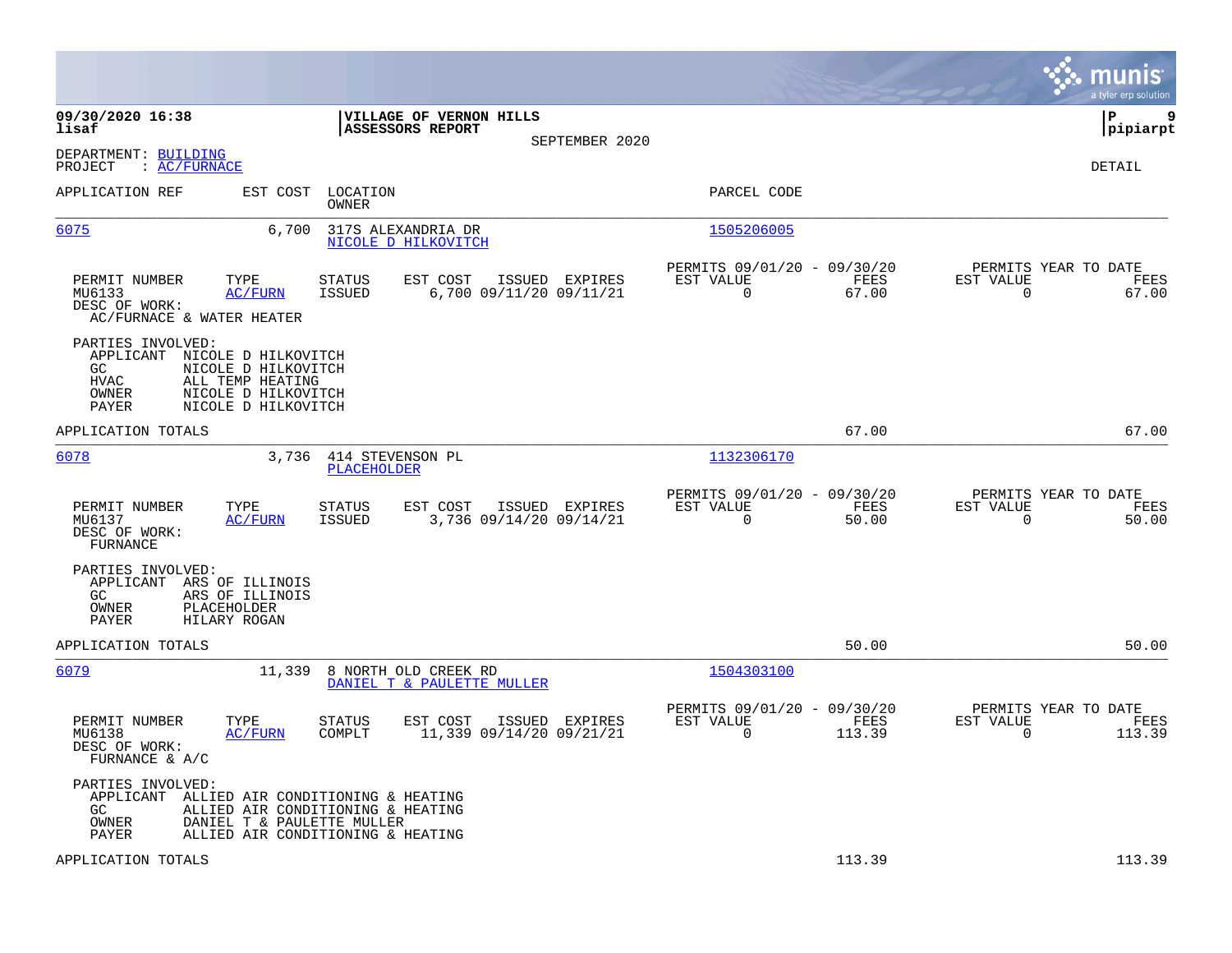**09/30/2020 16:38**
**lisaf**

**VILLAGE OF VERNON HILLS**
**ASSESSORS REPORT**
SEPTEMBER 2020

**P 9**
**pipiarpt**

DEPARTMENT: BUILDING
PROJECT : AC/FURNACE

DETAIL

| APPLICATION REF | EST COST | LOCATION / OWNER | PARCEL CODE |
|---|---|---|---|
| 6075 | 6,700 | 317S ALEXANDRIA DR / NICOLE D HILKOVITCH | 1505206005 |

| PERMIT NUMBER | TYPE | STATUS | EST COST | ISSUED | EXPIRES | PERMITS 09/01/20 - 09/30/20 EST VALUE | FEES | PERMITS YEAR TO DATE EST VALUE | FEES |
|---|---|---|---|---|---|---|---|---|---|
| MU6133 | AC/FURN | ISSUED | 6,700 | 09/11/20 | 09/11/21 | 0 | 67.00 | 0 | 67.00 |

DESC OF WORK:
AC/FURNACE & WATER HEATER

PARTIES INVOLVED:
- APPLICANT NICOLE D HILKOVITCH
- GC NICOLE D HILKOVITCH
- HVAC ALL TEMP HEATING
- OWNER NICOLE D HILKOVITCH
- PAYER NICOLE D HILKOVITCH

APPLICATION TOTALS 67.00 67.00

| APPLICATION REF | EST COST | LOCATION / OWNER | PARCEL CODE |
|---|---|---|---|
| 6078 | 3,736 | 414 STEVENSON PL / PLACEHOLDER | 1132306170 |

| PERMIT NUMBER | TYPE | STATUS | EST COST | ISSUED | EXPIRES | PERMITS 09/01/20 - 09/30/20 EST VALUE | FEES | PERMITS YEAR TO DATE EST VALUE | FEES |
|---|---|---|---|---|---|---|---|---|---|
| MU6137 | AC/FURN | ISSUED | 3,736 | 09/14/20 | 09/14/21 | 0 | 50.00 | 0 | 50.00 |

DESC OF WORK:
FURNACE

PARTIES INVOLVED:
- APPLICANT ARS OF ILLINOIS
- GC ARS OF ILLINOIS
- OWNER PLACEHOLDER
- PAYER HILARY ROGAN

APPLICATION TOTALS 50.00 50.00

| APPLICATION REF | EST COST | LOCATION / OWNER | PARCEL CODE |
|---|---|---|---|
| 6079 | 11,339 | 8 NORTH OLD CREEK RD / DANIEL T & PAULETTE MULLER | 1504303100 |

| PERMIT NUMBER | TYPE | STATUS | EST COST | ISSUED | EXPIRES | PERMITS 09/01/20 - 09/30/20 EST VALUE | FEES | PERMITS YEAR TO DATE EST VALUE | FEES |
|---|---|---|---|---|---|---|---|---|---|
| MU6138 | AC/FURN | COMPLT | 11,339 | 09/14/20 | 09/21/21 | 0 | 113.39 | 0 | 113.39 |

DESC OF WORK:
FURNACE & A/C

PARTIES INVOLVED:
- APPLICANT ALLIED AIR CONDITIONING & HEATING
- GC ALLIED AIR CONDITIONING & HEATING
- OWNER DANIEL T & PAULETTE MULLER
- PAYER ALLIED AIR CONDITIONING & HEATING

APPLICATION TOTALS 113.39 113.39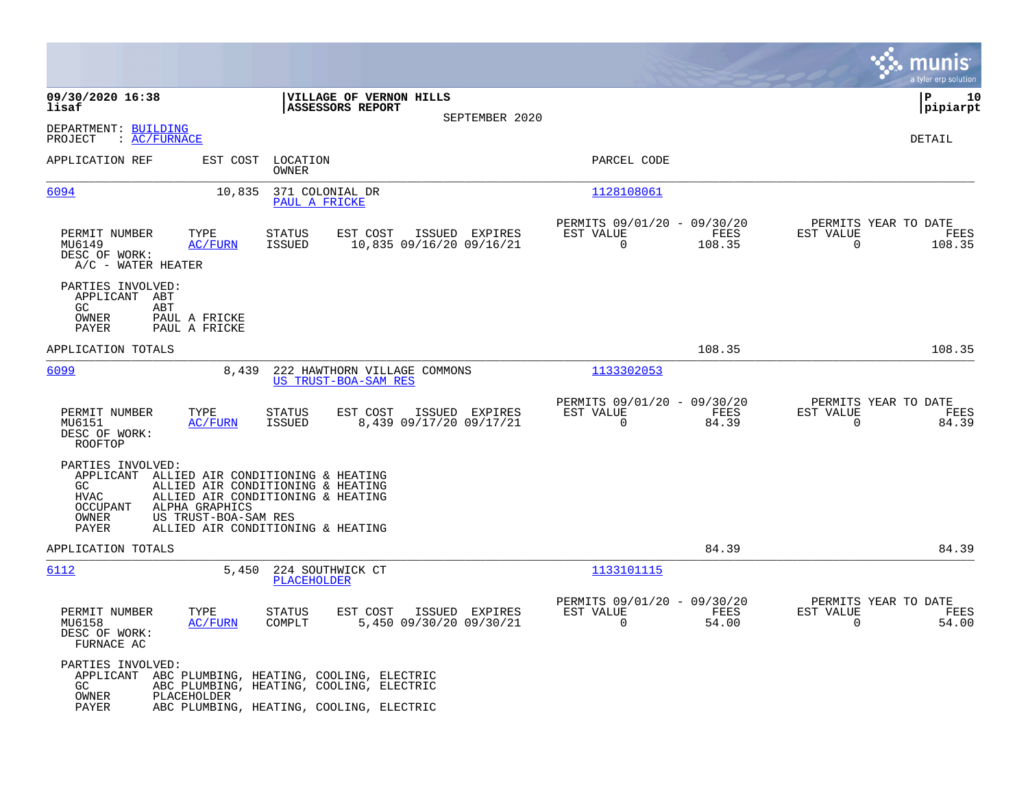**VILLAGE OF VERNON HILLS**
**ASSESSORS REPORT**
SEPTEMBER 2020

09/30/2020 16:38
lisaf

P 10
pipiarpt

DEPARTMENT: BUILDING
PROJECT : AC/FURNACE

DETAIL

| APPLICATION REF | EST COST | LOCATION / OWNER | PARCEL CODE |
|---|---|---|---|
| 6094 | 10,835 | 371 COLONIAL DR / PAUL A FRICKE | 1128108061 |

| PERMIT NUMBER | TYPE | STATUS | EST COST | ISSUED | EXPIRES | PERMITS 09/01/20 - 09/30/20 EST VALUE | FEES | PERMITS YEAR TO DATE EST VALUE | FEES |
|---|---|---|---|---|---|---|---|---|---|
| MU6149 | AC/FURN | ISSUED | 10,835 | 09/16/20 | 09/16/21 | 0 | 108.35 | 0 | 108.35 |

DESC OF WORK:
A/C - WATER HEATER

PARTIES INVOLVED:
- APPLICANT ABT
- GC ABT
- OWNER PAUL A FRICKE
- PAYER PAUL A FRICKE

APPLICATION TOTALS 108.35 108.35

| APPLICATION REF | EST COST | LOCATION / OWNER | PARCEL CODE |
|---|---|---|---|
| 6099 | 8,439 | 222 HAWTHORN VILLAGE COMMONS / US TRUST-BOA-SAM RES | 1133302053 |

| PERMIT NUMBER | TYPE | STATUS | EST COST | ISSUED | EXPIRES | PERMITS 09/01/20 - 09/30/20 EST VALUE | FEES | PERMITS YEAR TO DATE EST VALUE | FEES |
|---|---|---|---|---|---|---|---|---|---|
| MU6151 | AC/FURN | ISSUED | 8,439 | 09/17/20 | 09/17/21 | 0 | 84.39 | 0 | 84.39 |

DESC OF WORK:
ROOFTOP

PARTIES INVOLVED:
- APPLICANT ALLIED AIR CONDITIONING & HEATING
- GC ALLIED AIR CONDITIONING & HEATING
- HVAC ALLIED AIR CONDITIONING & HEATING
- OCCUPANT ALPHA GRAPHICS
- OWNER US TRUST-BOA-SAM RES
- PAYER ALLIED AIR CONDITIONING & HEATING

APPLICATION TOTALS 84.39 84.39

| APPLICATION REF | EST COST | LOCATION / OWNER | PARCEL CODE |
|---|---|---|---|
| 6112 | 5,450 | 224 SOUTHWICK CT / PLACEHOLDER | 1133101115 |

| PERMIT NUMBER | TYPE | STATUS | EST COST | ISSUED | EXPIRES | PERMITS 09/01/20 - 09/30/20 EST VALUE | FEES | PERMITS YEAR TO DATE EST VALUE | FEES |
|---|---|---|---|---|---|---|---|---|---|
| MU6158 | AC/FURN | COMPLT | 5,450 | 09/30/20 | 09/30/21 | 0 | 54.00 | 0 | 54.00 |

DESC OF WORK:
FURNACE AC

PARTIES INVOLVED:
- APPLICANT ABC PLUMBING, HEATING, COOLING, ELECTRIC
- GC ABC PLUMBING, HEATING, COOLING, ELECTRIC
- OWNER PLACEHOLDER
- PAYER ABC PLUMBING, HEATING, COOLING, ELECTRIC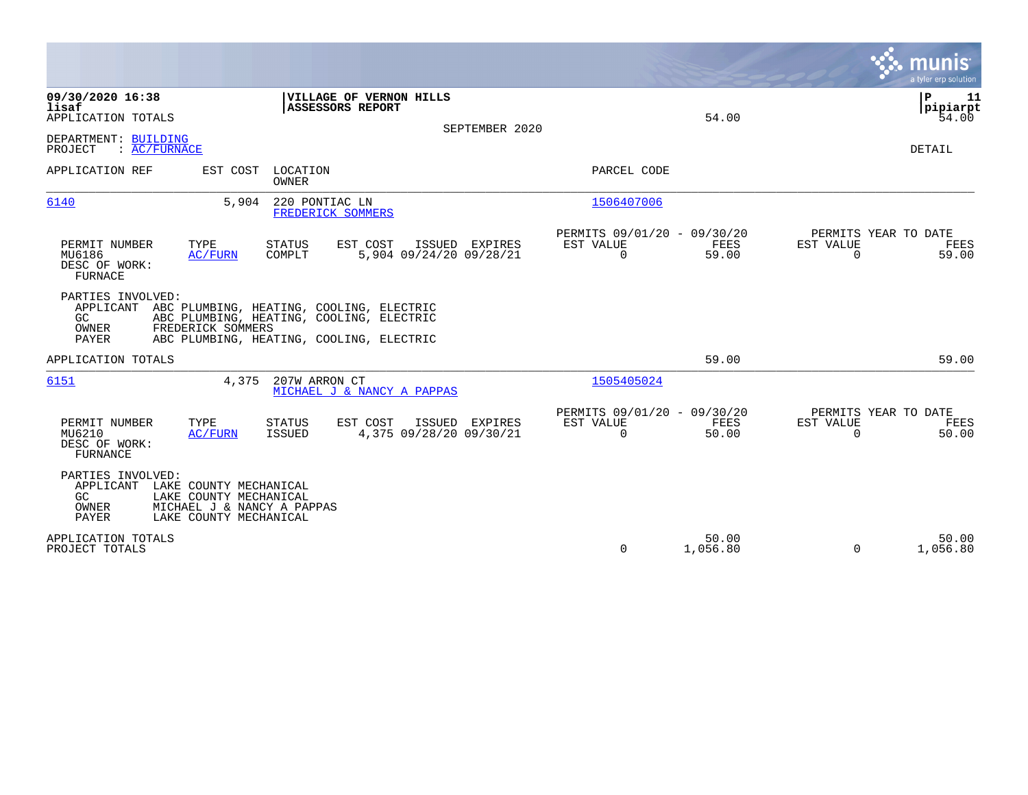09/30/2020 16:38
lisaf
APPLICATION TOTALS

**VILLAGE OF VERNON HILLS**
**ASSESSORS REPORT**

SEPTEMBER 2020

54.00

P 11
pipiarpt
54.00

DEPARTMENT: BUILDING
PROJECT : AC/FURNACE

DETAIL

| APPLICATION REF | EST COST | LOCATION / OWNER | PARCEL CODE |
|---|---|---|---|
| 6140 | 5,904 | 220 PONTIAC LN / FREDERICK SOMMERS | 1506407006 |

| PERMIT NUMBER | TYPE | STATUS | EST COST | ISSUED | EXPIRES | PERMITS 09/01/20 - 09/30/20 EST VALUE | FEES | PERMITS YEAR TO DATE EST VALUE | FEES |
|---|---|---|---|---|---|---|---|---|---|
| MU6186 | AC/FURN | COMPLT | 5,904 | 09/24/20 | 09/28/21 | 0 | 59.00 | 0 | 59.00 |

DESC OF WORK:
FURNACE

PARTIES INVOLVED:
- APPLICANT ABC PLUMBING, HEATING, COOLING, ELECTRIC
- GC ABC PLUMBING, HEATING, COOLING, ELECTRIC
- OWNER FREDERICK SOMMERS
- PAYER ABC PLUMBING, HEATING, COOLING, ELECTRIC

APPLICATION TOTALS 59.00 59.00

| APPLICATION REF | EST COST | LOCATION / OWNER | PARCEL CODE |
|---|---|---|---|
| 6151 | 4,375 | 207W ARRON CT / MICHAEL J & NANCY A PAPPAS | 1505405024 |

| PERMIT NUMBER | TYPE | STATUS | EST COST | ISSUED | EXPIRES | PERMITS 09/01/20 - 09/30/20 EST VALUE | FEES | PERMITS YEAR TO DATE EST VALUE | FEES |
|---|---|---|---|---|---|---|---|---|---|
| MU6210 | AC/FURN | ISSUED | 4,375 | 09/28/20 | 09/30/21 | 0 | 50.00 | 0 | 50.00 |

DESC OF WORK:
FURNANCE

PARTIES INVOLVED:
- APPLICANT LAKE COUNTY MECHANICAL
- GC LAKE COUNTY MECHANICAL
- OWNER MICHAEL J & NANCY A PAPPAS
- PAYER LAKE COUNTY MECHANICAL

| | EST VALUE | FEES | EST VALUE | FEES |
|---|---|---|---|---|
| APPLICATION TOTALS | | 50.00 | | 50.00 |
| PROJECT TOTALS | 0 | 1,056.80 | 0 | 1,056.80 |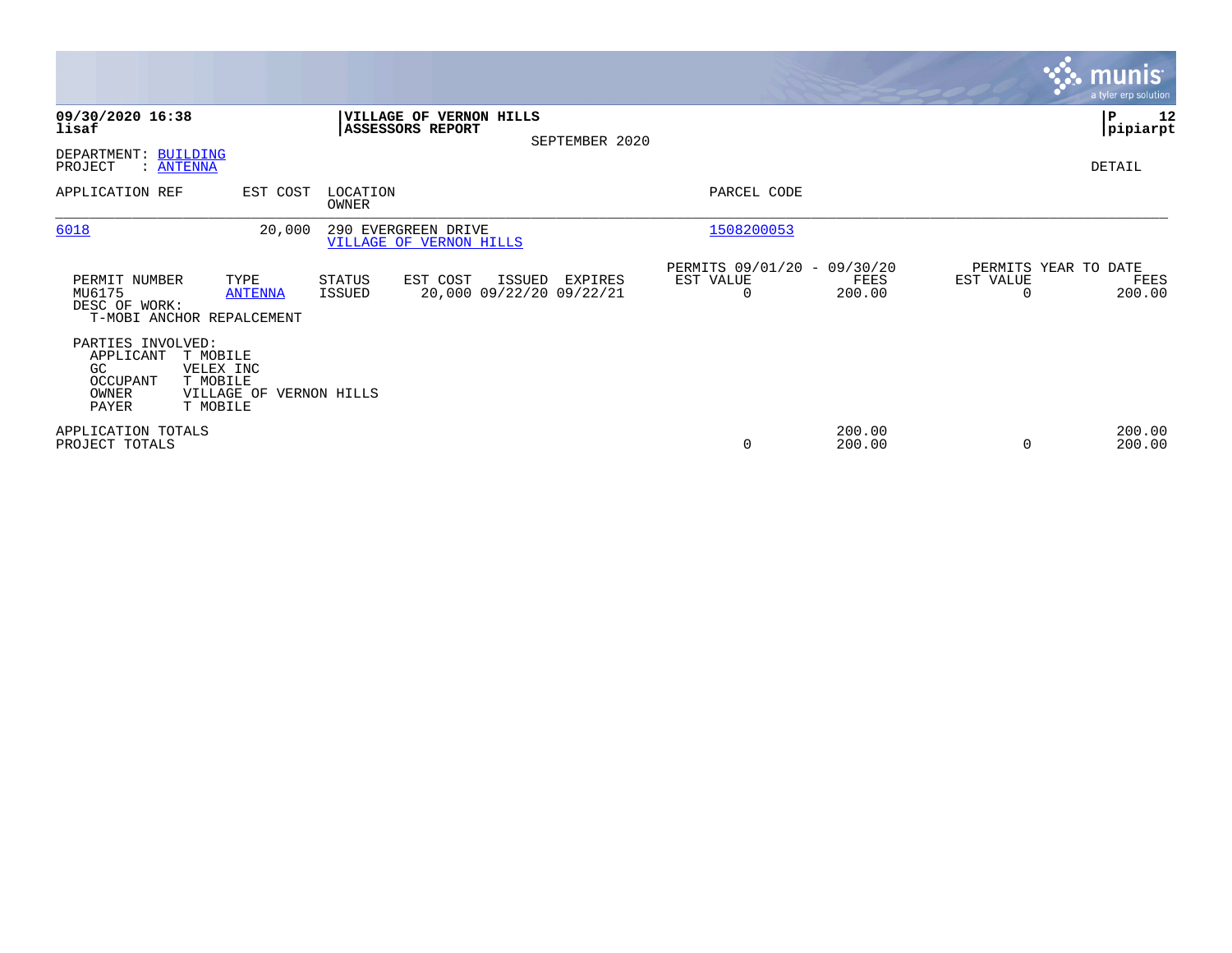**09/30/2020 16:38**
**lisaf**

**VILLAGE OF VERNON HILLS**
**ASSESSORS REPORT**

SEPTEMBER 2020

**P 12**
**pipiarpt**

DEPARTMENT: BUILDING
PROJECT : ANTENNA

DETAIL

| APPLICATION REF | EST COST | LOCATION / OWNER | PARCEL CODE |
|---|---|---|---|
| 6018 | 20,000 | 290 EVERGREEN DRIVE / VILLAGE OF VERNON HILLS | 1508200053 |

| PERMIT NUMBER | TYPE | STATUS | EST COST | ISSUED | EXPIRES | PERMITS 09/01/20 - 09/30/20 EST VALUE | FEES | PERMITS YEAR TO DATE EST VALUE | FEES |
|---|---|---|---|---|---|---|---|---|---|
| MU6175 | ANTENNA | ISSUED | 20,000 | 09/22/20 | 09/22/21 | 0 | 200.00 | 0 | 200.00 |

DESC OF WORK:
T-MOBI ANCHOR REPALCEMENT

PARTIES INVOLVED:

| Role | Name |
|---|---|
| APPLICANT | T MOBILE |
| GC | VELEX INC |
| OCCUPANT | T MOBILE |
| OWNER | VILLAGE OF VERNON HILLS |
| PAYER | T MOBILE |

| | EST VALUE | FEES | YTD EST VALUE | YTD FEES |
|---|---|---|---|---|
| APPLICATION TOTALS | | 200.00 | | 200.00 |
| PROJECT TOTALS | 0 | 200.00 | 0 | 200.00 |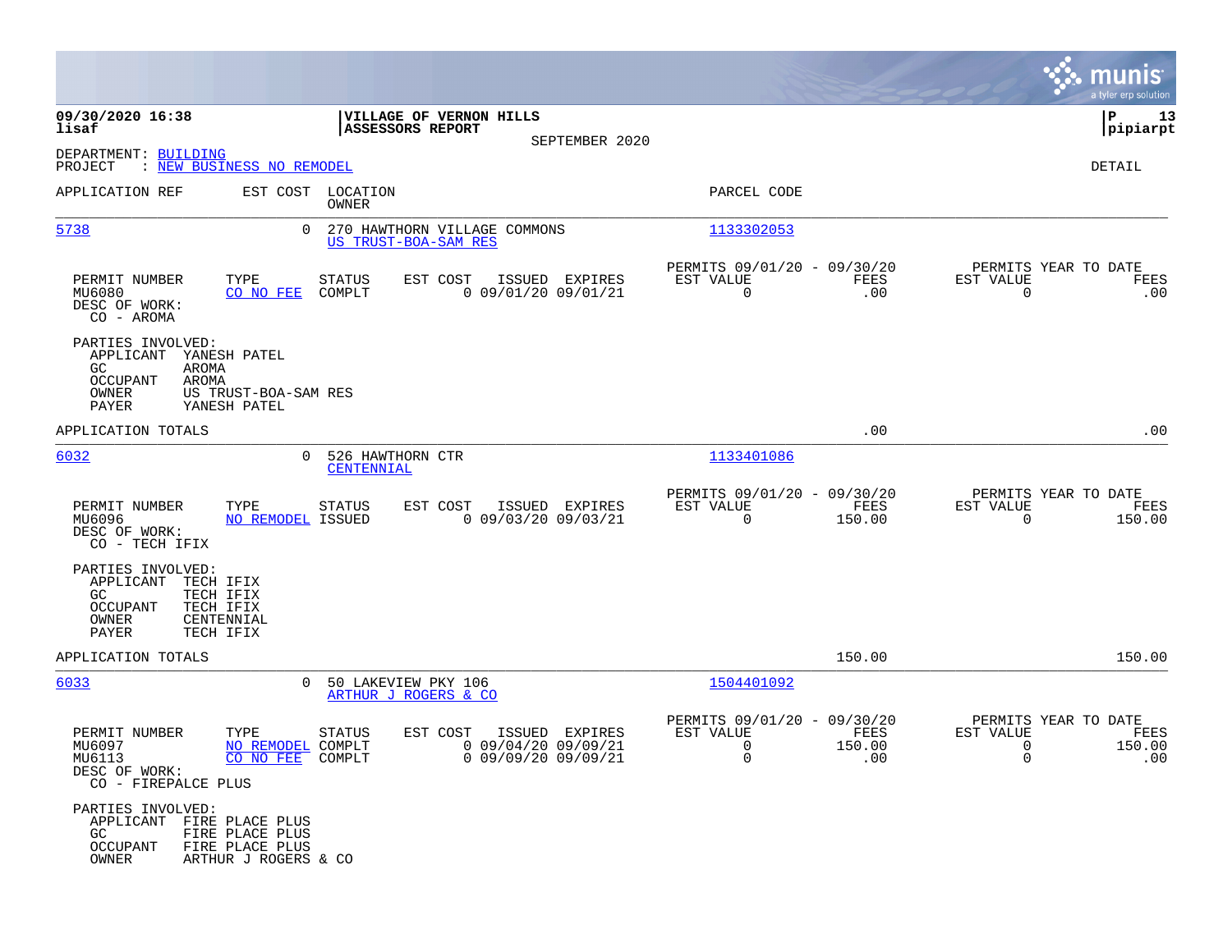**09/30/2020 16:38**
**lisaf**

**VILLAGE OF VERNON HILLS**
**ASSESSORS REPORT**

SEPTEMBER 2020

**P 13**
**pipiarpt**

DEPARTMENT: BUILDING
PROJECT : NEW BUSINESS NO REMODEL

DETAIL

| APPLICATION REF | EST COST | LOCATION / OWNER | PARCEL CODE |
|---|---|---|---|
| 5738 | 0 | 270 HAWTHORN VILLAGE COMMONS / US TRUST-BOA-SAM RES | 1133302053 |

| PERMIT NUMBER | TYPE | STATUS | EST COST | ISSUED | EXPIRES | PERMITS 09/01/20 - 09/30/20 EST VALUE | FEES | PERMITS YEAR TO DATE EST VALUE | FEES |
|---|---|---|---|---|---|---|---|---|---|
| MU6080 | CO NO FEE | COMPLT | 0 | 09/01/20 | 09/01/21 | 0 | .00 | 0 | .00 |

DESC OF WORK:
CO - AROMA

PARTIES INVOLVED:
APPLICANT YANESH PATEL
GC AROMA
OCCUPANT AROMA
OWNER US TRUST-BOA-SAM RES
PAYER YANESH PATEL

APPLICATION TOTALS .00 .00

| APPLICATION REF | EST COST | LOCATION / OWNER | PARCEL CODE |
|---|---|---|---|
| 6032 | 0 | 526 HAWTHORN CTR / CENTENNIAL | 1133401086 |

| PERMIT NUMBER | TYPE | STATUS | EST COST | ISSUED | EXPIRES | PERMITS 09/01/20 - 09/30/20 EST VALUE | FEES | PERMITS YEAR TO DATE EST VALUE | FEES |
|---|---|---|---|---|---|---|---|---|---|
| MU6096 | NO REMODEL | ISSUED | 0 | 09/03/20 | 09/03/21 | 0 | 150.00 | 0 | 150.00 |

DESC OF WORK:
CO - TECH IFIX

PARTIES INVOLVED:
APPLICANT TECH IFIX
GC TECH IFIX
OCCUPANT TECH IFIX
OWNER CENTENNIAL
PAYER TECH IFIX

APPLICATION TOTALS 150.00 150.00

| APPLICATION REF | EST COST | LOCATION / OWNER | PARCEL CODE |
|---|---|---|---|
| 6033 | 0 | 50 LAKEVIEW PKY 106 / ARTHUR J ROGERS & CO | 1504401092 |

| PERMIT NUMBER | TYPE | STATUS | EST COST | ISSUED | EXPIRES | PERMITS 09/01/20 - 09/30/20 EST VALUE | FEES | PERMITS YEAR TO DATE EST VALUE | FEES |
|---|---|---|---|---|---|---|---|---|---|
| MU6097 | NO REMODEL | COMPLT | 0 | 09/04/20 | 09/09/21 | 0 | 150.00 | 0 | 150.00 |
| MU6113 | CO NO FEE | COMPLT | 0 | 09/09/20 | 09/09/21 | 0 | .00 | 0 | .00 |

DESC OF WORK:
CO - FIREPALCE PLUS

PARTIES INVOLVED:
APPLICANT FIRE PLACE PLUS
GC FIRE PLACE PLUS
OCCUPANT FIRE PLACE PLUS
OWNER ARTHUR J ROGERS & CO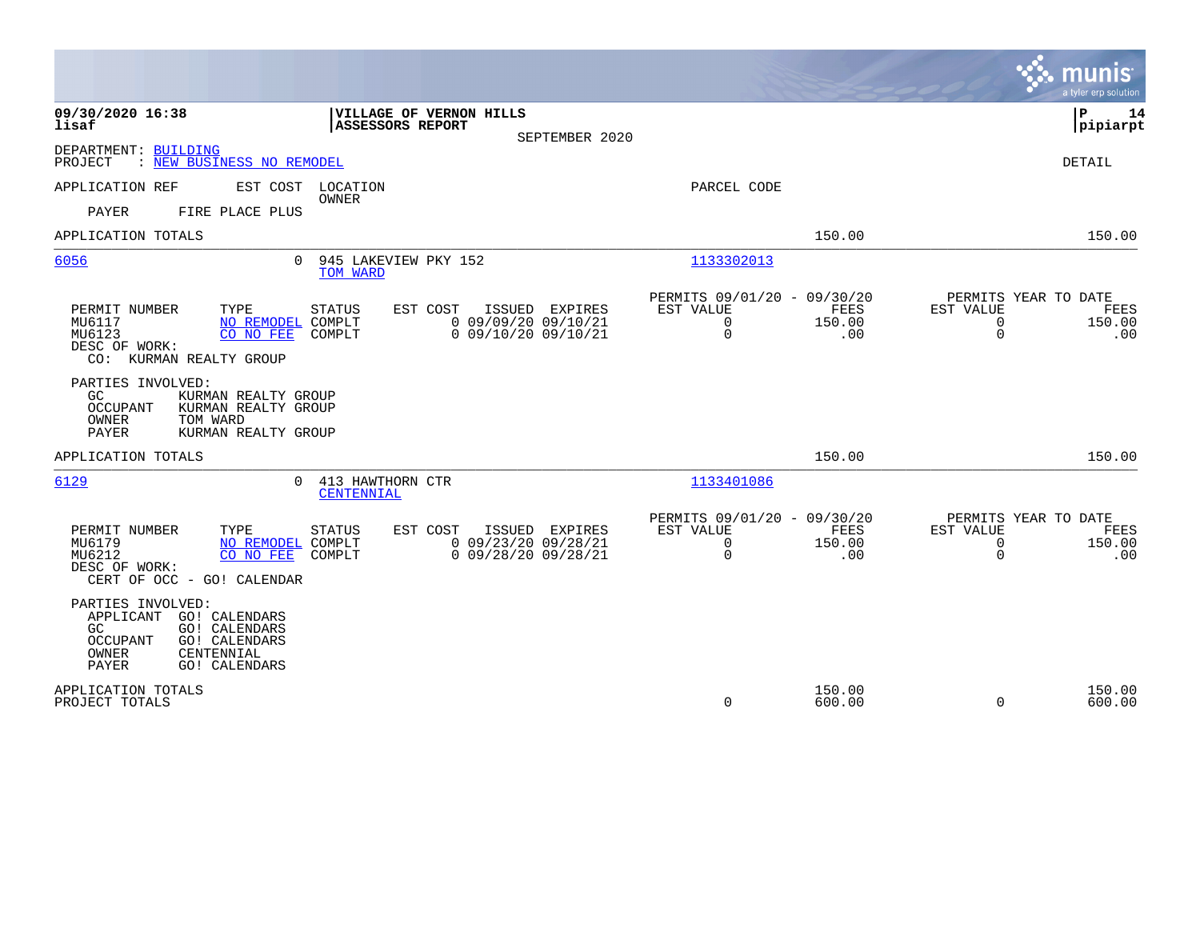**09/30/2020 16:38** | **VILLAGE OF VERNON HILLS** | **P 14**
**lisaf** | **ASSESSORS REPORT** | **pipiarpt**

SEPTEMBER 2020

DEPARTMENT: BUILDING
PROJECT : NEW BUSINESS NO REMODEL

DETAIL

APPLICATION REF | EST COST | LOCATION / OWNER | PARCEL CODE

PAYER FIRE PLACE PLUS

APPLICATION TOTALS 150.00 150.00

---

**6056** 0 945 LAKEVIEW PKY 152 — TOM WARD — 1133302013

| PERMIT NUMBER | TYPE | STATUS | EST COST | ISSUED | EXPIRES | PERMITS 09/01/20 - 09/30/20 EST VALUE | FEES | PERMITS YEAR TO DATE EST VALUE | FEES |
|---|---|---|---|---|---|---|---|---|---|
| MU6117 | NO REMODEL | COMPLT | 0 | 09/09/20 | 09/10/21 | 0 | 150.00 | 0 | 150.00 |
| MU6123 | CO NO FEE | COMPLT | 0 | 09/10/20 | 09/10/21 | 0 | .00 | 0 | .00 |

DESC OF WORK:
CO: KURMAN REALTY GROUP

PARTIES INVOLVED:
- GC KURMAN REALTY GROUP
- OCCUPANT KURMAN REALTY GROUP
- OWNER TOM WARD
- PAYER KURMAN REALTY GROUP

APPLICATION TOTALS 150.00 150.00

---

**6129** 0 413 HAWTHORN CTR — CENTENNIAL — 1133401086

| PERMIT NUMBER | TYPE | STATUS | EST COST | ISSUED | EXPIRES | PERMITS 09/01/20 - 09/30/20 EST VALUE | FEES | PERMITS YEAR TO DATE EST VALUE | FEES |
|---|---|---|---|---|---|---|---|---|---|
| MU6179 | NO REMODEL | COMPLT | 0 | 09/23/20 | 09/28/21 | 0 | 150.00 | 0 | 150.00 |
| MU6212 | CO NO FEE | COMPLT | 0 | 09/28/20 | 09/28/21 | 0 | .00 | 0 | .00 |

DESC OF WORK:
CERT OF OCC - GO! CALENDAR

PARTIES INVOLVED:
- APPLICANT GO! CALENDARS
- GC GO! CALENDARS
- OCCUPANT GO! CALENDARS
- OWNER CENTENNIAL
- PAYER GO! CALENDARS

| | EST VALUE | FEES | YTD EST VALUE | YTD FEES |
|---|---|---|---|---|
| APPLICATION TOTALS | | 150.00 | | 150.00 |
| PROJECT TOTALS | 0 | 600.00 | 0 | 600.00 |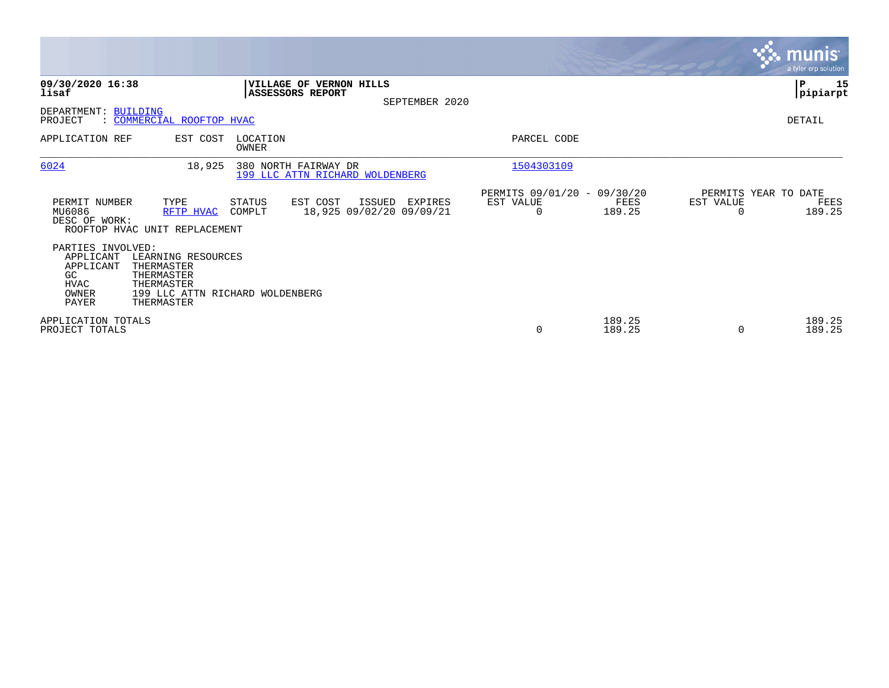**09/30/2020 16:38**
**lisaf**

**VILLAGE OF VERNON HILLS**
**ASSESSORS REPORT**

SEPTEMBER 2020

**P 15**
**pipiarpt**

DEPARTMENT: BUILDING
PROJECT : COMMERCIAL ROOFTOP HVAC

DETAIL

| APPLICATION REF | EST COST | LOCATION / OWNER | PARCEL CODE |
|---|---|---|---|
| 6024 | 18,925 | 380 NORTH FAIRWAY DR / 199 LLC ATTN RICHARD WOLDENBERG | 1504303109 |

| PERMIT NUMBER | TYPE | STATUS | EST COST | ISSUED | EXPIRES | PERMITS 09/01/20 - 09/30/20 EST VALUE | FEES | PERMITS YEAR TO DATE EST VALUE | FEES |
|---|---|---|---|---|---|---|---|---|---|
| MU6086 | RFTP HVAC | COMPLT | 18,925 | 09/02/20 | 09/09/21 | 0 | 189.25 | 0 | 189.25 |

DESC OF WORK:
ROOFTOP HVAC UNIT REPLACEMENT

PARTIES INVOLVED:

| Role | Name |
|---|---|
| APPLICANT | LEARNING RESOURCES |
| APPLICANT | THERMASTER |
| GC | THERMASTER |
| HVAC | THERMASTER |
| OWNER | 199 LLC ATTN RICHARD WOLDENBERG |
| PAYER | THERMASTER |

| | EST VALUE | FEES | YTD EST VALUE | YTD FEES |
|---|---|---|---|---|
| APPLICATION TOTALS | | 189.25 | | 189.25 |
| PROJECT TOTALS | 0 | 189.25 | 0 | 189.25 |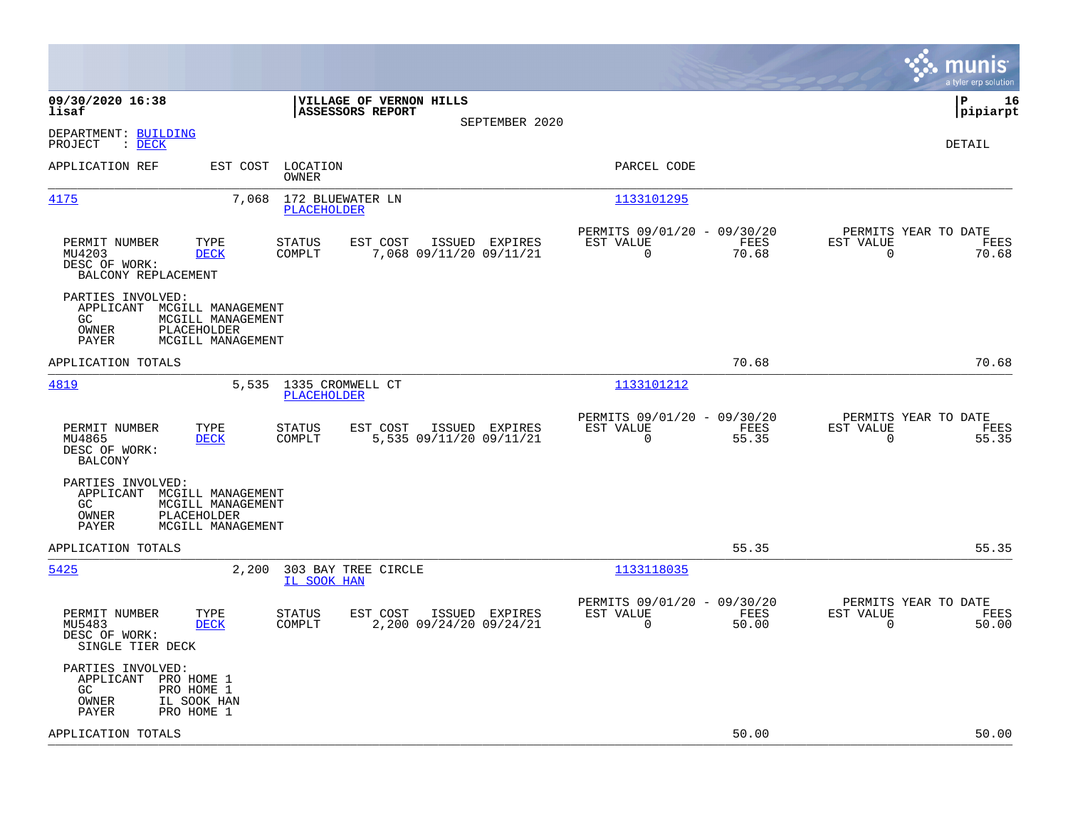09/30/2020 16:38 | VILLAGE OF VERNON HILLS | P 16
lisaf | ASSESSORS REPORT | pipiarpt

SEPTEMBER 2020

DEPARTMENT: BUILDING
PROJECT : DECK

DETAIL

| APPLICATION REF | EST COST | LOCATION / OWNER | PARCEL CODE |
|---|---|---|---|
| 4175 | 7,068 | 172 BLUEWATER LN / PLACEHOLDER | 1133101295 |

| PERMIT NUMBER | TYPE | STATUS | EST COST | ISSUED | EXPIRES | PERMITS 09/01/20 - 09/30/20 EST VALUE | FEES | PERMITS YEAR TO DATE EST VALUE | FEES |
|---|---|---|---|---|---|---|---|---|---|
| MU4203 | DECK | COMPLT | 7,068 | 09/11/20 | 09/11/21 | 0 | 70.68 | 0 | 70.68 |

DESC OF WORK:
BALCONY REPLACEMENT

PARTIES INVOLVED:
- APPLICANT MCGILL MANAGEMENT
- GC MCGILL MANAGEMENT
- OWNER PLACEHOLDER
- PAYER MCGILL MANAGEMENT

APPLICATION TOTALS: 70.68 | 70.68

| APPLICATION REF | EST COST | LOCATION / OWNER | PARCEL CODE |
|---|---|---|---|
| 4819 | 5,535 | 1335 CROMWELL CT / PLACEHOLDER | 1133101212 |

| PERMIT NUMBER | TYPE | STATUS | EST COST | ISSUED | EXPIRES | PERMITS 09/01/20 - 09/30/20 EST VALUE | FEES | PERMITS YEAR TO DATE EST VALUE | FEES |
|---|---|---|---|---|---|---|---|---|---|
| MU4865 | DECK | COMPLT | 5,535 | 09/11/20 | 09/11/21 | 0 | 55.35 | 0 | 55.35 |

DESC OF WORK:
BALCONY

PARTIES INVOLVED:
- APPLICANT MCGILL MANAGEMENT
- GC MCGILL MANAGEMENT
- OWNER PLACEHOLDER
- PAYER MCGILL MANAGEMENT

APPLICATION TOTALS: 55.35 | 55.35

| APPLICATION REF | EST COST | LOCATION / OWNER | PARCEL CODE |
|---|---|---|---|
| 5425 | 2,200 | 303 BAY TREE CIRCLE / IL SOOK HAN | 1133118035 |

| PERMIT NUMBER | TYPE | STATUS | EST COST | ISSUED | EXPIRES | PERMITS 09/01/20 - 09/30/20 EST VALUE | FEES | PERMITS YEAR TO DATE EST VALUE | FEES |
|---|---|---|---|---|---|---|---|---|---|
| MU5483 | DECK | COMPLT | 2,200 | 09/24/20 | 09/24/21 | 0 | 50.00 | 0 | 50.00 |

DESC OF WORK:
SINGLE TIER DECK

PARTIES INVOLVED:
- APPLICANT PRO HOME 1
- GC PRO HOME 1
- OWNER IL SOOK HAN
- PAYER PRO HOME 1

APPLICATION TOTALS: 50.00 | 50.00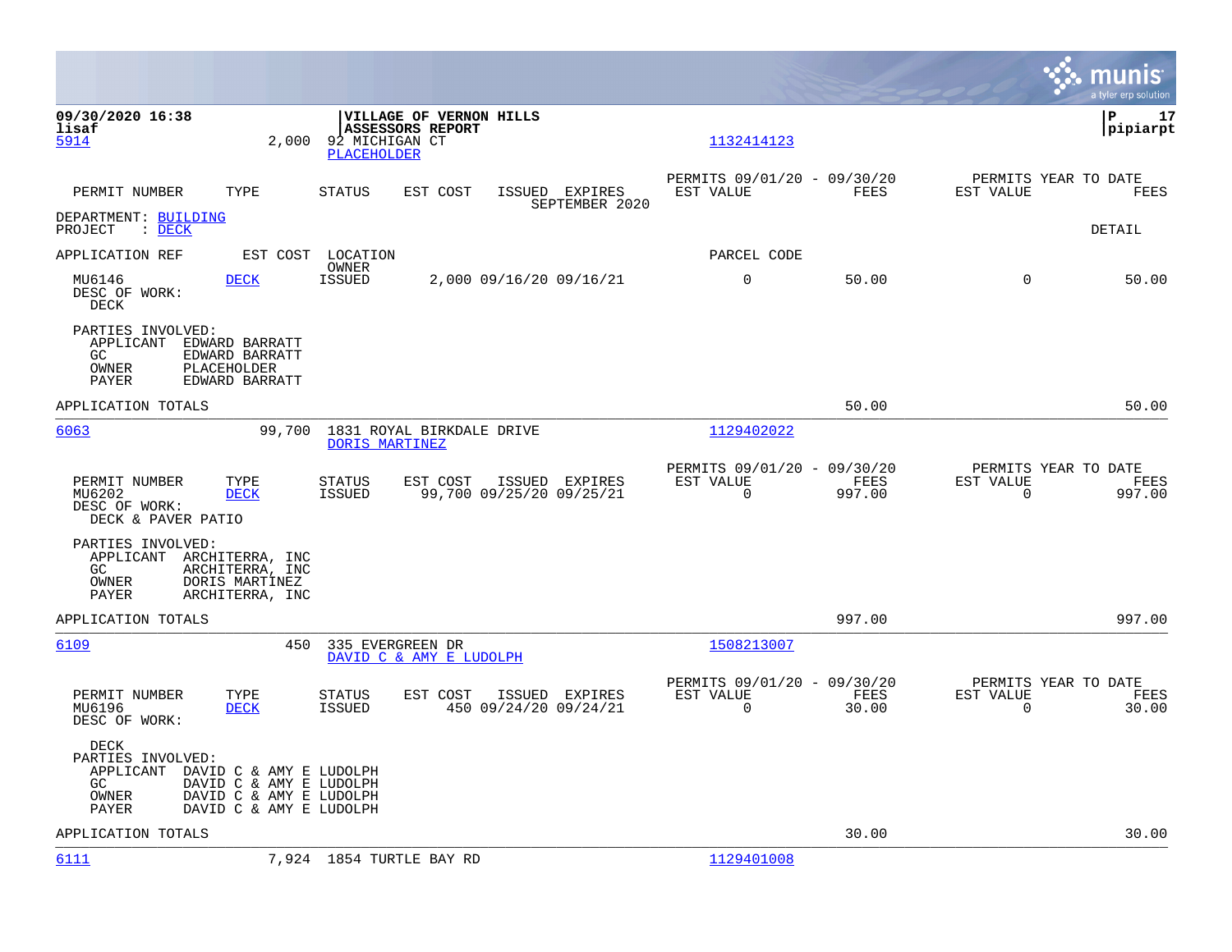09/30/2020 16:38 | VILLAGE OF VERNON HILLS | P 17
lisaf | ASSESSORS REPORT | pipiarpt

5914 2,000 92 MICHIGAN CT 1132414123
PLACEHOLDER

| PERMIT NUMBER | TYPE | STATUS | EST COST | ISSUED | EXPIRES | PERMITS 09/01/20 - 09/30/20 EST VALUE | FEES | PERMITS YEAR TO DATE EST VALUE | FEES |
|---|---|---|---|---|---|---|---|---|---|

SEPTEMBER 2020

DEPARTMENT: BUILDING
PROJECT : DECK

DETAIL

| APPLICATION REF | EST COST | LOCATION OWNER | | | | PARCEL CODE | | | |
|---|---|---|---|---|---|---|---|---|---|
| MU6146 | DECK | ISSUED | 2,000 | 09/16/20 | 09/16/21 | 0 | 50.00 | 0 | 50.00 |

DESC OF WORK:
DECK

PARTIES INVOLVED:
APPLICANT EDWARD BARRATT
GC EDWARD BARRATT
OWNER PLACEHOLDER
PAYER EDWARD BARRATT

APPLICATION TOTALS 50.00 50.00

---

6063 99,700 1831 ROYAL BIRKDALE DRIVE 1129402022
DORIS MARTINEZ

| PERMIT NUMBER | TYPE | STATUS | EST COST | ISSUED | EXPIRES | PERMITS 09/01/20 - 09/30/20 EST VALUE | FEES | PERMITS YEAR TO DATE EST VALUE | FEES |
|---|---|---|---|---|---|---|---|---|---|
| MU6202 | DECK | ISSUED | 99,700 | 09/25/20 | 09/25/21 | 0 | 997.00 | 0 | 997.00 |

DESC OF WORK:
DECK & PAVER PATIO

PARTIES INVOLVED:
APPLICANT ARCHITERRA, INC
GC ARCHITERRA, INC
OWNER DORIS MARTINEZ
PAYER ARCHITERRA, INC

APPLICATION TOTALS 997.00 997.00

---

6109 450 335 EVERGREEN DR 1508213007
DAVID C & AMY E LUDOLPH

| PERMIT NUMBER | TYPE | STATUS | EST COST | ISSUED | EXPIRES | PERMITS 09/01/20 - 09/30/20 EST VALUE | FEES | PERMITS YEAR TO DATE EST VALUE | FEES |
|---|---|---|---|---|---|---|---|---|---|
| MU6196 | DECK | ISSUED | 450 | 09/24/20 | 09/24/21 | 0 | 30.00 | 0 | 30.00 |

DESC OF WORK:

DECK

PARTIES INVOLVED:
APPLICANT DAVID C & AMY E LUDOLPH
GC DAVID C & AMY E LUDOLPH
OWNER DAVID C & AMY E LUDOLPH
PAYER DAVID C & AMY E LUDOLPH

APPLICATION TOTALS 30.00 30.00

---

6111 7,924 1854 TURTLE BAY RD 1129401008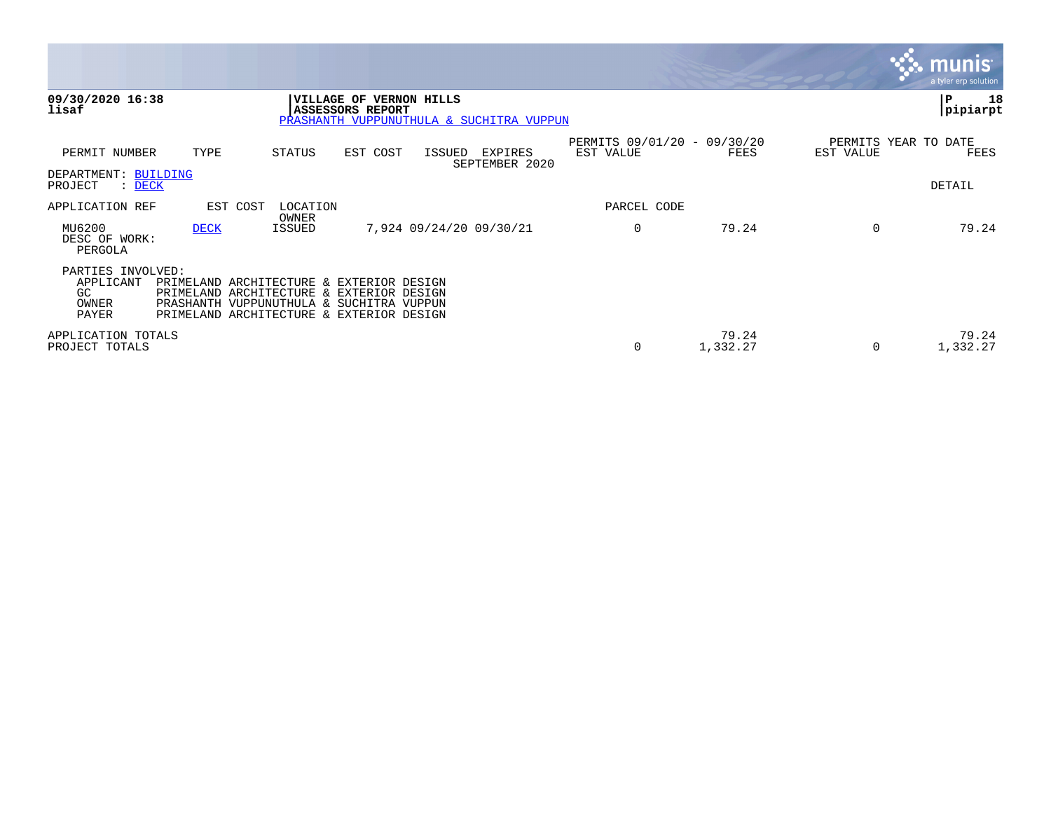**09/30/2020 16:38**
**lisaf**

**VILLAGE OF VERNON HILLS**
**ASSESSORS REPORT**
PRASHANTH VUPPUNUTHULA & SUCHITRA VUPPUN

**P 18**
**pipiarpt**

| PERMIT NUMBER | TYPE | STATUS | EST COST | ISSUED | EXPIRES | PERMITS 09/01/20 - 09/30/20 EST VALUE | FEES | PERMITS YEAR TO DATE EST VALUE | FEES |
|---|---|---|---|---|---|---|---|---|---|
| | | | | | SEPTEMBER 2020 | | | | |

DEPARTMENT: BUILDING
PROJECT : DECK

DETAIL

| APPLICATION REF | EST COST | LOCATION / OWNER | | | PARCEL CODE | | | |
|---|---|---|---|---|---|---|---|---|
| MU6200 | DECK | ISSUED | 7,924 | 09/24/20 09/30/21 | 0 | 79.24 | 0 | 79.24 |

DESC OF WORK:
PERGOLA

PARTIES INVOLVED:

| | |
|---|---|
| APPLICANT | PRIMELAND ARCHITECTURE & EXTERIOR DESIGN |
| GC | PRIMELAND ARCHITECTURE & EXTERIOR DESIGN |
| OWNER | PRASHANTH VUPPUNUTHULA & SUCHITRA VUPPUN |
| PAYER | PRIMELAND ARCHITECTURE & EXTERIOR DESIGN |

| | EST VALUE | FEES | YTD EST VALUE | YTD FEES |
|---|---|---|---|---|
| APPLICATION TOTALS | | 79.24 | | 79.24 |
| PROJECT TOTALS | 0 | 1,332.27 | 0 | 1,332.27 |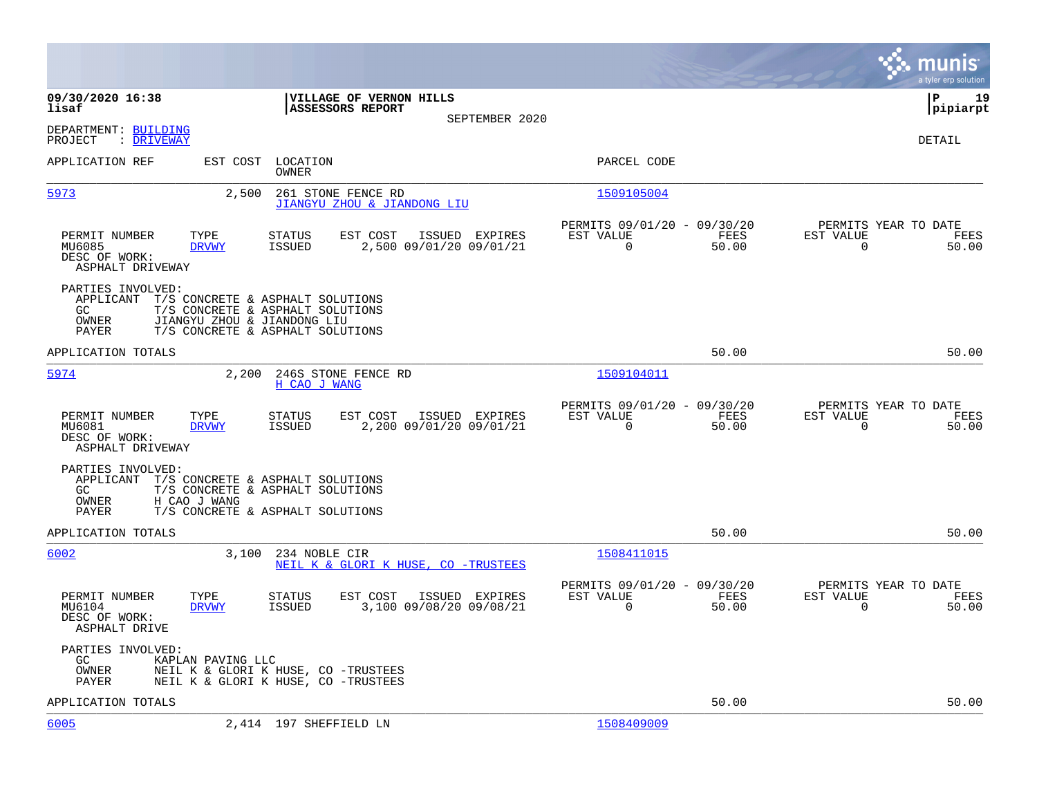**09/30/2020 16:38**
**lisaf**

**VILLAGE OF VERNON HILLS**
**ASSESSORS REPORT**
SEPTEMBER 2020

DEPARTMENT: BUILDING
PROJECT : DRIVEWAY

DETAIL

| APPLICATION REF | EST COST | LOCATION / OWNER | PARCEL CODE |
|---|---|---|---|
| 5973 | 2,500 | 261 STONE FENCE RD / JIANGYU ZHOU & JIANDONG LIU | 1509105004 |

| PERMIT NUMBER | TYPE | STATUS | EST COST | ISSUED | EXPIRES | PERMITS 09/01/20 - 09/30/20 EST VALUE | FEES | PERMITS YEAR TO DATE EST VALUE | FEES |
|---|---|---|---|---|---|---|---|---|---|
| MU6085 | DRVWY | ISSUED | 2,500 | 09/01/20 | 09/01/21 | 0 | 50.00 | 0 | 50.00 |

DESC OF WORK:
ASPHALT DRIVEWAY

PARTIES INVOLVED:
- APPLICANT T/S CONCRETE & ASPHALT SOLUTIONS
- GC T/S CONCRETE & ASPHALT SOLUTIONS
- OWNER JIANGYU ZHOU & JIANDONG LIU
- PAYER T/S CONCRETE & ASPHALT SOLUTIONS

APPLICATION TOTALS: 50.00 | 50.00

| APPLICATION REF | EST COST | LOCATION / OWNER | PARCEL CODE |
|---|---|---|---|
| 5974 | 2,200 | 246S STONE FENCE RD / H CAO J WANG | 1509104011 |

| PERMIT NUMBER | TYPE | STATUS | EST COST | ISSUED | EXPIRES | PERMITS 09/01/20 - 09/30/20 EST VALUE | FEES | PERMITS YEAR TO DATE EST VALUE | FEES |
|---|---|---|---|---|---|---|---|---|---|
| MU6081 | DRVWY | ISSUED | 2,200 | 09/01/20 | 09/01/21 | 0 | 50.00 | 0 | 50.00 |

DESC OF WORK:
ASPHALT DRIVEWAY

PARTIES INVOLVED:
- APPLICANT T/S CONCRETE & ASPHALT SOLUTIONS
- GC T/S CONCRETE & ASPHALT SOLUTIONS
- OWNER H CAO J WANG
- PAYER T/S CONCRETE & ASPHALT SOLUTIONS

APPLICATION TOTALS: 50.00 | 50.00

| APPLICATION REF | EST COST | LOCATION / OWNER | PARCEL CODE |
|---|---|---|---|
| 6002 | 3,100 | 234 NOBLE CIR / NEIL K & GLORI K HUSE, CO -TRUSTEES | 1508411015 |

| PERMIT NUMBER | TYPE | STATUS | EST COST | ISSUED | EXPIRES | PERMITS 09/01/20 - 09/30/20 EST VALUE | FEES | PERMITS YEAR TO DATE EST VALUE | FEES |
|---|---|---|---|---|---|---|---|---|---|
| MU6104 | DRVWY | ISSUED | 3,100 | 09/08/20 | 09/08/21 | 0 | 50.00 | 0 | 50.00 |

DESC OF WORK:
ASPHALT DRIVE

PARTIES INVOLVED:
- GC KAPLAN PAVING LLC
- OWNER NEIL K & GLORI K HUSE, CO -TRUSTEES
- PAYER NEIL K & GLORI K HUSE, CO -TRUSTEES

APPLICATION TOTALS: 50.00 | 50.00

| APPLICATION REF | EST COST | LOCATION / OWNER | PARCEL CODE |
|---|---|---|---|
| 6005 | 2,414 | 197 SHEFFIELD LN | 1508409009 |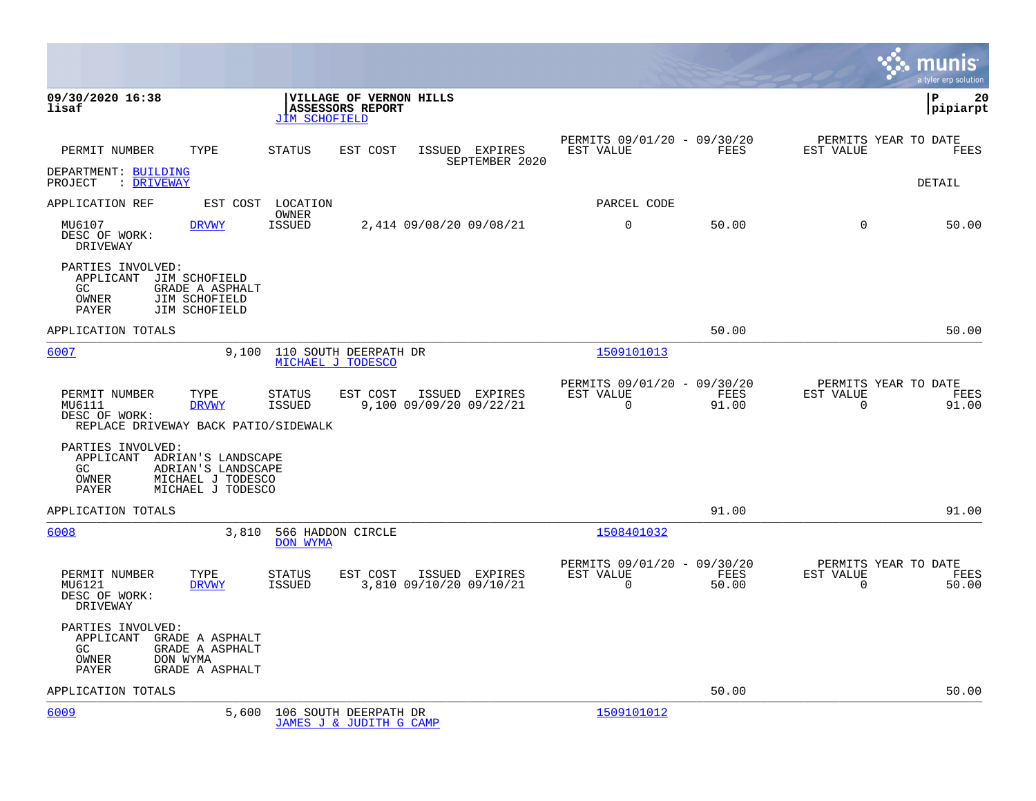**09/30/2020 16:38**
**lisaf**

**VILLAGE OF VERNON HILLS**
**ASSESSORS REPORT**
JIM SCHOFIELD

**P 20**
**pipiarpt**

| PERMIT NUMBER | TYPE | STATUS | EST COST | ISSUED | EXPIRES | PERMITS 09/01/20 - 09/30/20 EST VALUE | FEES | PERMITS YEAR TO DATE EST VALUE | FEES |
|---|---|---|---|---|---|---|---|---|---|
| | | | | SEPTEMBER 2020 | | | | | |

DEPARTMENT: BUILDING
PROJECT : DRIVEWAY

DETAIL

| APPLICATION REF | EST COST | LOCATION / OWNER | | | | PARCEL CODE | | | |
|---|---|---|---|---|---|---|---|---|---|
| MU6107 | DRVWY | ISSUED | 2,414 | 09/08/20 | 09/08/21 | 0 | 50.00 | 0 | 50.00 |

DESC OF WORK:
DRIVEWAY

PARTIES INVOLVED:
APPLICANT JIM SCHOFIELD
GC GRADE A ASPHALT
OWNER JIM SCHOFIELD
PAYER JIM SCHOFIELD

APPLICATION TOTALS — 50.00 — 50.00

---

**6007** — 9,100 — 110 SOUTH DEERPATH DR — MICHAEL J TODESCO — 1509101013

| PERMIT NUMBER | TYPE | STATUS | EST COST | ISSUED | EXPIRES | PERMITS 09/01/20 - 09/30/20 EST VALUE | FEES | PERMITS YEAR TO DATE EST VALUE | FEES |
|---|---|---|---|---|---|---|---|---|---|
| MU6111 | DRVWY | ISSUED | 9,100 | 09/09/20 | 09/22/21 | 0 | 91.00 | 0 | 91.00 |

DESC OF WORK:
REPLACE DRIVEWAY BACK PATIO/SIDEWALK

PARTIES INVOLVED:
APPLICANT ADRIAN'S LANDSCAPE
GC ADRIAN'S LANDSCAPE
OWNER MICHAEL J TODESCO
PAYER MICHAEL J TODESCO

APPLICATION TOTALS — 91.00 — 91.00

---

**6008** — 3,810 — 566 HADDON CIRCLE — DON WYMA — 1508401032

| PERMIT NUMBER | TYPE | STATUS | EST COST | ISSUED | EXPIRES | PERMITS 09/01/20 - 09/30/20 EST VALUE | FEES | PERMITS YEAR TO DATE EST VALUE | FEES |
|---|---|---|---|---|---|---|---|---|---|
| MU6121 | DRVWY | ISSUED | 3,810 | 09/10/20 | 09/10/21 | 0 | 50.00 | 0 | 50.00 |

DESC OF WORK:
DRIVEWAY

PARTIES INVOLVED:
APPLICANT GRADE A ASPHALT
GC GRADE A ASPHALT
OWNER DON WYMA
PAYER GRADE A ASPHALT

APPLICATION TOTALS — 50.00 — 50.00

---

**6009** — 5,600 — 106 SOUTH DEERPATH DR — JAMES J & JUDITH G CAMP — 1509101012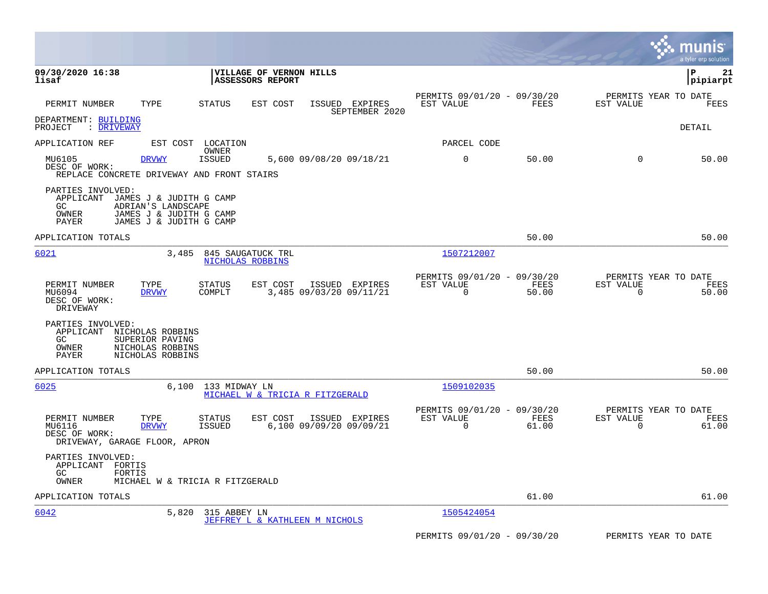**09/30/2020 16:38**
**lisaf**

**VILLAGE OF VERNON HILLS**
**ASSESSORS REPORT**

**P 21**
**pipiarpt**

| PERMIT NUMBER | TYPE | STATUS | EST COST | ISSUED EXPIRES | PERMITS 09/01/20 - 09/30/20 EST VALUE | FEES | PERMITS YEAR TO DATE EST VALUE | FEES |
|---|---|---|---|---|---|---|---|---|
| | | | | SEPTEMBER 2020 | | | | |

DEPARTMENT: BUILDING
PROJECT : DRIVEWAY

DETAIL

APPLICATION REF    EST COST    LOCATION / OWNER    PARCEL CODE

| PERMIT NUMBER | TYPE | STATUS | EST COST | ISSUED | EXPIRES | EST VALUE | FEES | EST VALUE | FEES |
|---|---|---|---|---|---|---|---|---|---|
| MU6105 | DRVWY | ISSUED | 5,600 | 09/08/20 | 09/18/21 | 0 | 50.00 | 0 | 50.00 |

DESC OF WORK:
REPLACE CONCRETE DRIVEWAY AND FRONT STAIRS

PARTIES INVOLVED:
APPLICANT JAMES J & JUDITH G CAMP
GC ADRIAN'S LANDSCAPE
OWNER JAMES J & JUDITH G CAMP
PAYER JAMES J & JUDITH G CAMP

APPLICATION TOTALS 50.00 50.00

---

6021    3,485    845 SAUGATUCK TRL    1507212007
NICHOLAS ROBBINS

| PERMIT NUMBER | TYPE | STATUS | EST COST | ISSUED | EXPIRES | PERMITS 09/01/20 - 09/30/20 EST VALUE | FEES | PERMITS YEAR TO DATE EST VALUE | FEES |
|---|---|---|---|---|---|---|---|---|---|
| MU6094 | DRVWY | COMPLT | 3,485 | 09/03/20 | 09/11/21 | 0 | 50.00 | 0 | 50.00 |

DESC OF WORK:
DRIVEWAY

PARTIES INVOLVED:
APPLICANT NICHOLAS ROBBINS
GC SUPERIOR PAVING
OWNER NICHOLAS ROBBINS
PAYER NICHOLAS ROBBINS

APPLICATION TOTALS 50.00 50.00

---

6025    6,100    133 MIDWAY LN    1509102035
MICHAEL W & TRICIA R FITZGERALD

| PERMIT NUMBER | TYPE | STATUS | EST COST | ISSUED | EXPIRES | PERMITS 09/01/20 - 09/30/20 EST VALUE | FEES | PERMITS YEAR TO DATE EST VALUE | FEES |
|---|---|---|---|---|---|---|---|---|---|
| MU6116 | DRVWY | ISSUED | 6,100 | 09/09/20 | 09/09/21 | 0 | 61.00 | 0 | 61.00 |

DESC OF WORK:
DRIVEWAY, GARAGE FLOOR, APRON

PARTIES INVOLVED:
APPLICANT FORTIS
GC FORTIS
OWNER MICHAEL W & TRICIA R FITZGERALD

APPLICATION TOTALS 61.00 61.00

---

6042    5,820    315 ABBEY LN    1505424054
JEFFREY L & KATHLEEN M NICHOLS

PERMITS 09/01/20 - 09/30/20    PERMITS YEAR TO DATE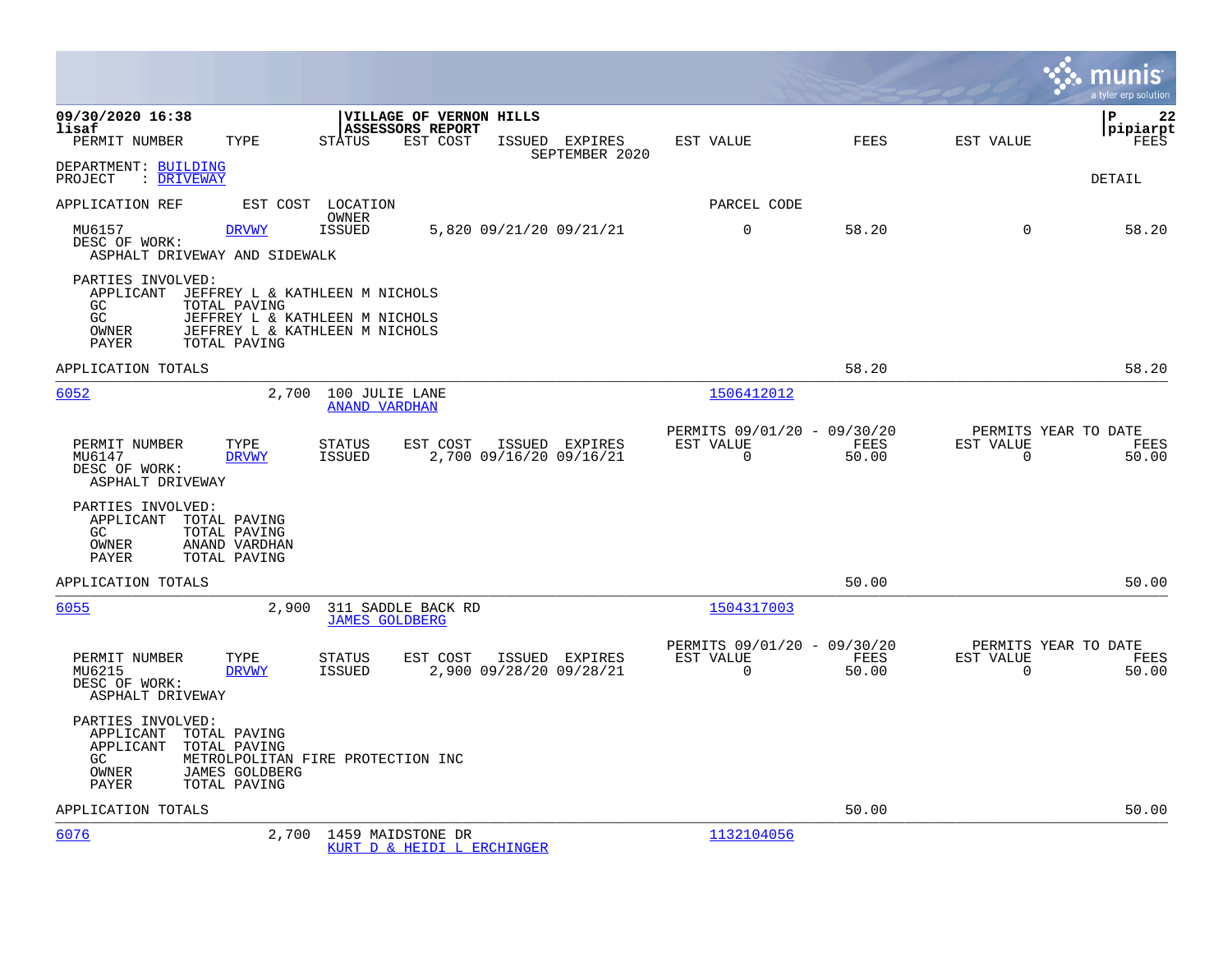**VILLAGE OF VERNON HILLS**
**ASSESSORS REPORT**

SEPTEMBER 2020

09/30/2020 16:38
lisaf

pipiarpt

DEPARTMENT: BUILDING
PROJECT : DRIVEWAY

DETAIL

| PERMIT NUMBER | TYPE | STATUS | EST COST | ISSUED | EXPIRES | EST VALUE | FEES | EST VALUE | FEES |
|---|---|---|---|---|---|---|---|---|---|
| MU6157 | DRVWY | ISSUED | 5,820 | 09/21/20 | 09/21/21 | 0 | 58.20 | 0 | 58.20 |

DESC OF WORK:
ASPHALT DRIVEWAY AND SIDEWALK

PARTIES INVOLVED:
- APPLICANT JEFFREY L & KATHLEEN M NICHOLS
- GC TOTAL PAVING
- GC JEFFREY L & KATHLEEN M NICHOLS
- OWNER JEFFREY L & KATHLEEN M NICHOLS
- PAYER TOTAL PAVING

APPLICATION TOTALS: 58.20 | 58.20

---

| APPLICATION REF | EST COST | LOCATION / OWNER | PARCEL CODE |
|---|---|---|---|
| 6052 | 2,700 | 100 JULIE LANE / ANAND VARDHAN | 1506412012 |

| PERMIT NUMBER | TYPE | STATUS | EST COST | ISSUED | EXPIRES | PERMITS 09/01/20 - 09/30/20 EST VALUE | FEES | PERMITS YEAR TO DATE EST VALUE | FEES |
|---|---|---|---|---|---|---|---|---|---|
| MU6147 | DRVWY | ISSUED | 2,700 | 09/16/20 | 09/16/21 | 0 | 50.00 | 0 | 50.00 |

DESC OF WORK:
ASPHALT DRIVEWAY

PARTIES INVOLVED:
- APPLICANT TOTAL PAVING
- GC TOTAL PAVING
- OWNER ANAND VARDHAN
- PAYER TOTAL PAVING

APPLICATION TOTALS: 50.00 | 50.00

---

| APPLICATION REF | EST COST | LOCATION / OWNER | PARCEL CODE |
|---|---|---|---|
| 6055 | 2,900 | 311 SADDLE BACK RD / JAMES GOLDBERG | 1504317003 |

| PERMIT NUMBER | TYPE | STATUS | EST COST | ISSUED | EXPIRES | PERMITS 09/01/20 - 09/30/20 EST VALUE | FEES | PERMITS YEAR TO DATE EST VALUE | FEES |
|---|---|---|---|---|---|---|---|---|---|
| MU6215 | DRVWY | ISSUED | 2,900 | 09/28/20 | 09/28/21 | 0 | 50.00 | 0 | 50.00 |

DESC OF WORK:
ASPHALT DRIVEWAY

PARTIES INVOLVED:
- APPLICANT TOTAL PAVING
- APPLICANT TOTAL PAVING
- GC METROLPOLITAN FIRE PROTECTION INC
- OWNER JAMES GOLDBERG
- PAYER TOTAL PAVING

APPLICATION TOTALS: 50.00 | 50.00

---

| APPLICATION REF | EST COST | LOCATION / OWNER | PARCEL CODE |
|---|---|---|---|
| 6076 | 2,700 | 1459 MAIDSTONE DR / KURT D & HEIDI L ERCHINGER | 1132104056 |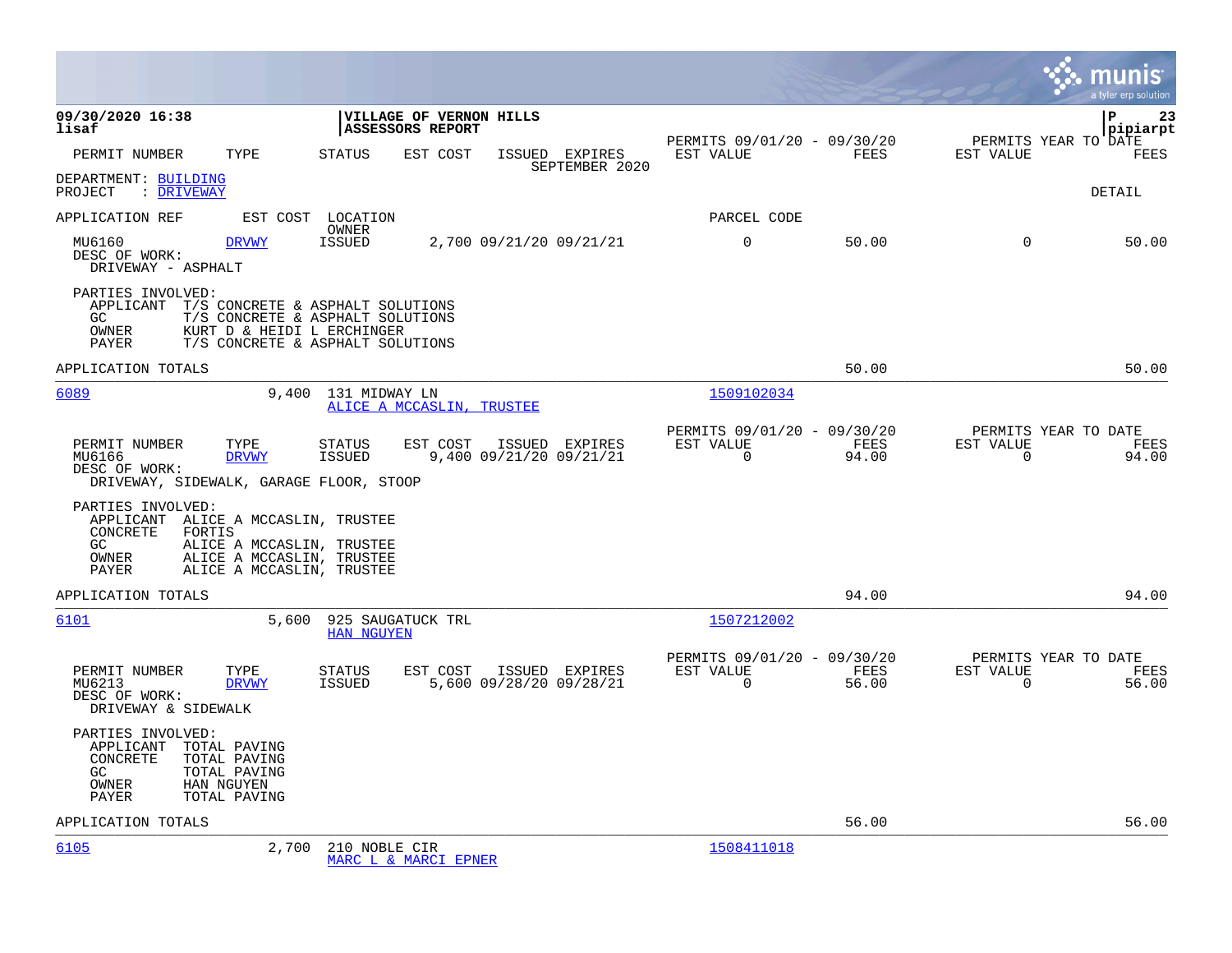09/30/2020 16:38 | VILLAGE OF VERNON HILLS | P 23
lisaf | ASSESSORS REPORT | pipiarpt

| PERMIT NUMBER | TYPE | STATUS | EST COST | ISSUED | EXPIRES | PERMITS 09/01/20 - 09/30/20 EST VALUE | FEES | PERMITS YEAR TO DATE EST VALUE | FEES |
|---|---|---|---|---|---|---|---|---|---|

SEPTEMBER 2020

DEPARTMENT: BUILDING
PROJECT : DRIVEWAY

DETAIL

APPLICATION REF | EST COST | LOCATION / OWNER | PARCEL CODE

| PERMIT NUMBER | TYPE | STATUS | EST COST | ISSUED | EXPIRES | EST VALUE | FEES | EST VALUE | FEES |
|---|---|---|---|---|---|---|---|---|---|
| MU6160 | DRVWY | ISSUED | 2,700 | 09/21/20 | 09/21/21 | 0 | 50.00 | 0 | 50.00 |

DESC OF WORK:
DRIVEWAY - ASPHALT

PARTIES INVOLVED:
- APPLICANT T/S CONCRETE & ASPHALT SOLUTIONS
- GC T/S CONCRETE & ASPHALT SOLUTIONS
- OWNER KURT D & HEIDI L ERCHINGER
- PAYER T/S CONCRETE & ASPHALT SOLUTIONS

APPLICATION TOTALS 50.00 50.00

---

6089 | 9,400 | 131 MIDWAY LN | 1509102034
ALICE A MCCASLIN, TRUSTEE

| PERMIT NUMBER | TYPE | STATUS | EST COST | ISSUED | EXPIRES | PERMITS 09/01/20 - 09/30/20 EST VALUE | FEES | PERMITS YEAR TO DATE EST VALUE | FEES |
|---|---|---|---|---|---|---|---|---|---|
| MU6166 | DRVWY | ISSUED | 9,400 | 09/21/20 | 09/21/21 | 0 | 94.00 | 0 | 94.00 |

DESC OF WORK:
DRIVEWAY, SIDEWALK, GARAGE FLOOR, STOOP

PARTIES INVOLVED:
- APPLICANT ALICE A MCCASLIN, TRUSTEE
- CONCRETE FORTIS
- GC ALICE A MCCASLIN, TRUSTEE
- OWNER ALICE A MCCASLIN, TRUSTEE
- PAYER ALICE A MCCASLIN, TRUSTEE

APPLICATION TOTALS 94.00 94.00

---

6101 | 5,600 | 925 SAUGATUCK TRL | 1507212002
HAN NGUYEN

| PERMIT NUMBER | TYPE | STATUS | EST COST | ISSUED | EXPIRES | PERMITS 09/01/20 - 09/30/20 EST VALUE | FEES | PERMITS YEAR TO DATE EST VALUE | FEES |
|---|---|---|---|---|---|---|---|---|---|
| MU6213 | DRVWY | ISSUED | 5,600 | 09/28/20 | 09/28/21 | 0 | 56.00 | 0 | 56.00 |

DESC OF WORK:
DRIVEWAY & SIDEWALK

PARTIES INVOLVED:
- APPLICANT TOTAL PAVING
- CONCRETE TOTAL PAVING
- GC TOTAL PAVING
- OWNER HAN NGUYEN
- PAYER TOTAL PAVING

APPLICATION TOTALS 56.00 56.00

---

6105 | 2,700 | 210 NOBLE CIR | 1508411018
MARC L & MARCI EPNER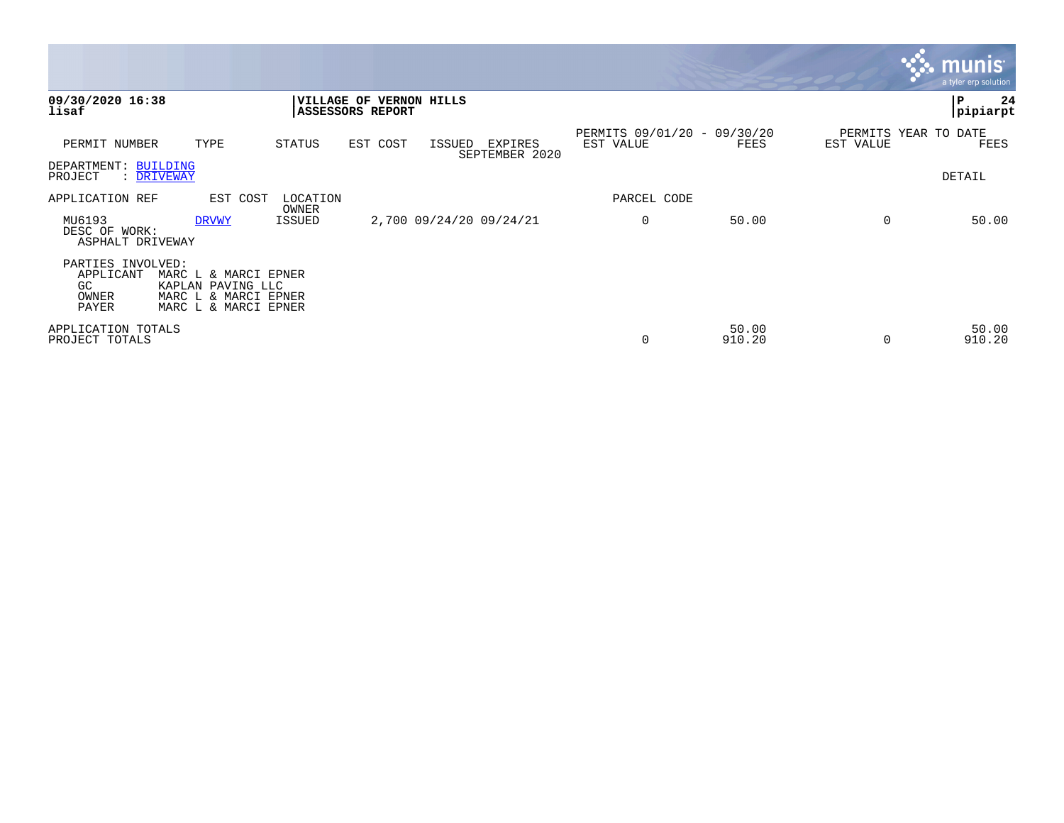**09/30/2020 16:38**
**lisaf**

**VILLAGE OF VERNON HILLS**
**ASSESSORS REPORT**

**P 24**
**pipiarpt**

| PERMIT NUMBER | TYPE | STATUS | EST COST | ISSUED | EXPIRES SEPTEMBER 2020 | PERMITS 09/01/20 - 09/30/20 EST VALUE | FEES | PERMITS YEAR TO DATE EST VALUE | FEES |
|---|---|---|---|---|---|---|---|---|---|

DEPARTMENT: BUILDING
PROJECT : DRIVEWAY

DETAIL

| APPLICATION REF | EST COST | LOCATION OWNER | | | | PARCEL CODE | | | |
|---|---|---|---|---|---|---|---|---|---|
| MU6193 | DRVWY | ISSUED | 2,700 | 09/24/20 | 09/24/21 | 0 | 50.00 | 0 | 50.00 |

DESC OF WORK:
ASPHALT DRIVEWAY

PARTIES INVOLVED:

| | |
|---|---|
| APPLICANT | MARC L & MARCI EPNER |
| GC | KAPLAN PAVING LLC |
| OWNER | MARC L & MARCI EPNER |
| PAYER | MARC L & MARCI EPNER |

| | EST VALUE | FEES | EST VALUE | FEES |
|---|---|---|---|---|
| APPLICATION TOTALS | | 50.00 | | 50.00 |
| PROJECT TOTALS | 0 | 910.20 | 0 | 910.20 |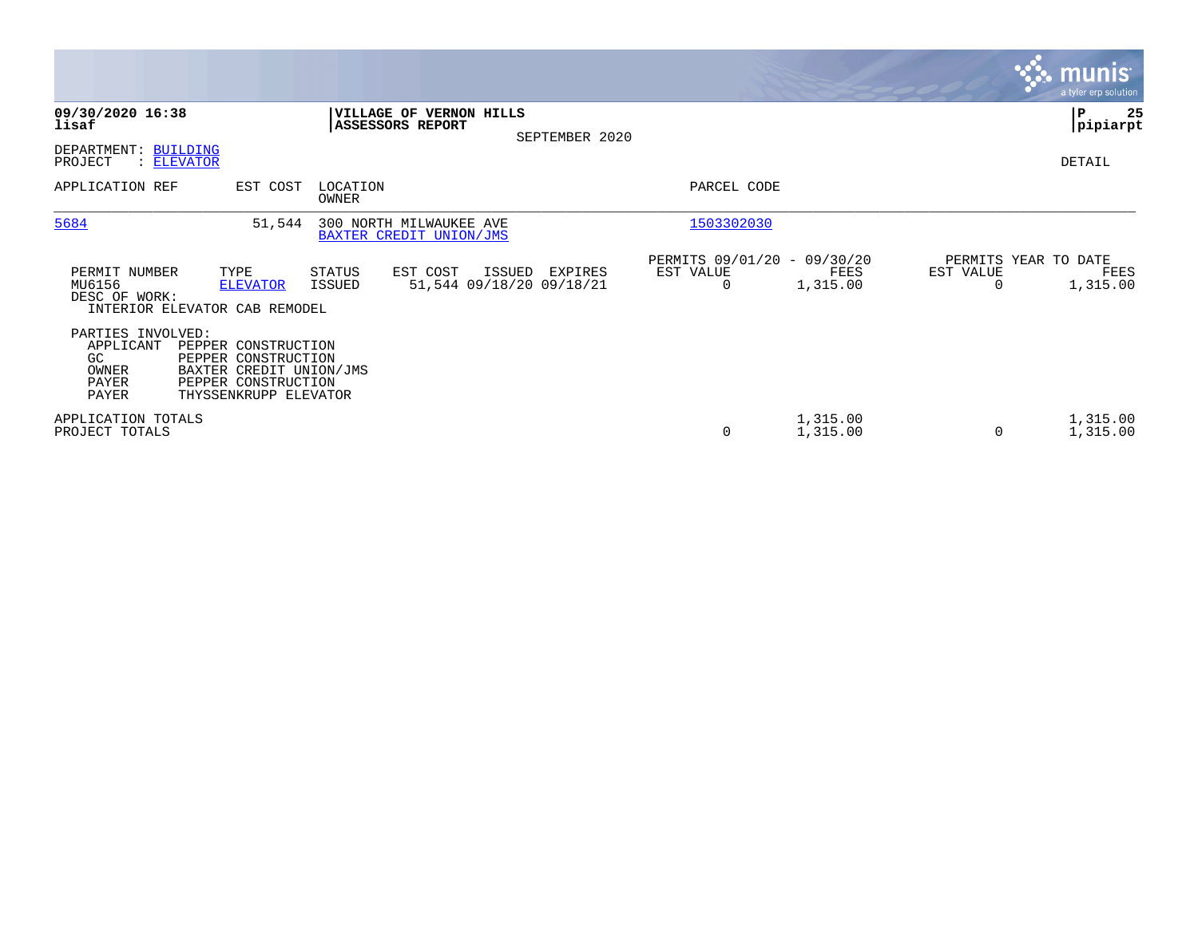**09/30/2020 16:38**
**lisaf**

**VILLAGE OF VERNON HILLS**
**ASSESSORS REPORT**

SEPTEMBER 2020

**P 25**
**pipiarpt**

DEPARTMENT: BUILDING
PROJECT : ELEVATOR

DETAIL

| APPLICATION REF | EST COST | LOCATION / OWNER | PARCEL CODE |
|---|---|---|---|
| 5684 | 51,544 | 300 NORTH MILWAUKEE AVE / BAXTER CREDIT UNION/JMS | 1503302030 |

| PERMIT NUMBER | TYPE | STATUS | EST COST | ISSUED | EXPIRES | PERMITS 09/01/20 - 09/30/20 EST VALUE | FEES | PERMITS YEAR TO DATE EST VALUE | FEES |
|---|---|---|---|---|---|---|---|---|---|
| MU6156 | ELEVATOR | ISSUED | 51,544 | 09/18/20 | 09/18/21 | 0 | 1,315.00 | 0 | 1,315.00 |

DESC OF WORK:
INTERIOR ELEVATOR CAB REMODEL

PARTIES INVOLVED:

| | |
|---|---|
| APPLICANT | PEPPER CONSTRUCTION |
| GC | PEPPER CONSTRUCTION |
| OWNER | BAXTER CREDIT UNION/JMS |
| PAYER | PEPPER CONSTRUCTION |
| PAYER | THYSSENKRUPP ELEVATOR |

| | EST VALUE | FEES | EST VALUE | FEES |
|---|---|---|---|---|
| APPLICATION TOTALS | | 1,315.00 | | 1,315.00 |
| PROJECT TOTALS | 0 | 1,315.00 | 0 | 1,315.00 |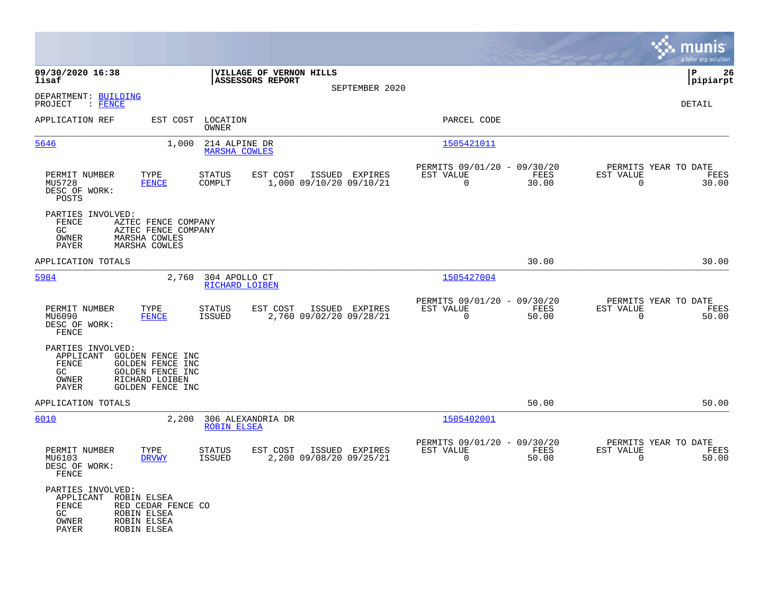**09/30/2020 16:38**
**lisaf**

**VILLAGE OF VERNON HILLS**
**ASSESSORS REPORT**
SEPTEMBER 2020

**P 26**
**pipiarpt**

DEPARTMENT: BUILDING
PROJECT : FENCE

DETAIL

| APPLICATION REF | EST COST | LOCATION / OWNER | PARCEL CODE |
|---|---|---|---|
| 5646 | 1,000 | 214 ALPINE DR / MARSHA COWLES | 1505421011 |

| PERMIT NUMBER | TYPE | STATUS | EST COST | ISSUED | EXPIRES | PERMITS 09/01/20 - 09/30/20 EST VALUE | FEES | PERMITS YEAR TO DATE EST VALUE | FEES |
|---|---|---|---|---|---|---|---|---|---|
| MU5728 | FENCE | COMPLT | 1,000 | 09/10/20 | 09/10/21 | 0 | 30.00 | 0 | 30.00 |

DESC OF WORK:
POSTS

PARTIES INVOLVED:

| | |
|---|---|
| FENCE | AZTEC FENCE COMPANY |
| GC | AZTEC FENCE COMPANY |
| OWNER | MARSHA COWLES |
| PAYER | MARSHA COWLES |

APPLICATION TOTALS: 30.00 | 30.00

| APPLICATION REF | EST COST | LOCATION / OWNER | PARCEL CODE |
|---|---|---|---|
| 5984 | 2,760 | 304 APOLLO CT / RICHARD LOIBEN | 1505427004 |

| PERMIT NUMBER | TYPE | STATUS | EST COST | ISSUED | EXPIRES | PERMITS 09/01/20 - 09/30/20 EST VALUE | FEES | PERMITS YEAR TO DATE EST VALUE | FEES |
|---|---|---|---|---|---|---|---|---|---|
| MU6090 | FENCE | ISSUED | 2,760 | 09/02/20 | 09/28/21 | 0 | 50.00 | 0 | 50.00 |

DESC OF WORK:
FENCE

PARTIES INVOLVED:

| | |
|---|---|
| APPLICANT | GOLDEN FENCE INC |
| FENCE | GOLDEN FENCE INC |
| GC | GOLDEN FENCE INC |
| OWNER | RICHARD LOIBEN |
| PAYER | GOLDEN FENCE INC |

APPLICATION TOTALS: 50.00 | 50.00

| APPLICATION REF | EST COST | LOCATION / OWNER | PARCEL CODE |
|---|---|---|---|
| 6010 | 2,200 | 306 ALEXANDRIA DR / ROBIN ELSEA | 1505402001 |

| PERMIT NUMBER | TYPE | STATUS | EST COST | ISSUED | EXPIRES | PERMITS 09/01/20 - 09/30/20 EST VALUE | FEES | PERMITS YEAR TO DATE EST VALUE | FEES |
|---|---|---|---|---|---|---|---|---|---|
| MU6103 | DRVWY | ISSUED | 2,200 | 09/08/20 | 09/25/21 | 0 | 50.00 | 0 | 50.00 |

DESC OF WORK:
FENCE

PARTIES INVOLVED:

| | |
|---|---|
| APPLICANT | ROBIN ELSEA |
| FENCE | RED CEDAR FENCE CO |
| GC | ROBIN ELSEA |
| OWNER | ROBIN ELSEA |
| PAYER | ROBIN ELSEA |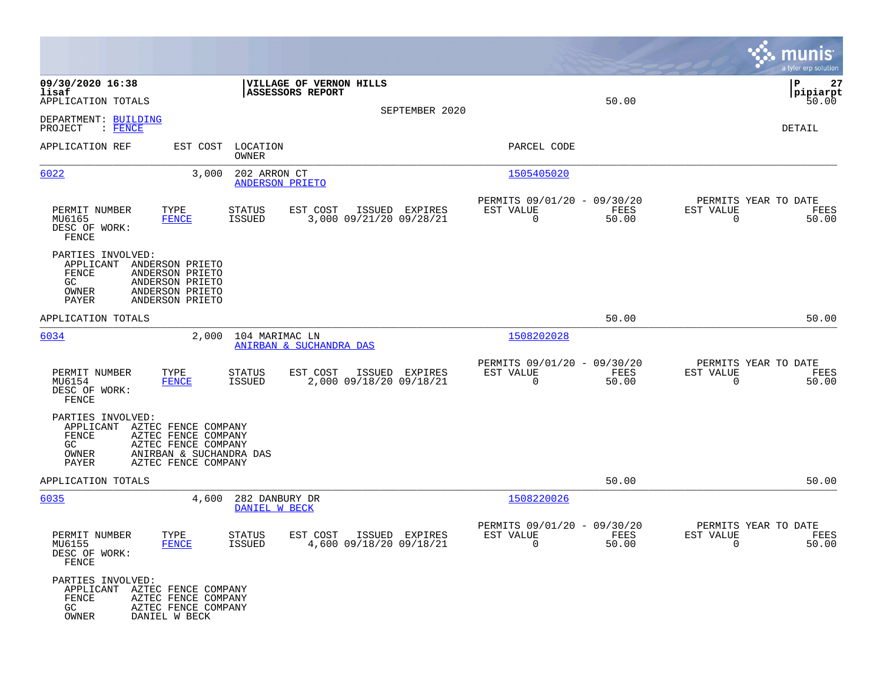09/30/2020 16:38
lisaf
APPLICATION TOTALS

**VILLAGE OF VERNON HILLS**
**ASSESSORS REPORT**

SEPTEMBER 2020

50.00

P 27
pipiarpt
50.00

DEPARTMENT: BUILDING
PROJECT : FENCE

DETAIL

| APPLICATION REF | EST COST | LOCATION / OWNER | PARCEL CODE |
|---|---|---|---|

---

**6022** — 3,000 — 202 ARRON CT — ANDERSON PRIETO — 1505405020

| PERMIT NUMBER | TYPE | STATUS | EST COST | ISSUED | EXPIRES | PERMITS 09/01/20 - 09/30/20 EST VALUE | FEES | PERMITS YEAR TO DATE EST VALUE | FEES |
|---|---|---|---|---|---|---|---|---|---|
| MU6165 | FENCE | ISSUED | 3,000 | 09/21/20 | 09/28/21 | 0 | 50.00 | 0 | 50.00 |

DESC OF WORK:
FENCE

PARTIES INVOLVED:
- APPLICANT ANDERSON PRIETO
- FENCE ANDERSON PRIETO
- GC ANDERSON PRIETO
- OWNER ANDERSON PRIETO
- PAYER ANDERSON PRIETO

APPLICATION TOTALS 50.00 50.00

---

**6034** — 2,000 — 104 MARIMAC LN — ANIRBAN & SUCHANDRA DAS — 1508202028

| PERMIT NUMBER | TYPE | STATUS | EST COST | ISSUED | EXPIRES | PERMITS 09/01/20 - 09/30/20 EST VALUE | FEES | PERMITS YEAR TO DATE EST VALUE | FEES |
|---|---|---|---|---|---|---|---|---|---|
| MU6154 | FENCE | ISSUED | 2,000 | 09/18/20 | 09/18/21 | 0 | 50.00 | 0 | 50.00 |

DESC OF WORK:
FENCE

PARTIES INVOLVED:
- APPLICANT AZTEC FENCE COMPANY
- FENCE AZTEC FENCE COMPANY
- GC AZTEC FENCE COMPANY
- OWNER ANIRBAN & SUCHANDRA DAS
- PAYER AZTEC FENCE COMPANY

APPLICATION TOTALS 50.00 50.00

---

**6035** — 4,600 — 282 DANBURY DR — DANIEL W BECK — 1508220026

| PERMIT NUMBER | TYPE | STATUS | EST COST | ISSUED | EXPIRES | PERMITS 09/01/20 - 09/30/20 EST VALUE | FEES | PERMITS YEAR TO DATE EST VALUE | FEES |
|---|---|---|---|---|---|---|---|---|---|
| MU6155 | FENCE | ISSUED | 4,600 | 09/18/20 | 09/18/21 | 0 | 50.00 | 0 | 50.00 |

DESC OF WORK:
FENCE

PARTIES INVOLVED:
- APPLICANT AZTEC FENCE COMPANY
- FENCE AZTEC FENCE COMPANY
- GC AZTEC FENCE COMPANY
- OWNER DANIEL W BECK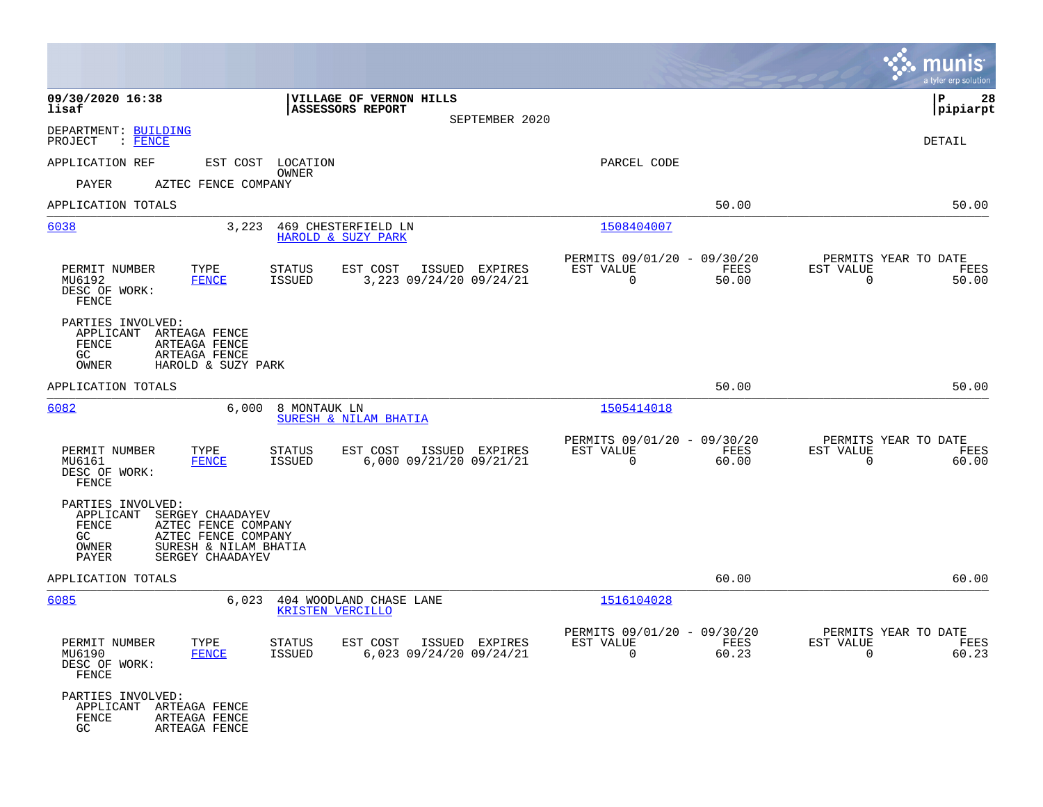**09/30/2020 16:38**
**lisaf**

**VILLAGE OF VERNON HILLS**
**ASSESSORS REPORT**
SEPTEMBER 2020

**P 28**
**pipiarpt**

DEPARTMENT: BUILDING
PROJECT : FENCE

DETAIL

APPLICATION REF | EST COST | LOCATION / OWNER | PARCEL CODE

PAYER AZTEC FENCE COMPANY

APPLICATION TOTALS 50.00 50.00

---

**6038** 3,223 469 CHESTERFIELD LN — HAROLD & SUZY PARK — 1508404007

| PERMIT NUMBER | TYPE | STATUS | EST COST | ISSUED | EXPIRES | PERMITS 09/01/20 - 09/30/20 EST VALUE | FEES | PERMITS YEAR TO DATE EST VALUE | FEES |
|---|---|---|---|---|---|---|---|---|---|
| MU6192 | FENCE | ISSUED | 3,223 | 09/24/20 | 09/24/21 | 0 | 50.00 | 0 | 50.00 |

DESC OF WORK:
FENCE

PARTIES INVOLVED:
- APPLICANT ARTEAGA FENCE
- FENCE ARTEAGA FENCE
- GC ARTEAGA FENCE
- OWNER HAROLD & SUZY PARK

APPLICATION TOTALS 50.00 50.00

---

**6082** 6,000 8 MONTAUK LN — SURESH & NILAM BHATIA — 1505414018

| PERMIT NUMBER | TYPE | STATUS | EST COST | ISSUED | EXPIRES | PERMITS 09/01/20 - 09/30/20 EST VALUE | FEES | PERMITS YEAR TO DATE EST VALUE | FEES |
|---|---|---|---|---|---|---|---|---|---|
| MU6161 | FENCE | ISSUED | 6,000 | 09/21/20 | 09/21/21 | 0 | 60.00 | 0 | 60.00 |

DESC OF WORK:
FENCE

PARTIES INVOLVED:
- APPLICANT SERGEY CHAADAYEV
- FENCE AZTEC FENCE COMPANY
- GC AZTEC FENCE COMPANY
- OWNER SURESH & NILAM BHATIA
- PAYER SERGEY CHAADAYEV

APPLICATION TOTALS 60.00 60.00

---

**6085** 6,023 404 WOODLAND CHASE LANE — KRISTEN VERCILLO — 1516104028

| PERMIT NUMBER | TYPE | STATUS | EST COST | ISSUED | EXPIRES | PERMITS 09/01/20 - 09/30/20 EST VALUE | FEES | PERMITS YEAR TO DATE EST VALUE | FEES |
|---|---|---|---|---|---|---|---|---|---|
| MU6190 | FENCE | ISSUED | 6,023 | 09/24/20 | 09/24/21 | 0 | 60.23 | 0 | 60.23 |

DESC OF WORK:
FENCE

PARTIES INVOLVED:
- APPLICANT ARTEAGA FENCE
- FENCE ARTEAGA FENCE
- GC ARTEAGA FENCE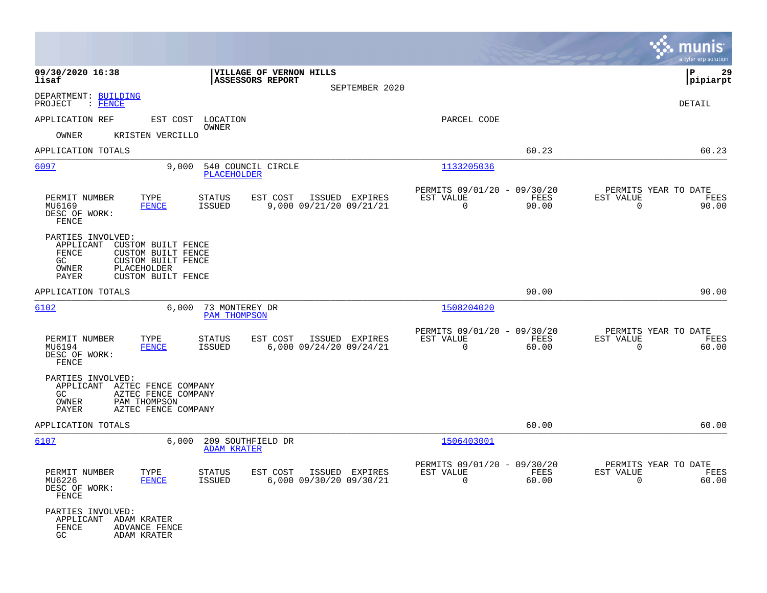DEPARTMENT: BUILDING
PROJECT : FENCE

DETAIL

SEPTEMBER 2020

| APPLICATION REF | EST COST | LOCATION / OWNER | PARCEL CODE | | |
|---|---|---|---|---|---|
| OWNER | KRISTEN VERCILLO | | | | |
| APPLICATION TOTALS | | | | 60.23 | 60.23 |

---

**6097** — EST COST 9,000 — 540 COUNCIL CIRCLE — PLACEHOLDER — PARCEL CODE 1133205036

| PERMIT NUMBER | TYPE | STATUS | EST COST | ISSUED | EXPIRES | PERMITS 09/01/20 - 09/30/20 EST VALUE | FEES | PERMITS YEAR TO DATE EST VALUE | FEES |
|---|---|---|---|---|---|---|---|---|---|
| MU6169 | FENCE | ISSUED | 9,000 | 09/21/20 | 09/21/21 | 0 | 90.00 | 0 | 90.00 |

DESC OF WORK:
FENCE

PARTIES INVOLVED:
- APPLICANT CUSTOM BUILT FENCE
- FENCE CUSTOM BUILT FENCE
- GC CUSTOM BUILT FENCE
- OWNER PLACEHOLDER
- PAYER CUSTOM BUILT FENCE

APPLICATION TOTALS 90.00 90.00

---

**6102** — EST COST 6,000 — 73 MONTEREY DR — PAM THOMPSON — PARCEL CODE 1508204020

| PERMIT NUMBER | TYPE | STATUS | EST COST | ISSUED | EXPIRES | PERMITS 09/01/20 - 09/30/20 EST VALUE | FEES | PERMITS YEAR TO DATE EST VALUE | FEES |
|---|---|---|---|---|---|---|---|---|---|
| MU6194 | FENCE | ISSUED | 6,000 | 09/24/20 | 09/24/21 | 0 | 60.00 | 0 | 60.00 |

DESC OF WORK:
FENCE

PARTIES INVOLVED:
- APPLICANT AZTEC FENCE COMPANY
- GC AZTEC FENCE COMPANY
- OWNER PAM THOMPSON
- PAYER AZTEC FENCE COMPANY

APPLICATION TOTALS 60.00 60.00

---

**6107** — EST COST 6,000 — 209 SOUTHFIELD DR — ADAM KRATER — PARCEL CODE 1506403001

| PERMIT NUMBER | TYPE | STATUS | EST COST | ISSUED | EXPIRES | PERMITS 09/01/20 - 09/30/20 EST VALUE | FEES | PERMITS YEAR TO DATE EST VALUE | FEES |
|---|---|---|---|---|---|---|---|---|---|
| MU6226 | FENCE | ISSUED | 6,000 | 09/30/20 | 09/30/21 | 0 | 60.00 | 0 | 60.00 |

DESC OF WORK:
FENCE

PARTIES INVOLVED:
- APPLICANT ADAM KRATER
- FENCE ADVANCE FENCE
- GC ADAM KRATER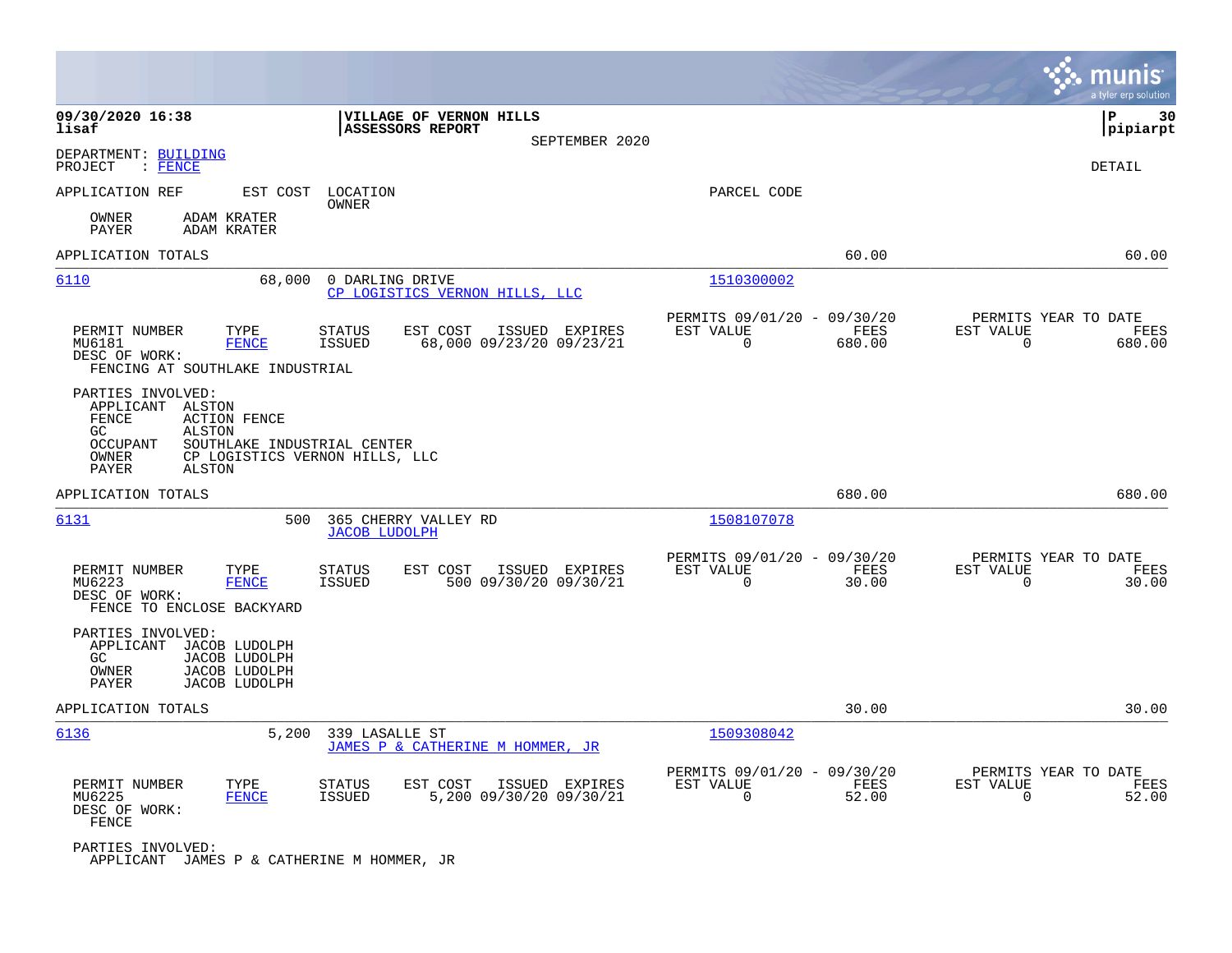09/30/2020 16:38
lisaf

**VILLAGE OF VERNON HILLS**
**ASSESSORS REPORT**
SEPTEMBER 2020

P 30
pipiarpt

DEPARTMENT: BUILDING
PROJECT : FENCE

DETAIL

APPLICATION REF | EST COST | LOCATION / OWNER | PARCEL CODE

OWNER ADAM KRATER
PAYER ADAM KRATER

APPLICATION TOTALS 60.00 60.00

---

**6110** | 68,000 | 0 DARLING DRIVE / CP LOGISTICS VERNON HILLS, LLC | 1510300002

| PERMIT NUMBER | TYPE | STATUS | EST COST | ISSUED | EXPIRES | PERMITS 09/01/20 - 09/30/20 EST VALUE | FEES | PERMITS YEAR TO DATE EST VALUE | FEES |
|---|---|---|---|---|---|---|---|---|---|
| MU6181 | FENCE | ISSUED | 68,000 | 09/23/20 | 09/23/21 | 0 | 680.00 | 0 | 680.00 |

DESC OF WORK:
FENCING AT SOUTHLAKE INDUSTRIAL

PARTIES INVOLVED:
APPLICANT ALSTON
FENCE ACTION FENCE
GC ALSTON
OCCUPANT SOUTHLAKE INDUSTRIAL CENTER
OWNER CP LOGISTICS VERNON HILLS, LLC
PAYER ALSTON

APPLICATION TOTALS 680.00 680.00

---

**6131** | 500 | 365 CHERRY VALLEY RD / JACOB LUDOLPH | 1508107078

| PERMIT NUMBER | TYPE | STATUS | EST COST | ISSUED | EXPIRES | PERMITS 09/01/20 - 09/30/20 EST VALUE | FEES | PERMITS YEAR TO DATE EST VALUE | FEES |
|---|---|---|---|---|---|---|---|---|---|
| MU6223 | FENCE | ISSUED | 500 | 09/30/20 | 09/30/21 | 0 | 30.00 | 0 | 30.00 |

DESC OF WORK:
FENCE TO ENCLOSE BACKYARD

PARTIES INVOLVED:
APPLICANT JACOB LUDOLPH
GC JACOB LUDOLPH
OWNER JACOB LUDOLPH
PAYER JACOB LUDOLPH

APPLICATION TOTALS 30.00 30.00

---

**6136** | 5,200 | 339 LASALLE ST / JAMES P & CATHERINE M HOMMER, JR | 1509308042

| PERMIT NUMBER | TYPE | STATUS | EST COST | ISSUED | EXPIRES | PERMITS 09/01/20 - 09/30/20 EST VALUE | FEES | PERMITS YEAR TO DATE EST VALUE | FEES |
|---|---|---|---|---|---|---|---|---|---|
| MU6225 | FENCE | ISSUED | 5,200 | 09/30/20 | 09/30/21 | 0 | 52.00 | 0 | 52.00 |

DESC OF WORK:
FENCE

PARTIES INVOLVED:
APPLICANT JAMES P & CATHERINE M HOMMER, JR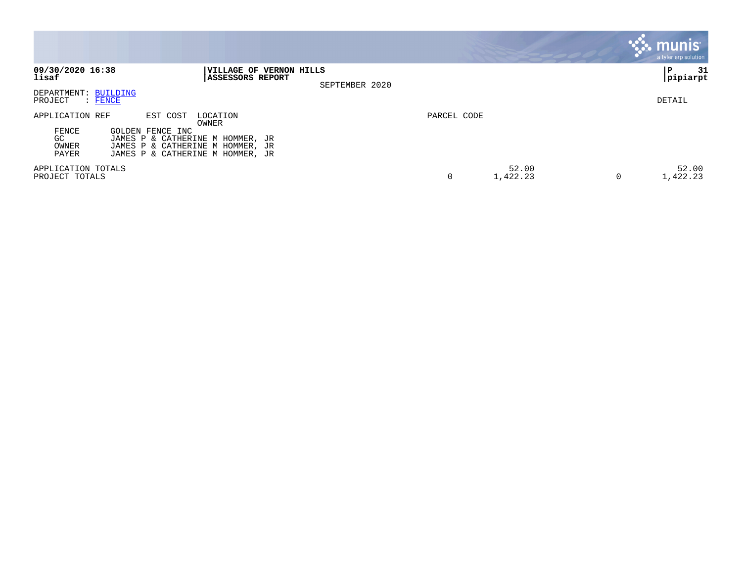**09/30/2020 16:38**
**lisaf**

**VILLAGE OF VERNON HILLS**
**ASSESSORS REPORT**

SEPTEMBER 2020

**P 31**
**pipiarpt**

DEPARTMENT: BUILDING
PROJECT : FENCE

DETAIL

| APPLICATION REF | EST COST | LOCATION / OWNER | PARCEL CODE | | | |
|---|---|---|---|---|---|---|
| FENCE | | GOLDEN FENCE INC | | | | |
| GC | | JAMES P & CATHERINE M HOMMER, JR | | | | |
| OWNER | | JAMES P & CATHERINE M HOMMER, JR | | | | |
| PAYER | | JAMES P & CATHERINE M HOMMER, JR | | | | |
| APPLICATION TOTALS | | | | 52.00 | | 52.00 |
| PROJECT TOTALS | | | 0 | 1,422.23 | 0 | 1,422.23 |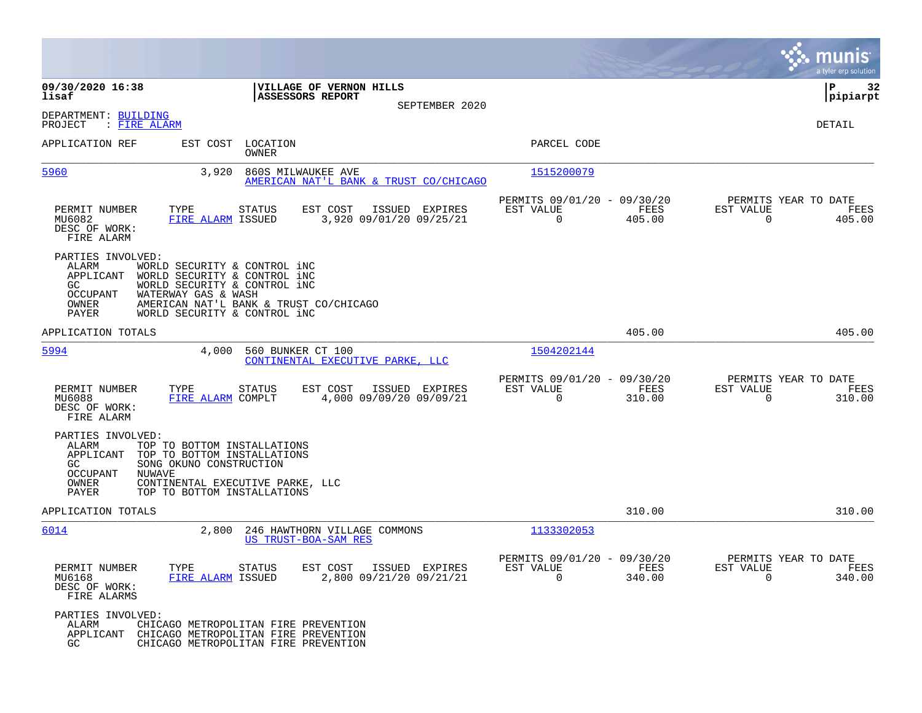**09/30/2020 16:38**
**lisaf**

**VILLAGE OF VERNON HILLS**
**ASSESSORS REPORT**
SEPTEMBER 2020

**P 32**
**pipiarpt**

DEPARTMENT: BUILDING
PROJECT : FIRE ALARM

DETAIL

| APPLICATION REF | EST COST | LOCATION / OWNER | PARCEL CODE |
|---|---|---|---|
| 5960 | 3,920 | 860S MILWAUKEE AVE / AMERICAN NAT'L BANK & TRUST CO/CHICAGO | 1515200079 |

| PERMIT NUMBER | TYPE | STATUS | EST COST | ISSUED | EXPIRES | PERMITS 09/01/20 - 09/30/20 EST VALUE | FEES | PERMITS YEAR TO DATE EST VALUE | FEES |
|---|---|---|---|---|---|---|---|---|---|
| MU6082 | FIRE ALARM | ISSUED | 3,920 | 09/01/20 | 09/25/21 | 0 | 405.00 | 0 | 405.00 |

DESC OF WORK:
FIRE ALARM

PARTIES INVOLVED:
- ALARM WORLD SECURITY & CONTROL iNC
- APPLICANT WORLD SECURITY & CONTROL iNC
- GC WORLD SECURITY & CONTROL iNC
- OCCUPANT WATERWAY GAS & WASH
- OWNER AMERICAN NAT'L BANK & TRUST CO/CHICAGO
- PAYER WORLD SECURITY & CONTROL iNC

APPLICATION TOTALS 405.00 405.00

| APPLICATION REF | EST COST | LOCATION / OWNER | PARCEL CODE |
|---|---|---|---|
| 5994 | 4,000 | 560 BUNKER CT 100 / CONTINENTAL EXECUTIVE PARKE, LLC | 1504202144 |

| PERMIT NUMBER | TYPE | STATUS | EST COST | ISSUED | EXPIRES | PERMITS 09/01/20 - 09/30/20 EST VALUE | FEES | PERMITS YEAR TO DATE EST VALUE | FEES |
|---|---|---|---|---|---|---|---|---|---|
| MU6088 | FIRE ALARM | COMPLT | 4,000 | 09/09/20 | 09/09/21 | 0 | 310.00 | 0 | 310.00 |

DESC OF WORK:
FIRE ALARM

PARTIES INVOLVED:
- ALARM TOP TO BOTTOM INSTALLATIONS
- APPLICANT TOP TO BOTTOM INSTALLATIONS
- GC SONG OKUNO CONSTRUCTION
- OCCUPANT NUWAVE
- OWNER CONTINENTAL EXECUTIVE PARKE, LLC
- PAYER TOP TO BOTTOM INSTALLATIONS

APPLICATION TOTALS 310.00 310.00

| APPLICATION REF | EST COST | LOCATION / OWNER | PARCEL CODE |
|---|---|---|---|
| 6014 | 2,800 | 246 HAWTHORN VILLAGE COMMONS / US TRUST-BOA-SAM RES | 1133302053 |

| PERMIT NUMBER | TYPE | STATUS | EST COST | ISSUED | EXPIRES | PERMITS 09/01/20 - 09/30/20 EST VALUE | FEES | PERMITS YEAR TO DATE EST VALUE | FEES |
|---|---|---|---|---|---|---|---|---|---|
| MU6168 | FIRE ALARM | ISSUED | 2,800 | 09/21/20 | 09/21/21 | 0 | 340.00 | 0 | 340.00 |

DESC OF WORK:
FIRE ALARMS

PARTIES INVOLVED:
- ALARM CHICAGO METROPOLITAN FIRE PREVENTION
- APPLICANT CHICAGO METROPOLITAN FIRE PREVENTION
- GC CHICAGO METROPOLITAN FIRE PREVENTION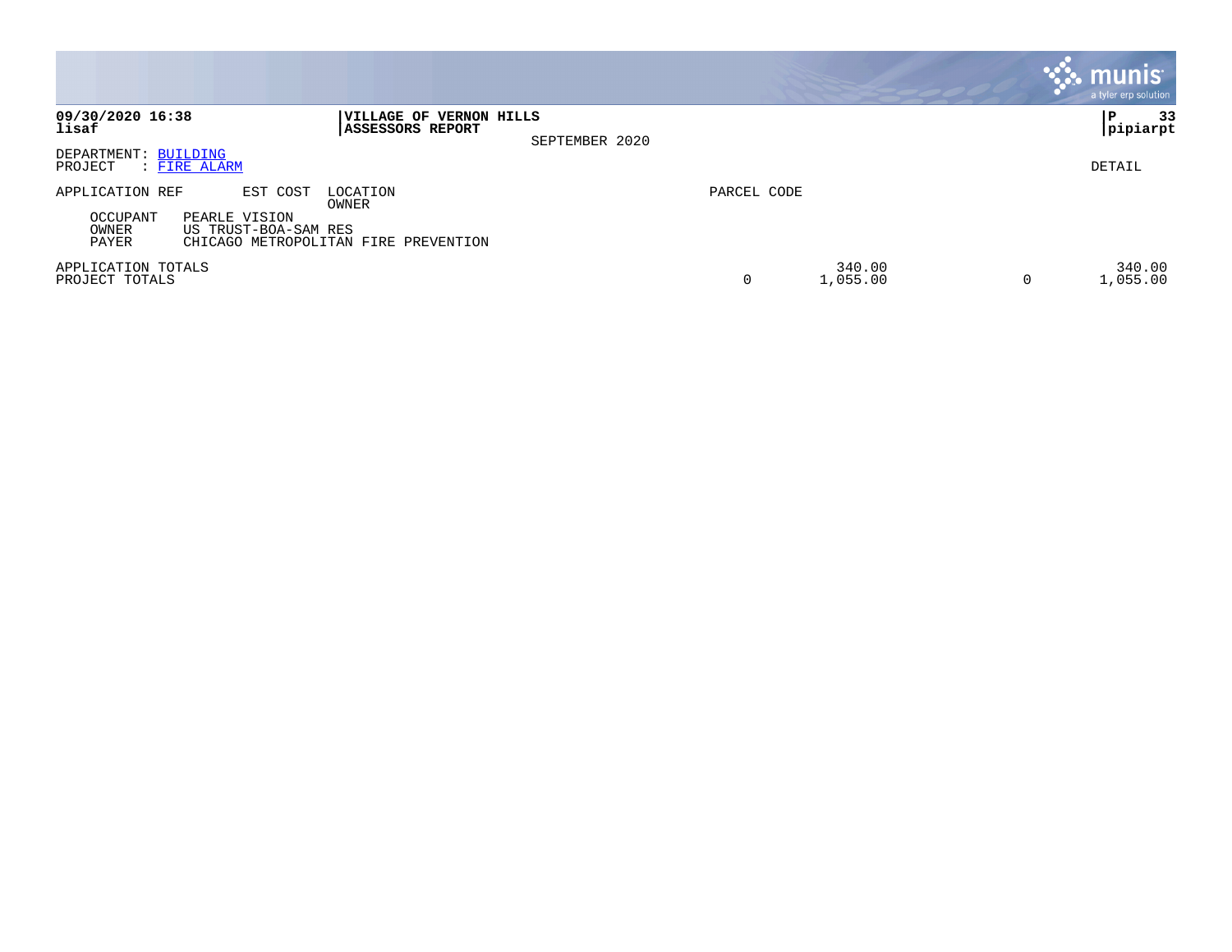**09/30/2020 16:38**
**lisaf**

**VILLAGE OF VERNON HILLS**
**ASSESSORS REPORT**

SEPTEMBER 2020

**P 33**
**pipiarpt**

DEPARTMENT: BUILDING
PROJECT : FIRE ALARM

DETAIL

| APPLICATION REF | EST COST | LOCATION / OWNER | PARCEL CODE | | | |
|---|---|---|---|---|---|---|
| OCCUPANT | PEARLE VISION | | | | | |
| OWNER | US TRUST-BOA-SAM RES | | | | | |
| PAYER | CHICAGO METROPOLITAN FIRE PREVENTION | | | | | |
| APPLICATION TOTALS | | | | 340.00 | | 340.00 |
| PROJECT TOTALS | | | 0 | 1,055.00 | 0 | 1,055.00 |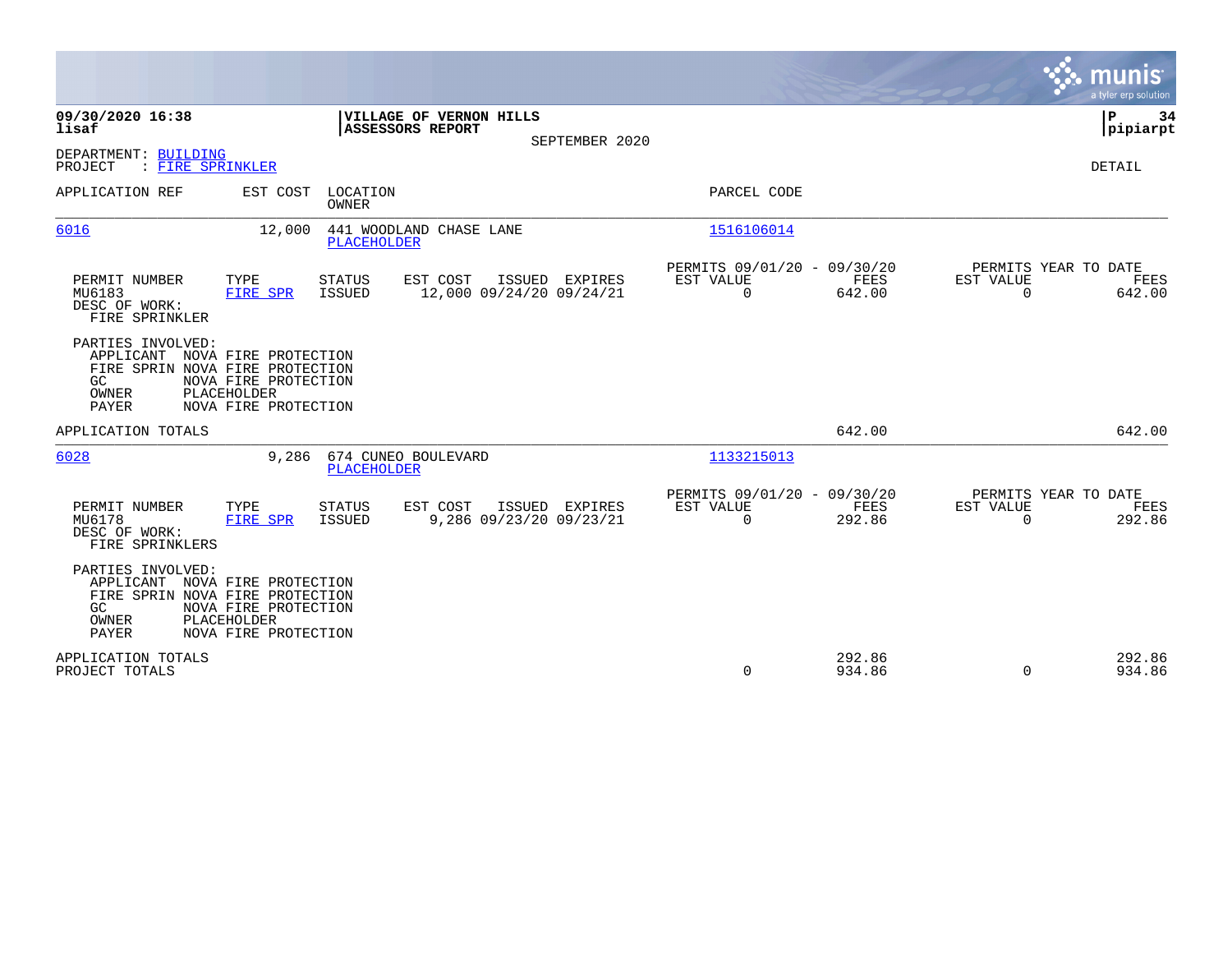**09/30/2020 16:38**
**lisaf**

**VILLAGE OF VERNON HILLS**
**ASSESSORS REPORT**

SEPTEMBER 2020

**P** **34**
**pipiarpt**

DEPARTMENT: BUILDING
PROJECT : FIRE SPRINKLER

DETAIL

| APPLICATION REF | EST COST | LOCATION / OWNER | PARCEL CODE |
|---|---|---|---|
| 6016 | 12,000 | 441 WOODLAND CHASE LANE / PLACEHOLDER | 1516106014 |

| PERMIT NUMBER | TYPE | STATUS | EST COST | ISSUED | EXPIRES | PERMITS 09/01/20 - 09/30/20 EST VALUE | FEES | PERMITS YEAR TO DATE EST VALUE | FEES |
|---|---|---|---|---|---|---|---|---|---|
| MU6183 | FIRE SPR | ISSUED | 12,000 | 09/24/20 | 09/24/21 | 0 | 642.00 | 0 | 642.00 |

DESC OF WORK:
FIRE SPRINKLER

PARTIES INVOLVED:
APPLICANT NOVA FIRE PROTECTION
FIRE SPRIN NOVA FIRE PROTECTION
GC NOVA FIRE PROTECTION
OWNER PLACEHOLDER
PAYER NOVA FIRE PROTECTION

APPLICATION TOTALS 642.00 642.00

| APPLICATION REF | EST COST | LOCATION / OWNER | PARCEL CODE |
|---|---|---|---|
| 6028 | 9,286 | 674 CUNEO BOULEVARD / PLACEHOLDER | 1133215013 |

| PERMIT NUMBER | TYPE | STATUS | EST COST | ISSUED | EXPIRES | PERMITS 09/01/20 - 09/30/20 EST VALUE | FEES | PERMITS YEAR TO DATE EST VALUE | FEES |
|---|---|---|---|---|---|---|---|---|---|
| MU6178 | FIRE SPR | ISSUED | 9,286 | 09/23/20 | 09/23/21 | 0 | 292.86 | 0 | 292.86 |

DESC OF WORK:
FIRE SPRINKLERS

PARTIES INVOLVED:
APPLICANT NOVA FIRE PROTECTION
FIRE SPRIN NOVA FIRE PROTECTION
GC NOVA FIRE PROTECTION
OWNER PLACEHOLDER
PAYER NOVA FIRE PROTECTION

| | EST VALUE | FEES | EST VALUE | FEES |
|---|---|---|---|---|
| APPLICATION TOTALS | | 292.86 | | 292.86 |
| PROJECT TOTALS | 0 | 934.86 | 0 | 934.86 |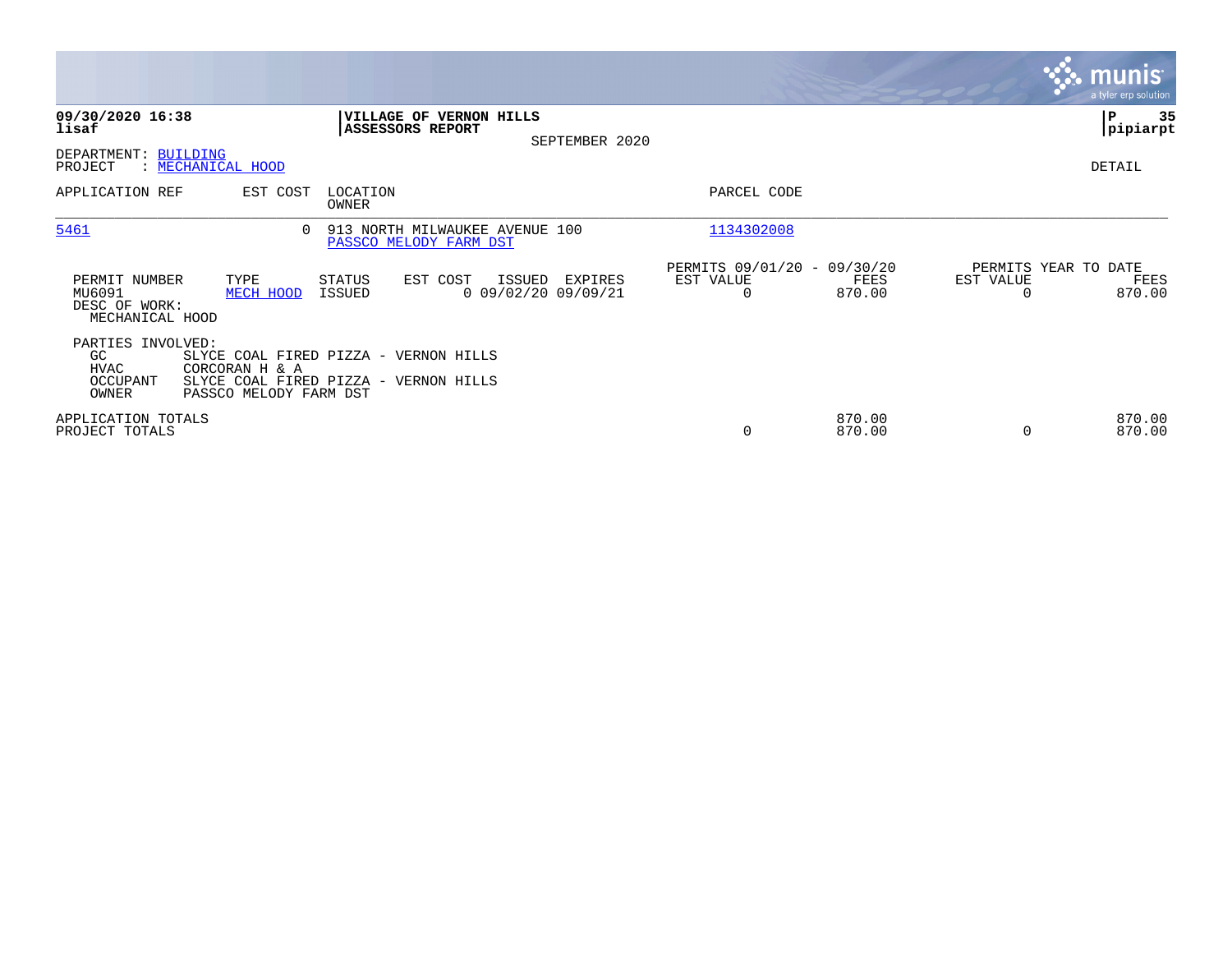**09/30/2020 16:38**
**lisaf**

**VILLAGE OF VERNON HILLS**
**ASSESSORS REPORT**
SEPTEMBER 2020

**P 35**
**pipiarpt**

DEPARTMENT: BUILDING
PROJECT : MECHANICAL HOOD

DETAIL

| APPLICATION REF | EST COST | LOCATION / OWNER | PARCEL CODE |
|---|---|---|---|
| 5461 | 0 | 913 NORTH MILWAUKEE AVENUE 100 / PASSCO MELODY FARM DST | 1134302008 |

| PERMIT NUMBER | TYPE | STATUS | EST COST | ISSUED | EXPIRES | PERMITS 09/01/20 - 09/30/20 EST VALUE | FEES | PERMITS YEAR TO DATE EST VALUE | FEES |
|---|---|---|---|---|---|---|---|---|---|
| MU6091 | MECH HOOD | ISSUED | 0 | 09/02/20 | 09/09/21 | 0 | 870.00 | 0 | 870.00 |

DESC OF WORK:
MECHANICAL HOOD

PARTIES INVOLVED:

| | |
|---|---|
| GC | SLYCE COAL FIRED PIZZA - VERNON HILLS |
| HVAC | CORCORAN H & A |
| OCCUPANT | SLYCE COAL FIRED PIZZA - VERNON HILLS |
| OWNER | PASSCO MELODY FARM DST |

| | EST VALUE | FEES | EST VALUE | FEES |
|---|---|---|---|---|
| APPLICATION TOTALS | | 870.00 | | 870.00 |
| PROJECT TOTALS | 0 | 870.00 | 0 | 870.00 |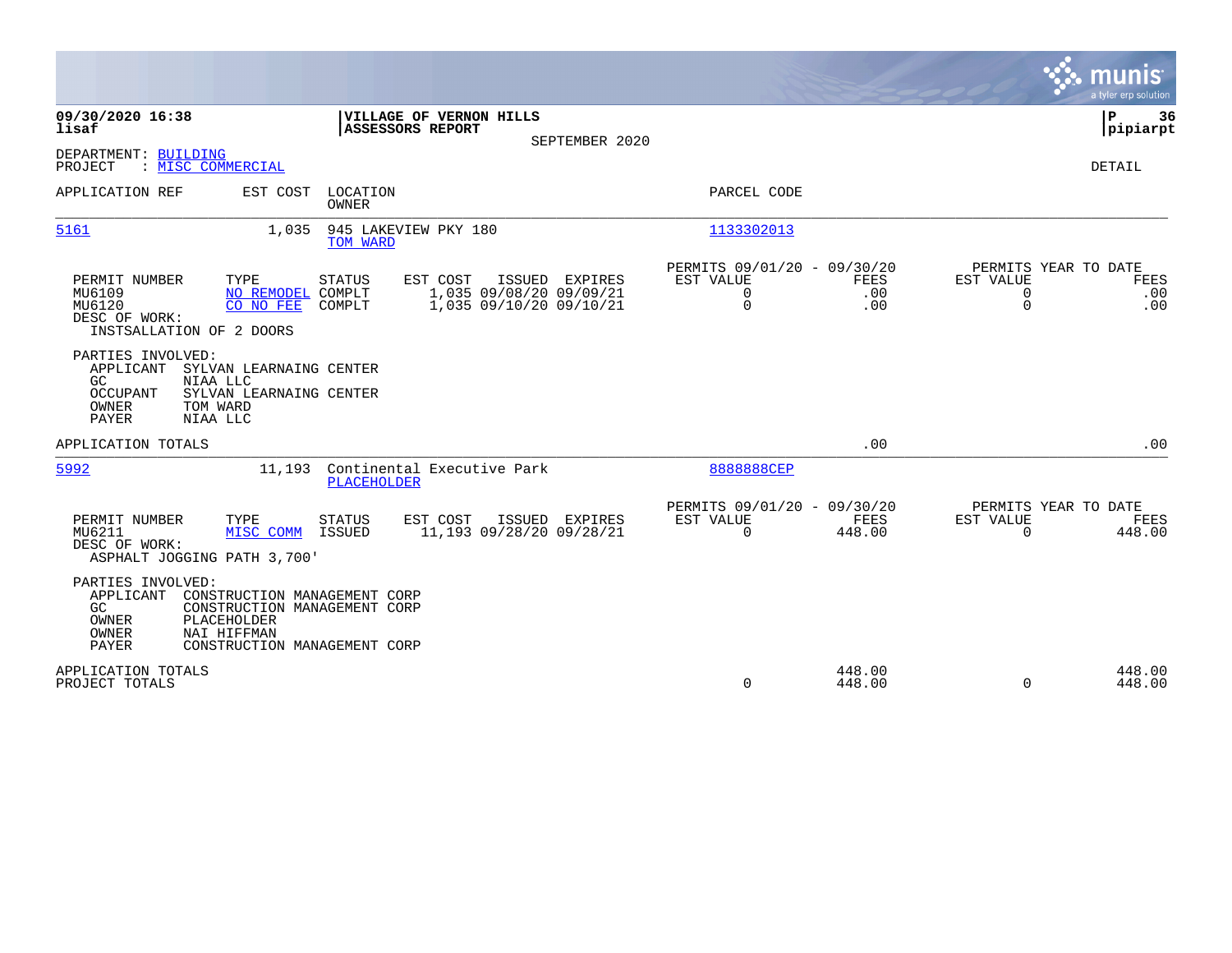**09/30/2020 16:38**
**lisaf**

**VILLAGE OF VERNON HILLS**
**ASSESSORS REPORT**
SEPTEMBER 2020

**P 36**
**pipiarpt**

DEPARTMENT: BUILDING
PROJECT : MISC COMMERCIAL

DETAIL

| APPLICATION REF | EST COST | LOCATION / OWNER | PARCEL CODE |
|---|---|---|---|
| 5161 | 1,035 | 945 LAKEVIEW PKY 180 / TOM WARD | 1133302013 |

| PERMIT NUMBER | TYPE | STATUS | EST COST | ISSUED | EXPIRES | PERMITS 09/01/20 - 09/30/20 EST VALUE | FEES | PERMITS YEAR TO DATE EST VALUE | FEES |
|---|---|---|---|---|---|---|---|---|---|
| MU6109 | NO REMODEL | COMPLT | 1,035 | 09/08/20 | 09/09/21 | 0 | .00 | 0 | .00 |
| MU6120 | CO NO FEE | COMPLT | 1,035 | 09/10/20 | 09/10/21 | 0 | .00 | 0 | .00 |

DESC OF WORK:
INSTSALLATION OF 2 DOORS

PARTIES INVOLVED:
- APPLICANT SYLVAN LEARNAING CENTER
- GC NIAA LLC
- OCCUPANT SYLVAN LEARNAING CENTER
- OWNER TOM WARD
- PAYER NIAA LLC

APPLICATION TOTALS .00 .00

| APPLICATION REF | EST COST | LOCATION / OWNER | PARCEL CODE |
|---|---|---|---|
| 5992 | 11,193 | Continental Executive Park / PLACEHOLDER | 8888888CEP |

| PERMIT NUMBER | TYPE | STATUS | EST COST | ISSUED | EXPIRES | PERMITS 09/01/20 - 09/30/20 EST VALUE | FEES | PERMITS YEAR TO DATE EST VALUE | FEES |
|---|---|---|---|---|---|---|---|---|---|
| MU6211 | MISC COMM | ISSUED | 11,193 | 09/28/20 | 09/28/21 | 0 | 448.00 | 0 | 448.00 |

DESC OF WORK:
ASPHALT JOGGING PATH 3,700'

PARTIES INVOLVED:
- APPLICANT CONSTRUCTION MANAGEMENT CORP
- GC CONSTRUCTION MANAGEMENT CORP
- OWNER PLACEHOLDER
- OWNER NAI HIFFMAN
- PAYER CONSTRUCTION MANAGEMENT CORP

| | EST VALUE | FEES | EST VALUE (YTD) | FEES (YTD) |
|---|---|---|---|---|
| APPLICATION TOTALS | | 448.00 | | 448.00 |
| PROJECT TOTALS | 0 | 448.00 | 0 | 448.00 |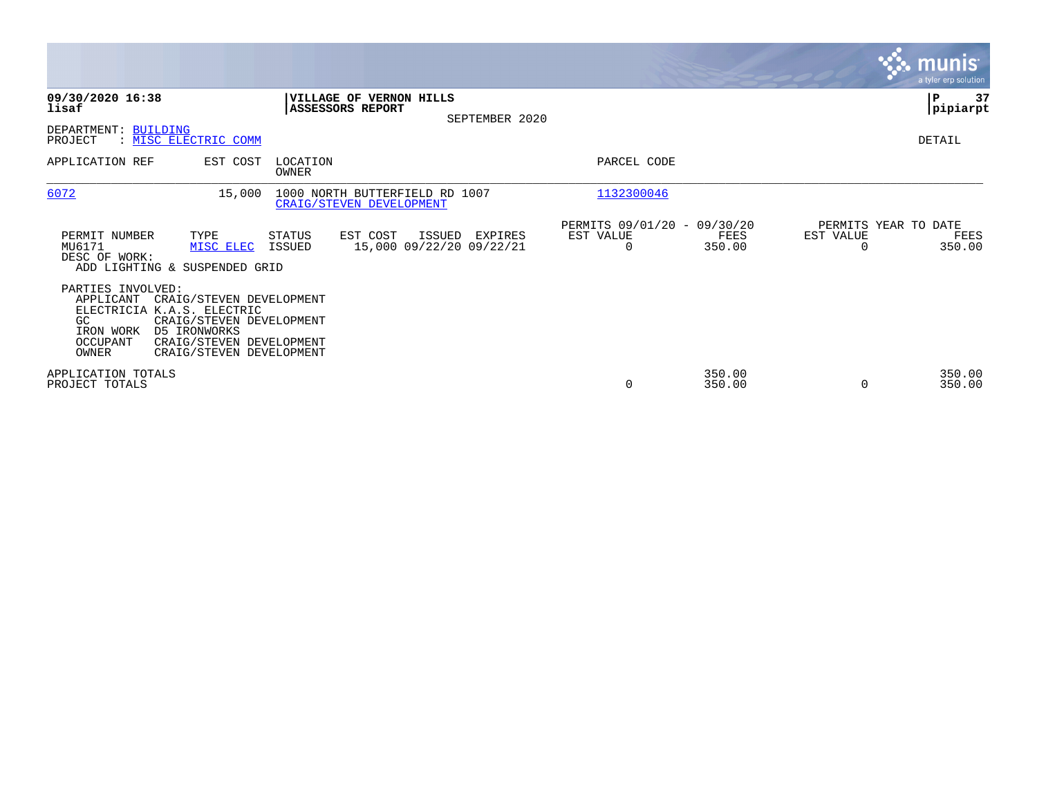**VILLAGE OF VERNON HILLS**
**ASSESSORS REPORT**

SEPTEMBER 2020

**09/30/2020 16:38**
**lisaf**

**pipiarpt**

DEPARTMENT: BUILDING
PROJECT : MISC ELECTRIC COMM

DETAIL

| APPLICATION REF | EST COST | LOCATION / OWNER | PARCEL CODE |
|---|---|---|---|
| 6072 | 15,000 | 1000 NORTH BUTTERFIELD RD 1007 / CRAIG/STEVEN DEVELOPMENT | 1132300046 |

| PERMIT NUMBER | TYPE | STATUS | EST COST | ISSUED | EXPIRES | PERMITS 09/01/20 - 09/30/20 EST VALUE | FEES | PERMITS YEAR TO DATE EST VALUE | FEES |
|---|---|---|---|---|---|---|---|---|---|
| MU6171 | MISC ELEC | ISSUED | 15,000 | 09/22/20 | 09/22/21 | 0 | 350.00 | 0 | 350.00 |

DESC OF WORK:
ADD LIGHTING & SUSPENDED GRID

PARTIES INVOLVED:
- APPLICANT CRAIG/STEVEN DEVELOPMENT
- ELECTRICIA K.A.S. ELECTRIC
- GC CRAIG/STEVEN DEVELOPMENT
- IRON WORK D5 IRONWORKS
- OCCUPANT CRAIG/STEVEN DEVELOPMENT
- OWNER CRAIG/STEVEN DEVELOPMENT

| | EST VALUE | FEES | YTD EST VALUE | YTD FEES |
|---|---|---|---|---|
| APPLICATION TOTALS | | 350.00 | | 350.00 |
| PROJECT TOTALS | 0 | 350.00 | 0 | 350.00 |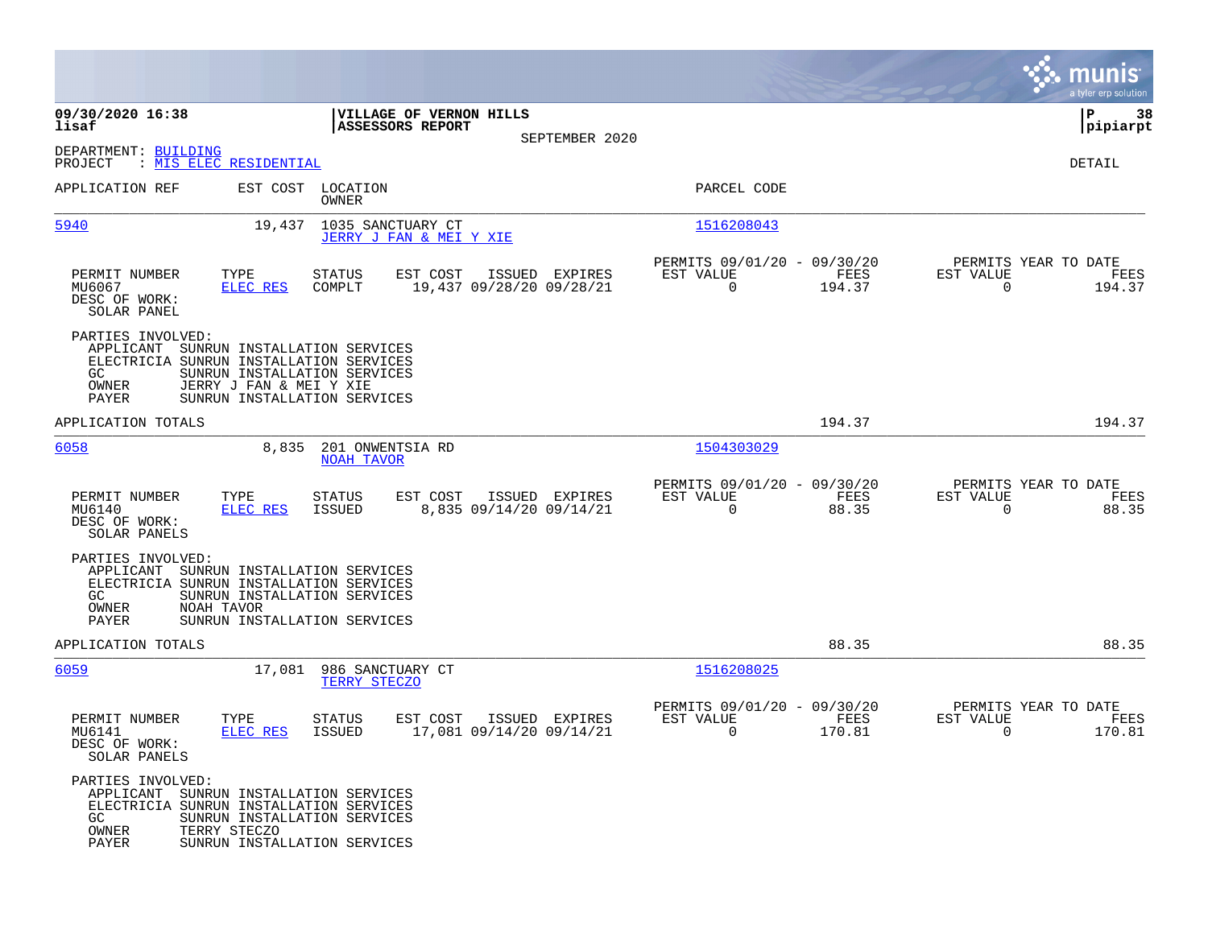09/30/2020 16:38 | VILLAGE OF VERNON HILLS | P 38
lisaf | ASSESSORS REPORT | pipiarpt

SEPTEMBER 2020

DEPARTMENT: BUILDING
PROJECT : MIS ELEC RESIDENTIAL

DETAIL

| APPLICATION REF | EST COST | LOCATION / OWNER | PARCEL CODE |
|---|---|---|---|
| 5940 | 19,437 | 1035 SANCTUARY CT / JERRY J FAN & MEI Y XIE | 1516208043 |

| PERMIT NUMBER | TYPE | STATUS | EST COST | ISSUED | EXPIRES | PERMITS 09/01/20 - 09/30/20 EST VALUE | FEES | PERMITS YEAR TO DATE EST VALUE | FEES |
|---|---|---|---|---|---|---|---|---|---|
| MU6067 | ELEC RES | COMPLT | 19,437 | 09/28/20 | 09/28/21 | 0 | 194.37 | 0 | 194.37 |

DESC OF WORK:
SOLAR PANEL

PARTIES INVOLVED:
APPLICANT SUNRUN INSTALLATION SERVICES
ELECTRICIA SUNRUN INSTALLATION SERVICES
GC SUNRUN INSTALLATION SERVICES
OWNER JERRY J FAN & MEI Y XIE
PAYER SUNRUN INSTALLATION SERVICES

APPLICATION TOTALS 194.37 194.37

| APPLICATION REF | EST COST | LOCATION / OWNER | PARCEL CODE |
|---|---|---|---|
| 6058 | 8,835 | 201 ONWENTSIA RD / NOAH TAVOR | 1504303029 |

| PERMIT NUMBER | TYPE | STATUS | EST COST | ISSUED | EXPIRES | PERMITS 09/01/20 - 09/30/20 EST VALUE | FEES | PERMITS YEAR TO DATE EST VALUE | FEES |
|---|---|---|---|---|---|---|---|---|---|
| MU6140 | ELEC RES | ISSUED | 8,835 | 09/14/20 | 09/14/21 | 0 | 88.35 | 0 | 88.35 |

DESC OF WORK:
SOLAR PANELS

PARTIES INVOLVED:
APPLICANT SUNRUN INSTALLATION SERVICES
ELECTRICIA SUNRUN INSTALLATION SERVICES
GC SUNRUN INSTALLATION SERVICES
OWNER NOAH TAVOR
PAYER SUNRUN INSTALLATION SERVICES

APPLICATION TOTALS 88.35 88.35

| APPLICATION REF | EST COST | LOCATION / OWNER | PARCEL CODE |
|---|---|---|---|
| 6059 | 17,081 | 986 SANCTUARY CT / TERRY STECZO | 1516208025 |

| PERMIT NUMBER | TYPE | STATUS | EST COST | ISSUED | EXPIRES | PERMITS 09/01/20 - 09/30/20 EST VALUE | FEES | PERMITS YEAR TO DATE EST VALUE | FEES |
|---|---|---|---|---|---|---|---|---|---|
| MU6141 | ELEC RES | ISSUED | 17,081 | 09/14/20 | 09/14/21 | 0 | 170.81 | 0 | 170.81 |

DESC OF WORK:
SOLAR PANELS

PARTIES INVOLVED:
APPLICANT SUNRUN INSTALLATION SERVICES
ELECTRICIA SUNRUN INSTALLATION SERVICES
GC SUNRUN INSTALLATION SERVICES
OWNER TERRY STECZO
PAYER SUNRUN INSTALLATION SERVICES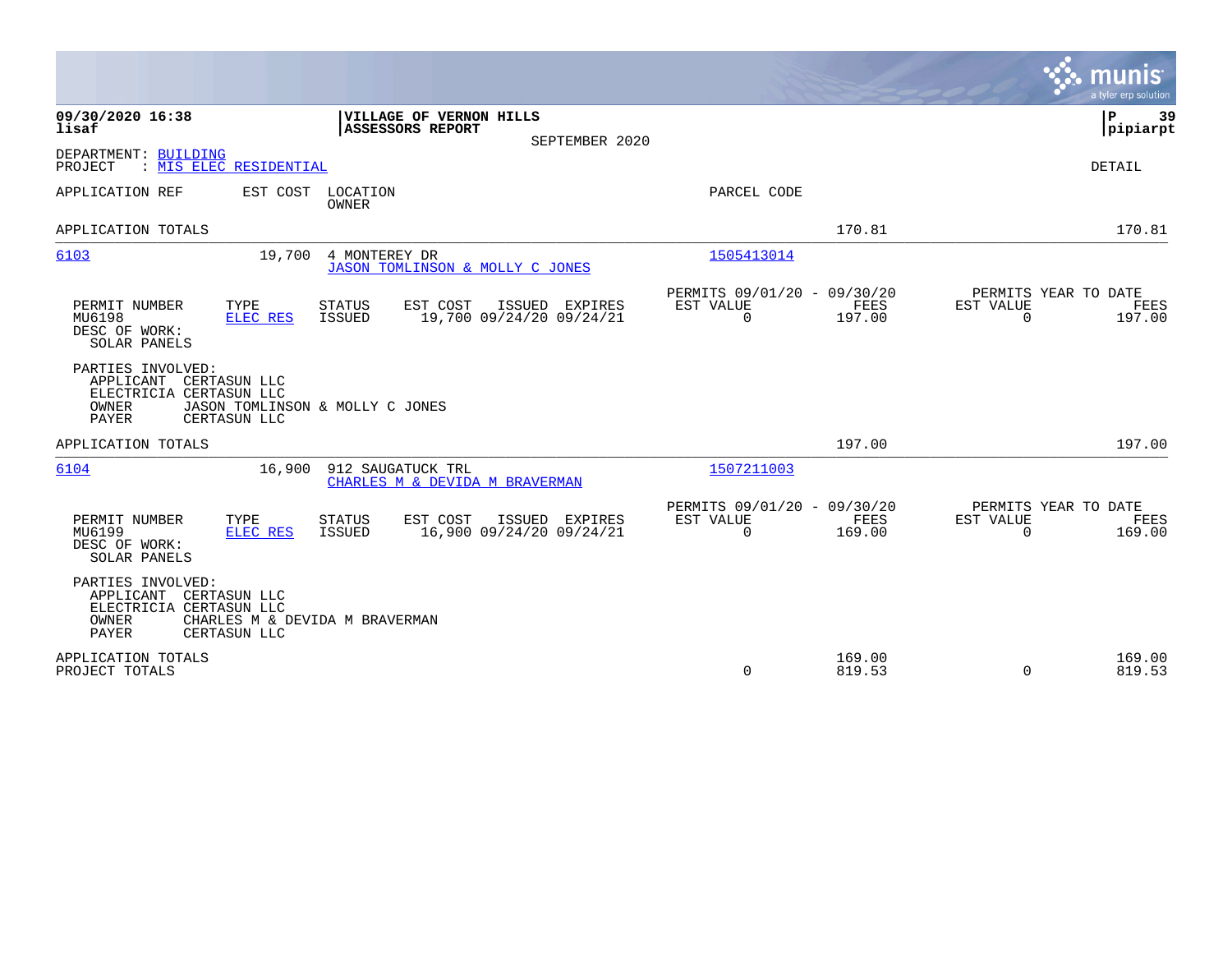**VILLAGE OF VERNON HILLS**
**ASSESSORS REPORT**
SEPTEMBER 2020

**09/30/2020 16:38**
**lisaf**

**P 39**
**pipiarpt**

DEPARTMENT: BUILDING
PROJECT : MIS ELEC RESIDENTIAL

DETAIL

| APPLICATION REF | EST COST | LOCATION / OWNER | PARCEL CODE | | |
|---|---|---|---|---|---|
| APPLICATION TOTALS | | | | 170.81 | 170.81 |

**6103** — EST COST 19,700 — 4 MONTEREY DR — JASON TOMLINSON & MOLLY C JONES — PARCEL CODE 1505413014

| PERMIT NUMBER | TYPE | STATUS | EST COST | ISSUED | EXPIRES | PERMITS 09/01/20 - 09/30/20 EST VALUE | FEES | PERMITS YEAR TO DATE EST VALUE | FEES |
|---|---|---|---|---|---|---|---|---|---|
| MU6198 | ELEC RES | ISSUED | 19,700 | 09/24/20 | 09/24/21 | 0 | 197.00 | 0 | 197.00 |

DESC OF WORK:
SOLAR PANELS

PARTIES INVOLVED:
- APPLICANT CERTASUN LLC
- ELECTRICIA CERTASUN LLC
- OWNER JASON TOMLINSON & MOLLY C JONES
- PAYER CERTASUN LLC

| APPLICATION TOTALS | | | 197.00 | | 197.00 |
|---|---|---|---|---|---|

**6104** — EST COST 16,900 — 912 SAUGATUCK TRL — CHARLES M & DEVIDA M BRAVERMAN — PARCEL CODE 1507211003

| PERMIT NUMBER | TYPE | STATUS | EST COST | ISSUED | EXPIRES | PERMITS 09/01/20 - 09/30/20 EST VALUE | FEES | PERMITS YEAR TO DATE EST VALUE | FEES |
|---|---|---|---|---|---|---|---|---|---|
| MU6199 | ELEC RES | ISSUED | 16,900 | 09/24/20 | 09/24/21 | 0 | 169.00 | 0 | 169.00 |

DESC OF WORK:
SOLAR PANELS

PARTIES INVOLVED:
- APPLICANT CERTASUN LLC
- ELECTRICIA CERTASUN LLC
- OWNER CHARLES M & DEVIDA M BRAVERMAN
- PAYER CERTASUN LLC

| | EST VALUE | FEES | EST VALUE | FEES |
|---|---|---|---|---|
| APPLICATION TOTALS | | 169.00 | | 169.00 |
| PROJECT TOTALS | 0 | 819.53 | 0 | 819.53 |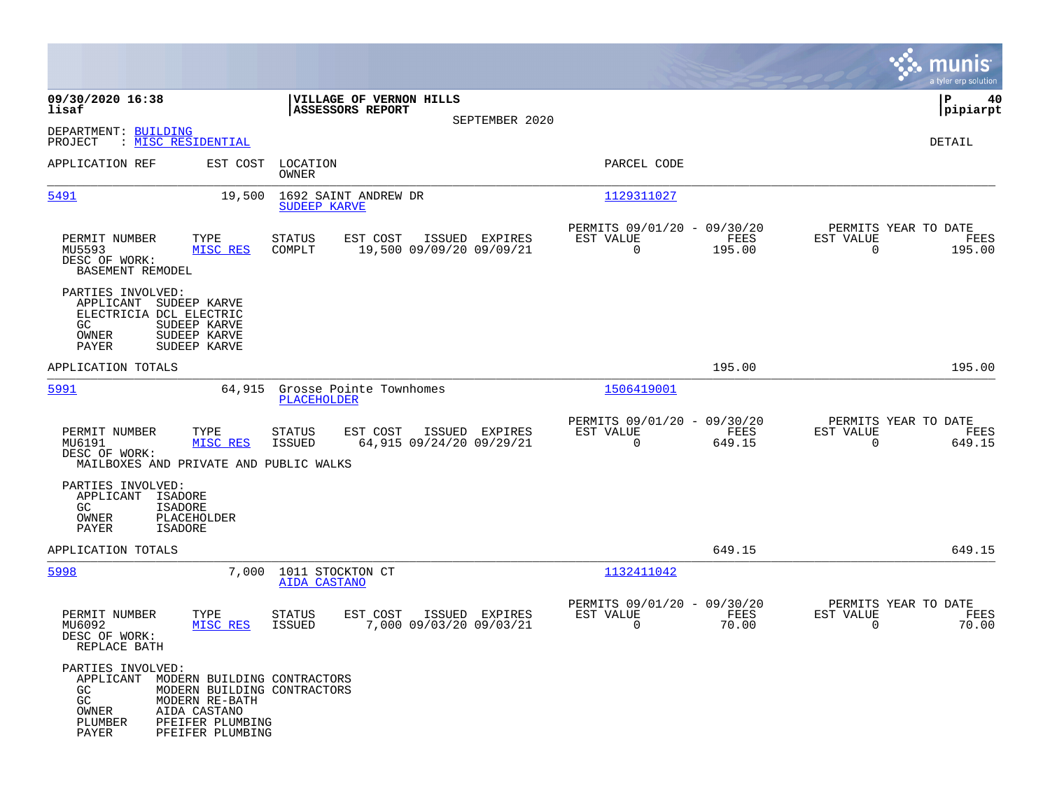**09/30/2020 16:38** — **VILLAGE OF VERNON HILLS** — **ASSESSORS REPORT**
**lisaf** — SEPTEMBER 2020 — **pipiarpt**

DEPARTMENT: BUILDING
PROJECT : MISC RESIDENTIAL

DETAIL

| APPLICATION REF | EST COST | LOCATION / OWNER | PARCEL CODE |
|---|---|---|---|
| 5491 | 19,500 | 1692 SAINT ANDREW DR / SUDEEP KARVE | 1129311027 |

| PERMIT NUMBER | TYPE | STATUS | EST COST | ISSUED | EXPIRES | PERMITS 09/01/20 - 09/30/20 EST VALUE | FEES | PERMITS YEAR TO DATE EST VALUE | FEES |
|---|---|---|---|---|---|---|---|---|---|
| MU5593 | MISC RES | COMPLT | 19,500 | 09/09/20 | 09/09/21 | 0 | 195.00 | 0 | 195.00 |

DESC OF WORK:
BASEMENT REMODEL

PARTIES INVOLVED:
- APPLICANT SUDEEP KARVE
- ELECTRICIA DCL ELECTRIC
- GC SUDEEP KARVE
- OWNER SUDEEP KARVE
- PAYER SUDEEP KARVE

APPLICATION TOTALS: 195.00 | 195.00

| APPLICATION REF | EST COST | LOCATION / OWNER | PARCEL CODE |
|---|---|---|---|
| 5991 | 64,915 | Grosse Pointe Townhomes / PLACEHOLDER | 1506419001 |

| PERMIT NUMBER | TYPE | STATUS | EST COST | ISSUED | EXPIRES | PERMITS 09/01/20 - 09/30/20 EST VALUE | FEES | PERMITS YEAR TO DATE EST VALUE | FEES |
|---|---|---|---|---|---|---|---|---|---|
| MU6191 | MISC RES | ISSUED | 64,915 | 09/24/20 | 09/29/21 | 0 | 649.15 | 0 | 649.15 |

DESC OF WORK:
MAILBOXES AND PRIVATE AND PUBLIC WALKS

PARTIES INVOLVED:
- APPLICANT ISADORE
- GC ISADORE
- OWNER PLACEHOLDER
- PAYER ISADORE

APPLICATION TOTALS: 649.15 | 649.15

| APPLICATION REF | EST COST | LOCATION / OWNER | PARCEL CODE |
|---|---|---|---|
| 5998 | 7,000 | 1011 STOCKTON CT / AIDA CASTANO | 1132411042 |

| PERMIT NUMBER | TYPE | STATUS | EST COST | ISSUED | EXPIRES | PERMITS 09/01/20 - 09/30/20 EST VALUE | FEES | PERMITS YEAR TO DATE EST VALUE | FEES |
|---|---|---|---|---|---|---|---|---|---|
| MU6092 | MISC RES | ISSUED | 7,000 | 09/03/20 | 09/03/21 | 0 | 70.00 | 0 | 70.00 |

DESC OF WORK:
REPLACE BATH

PARTIES INVOLVED:
- APPLICANT MODERN BUILDING CONTRACTORS
- GC MODERN BUILDING CONTRACTORS
- GC MODERN RE-BATH
- OWNER AIDA CASTANO
- PLUMBER PFEIFER PLUMBING
- PAYER PFEIFER PLUMBING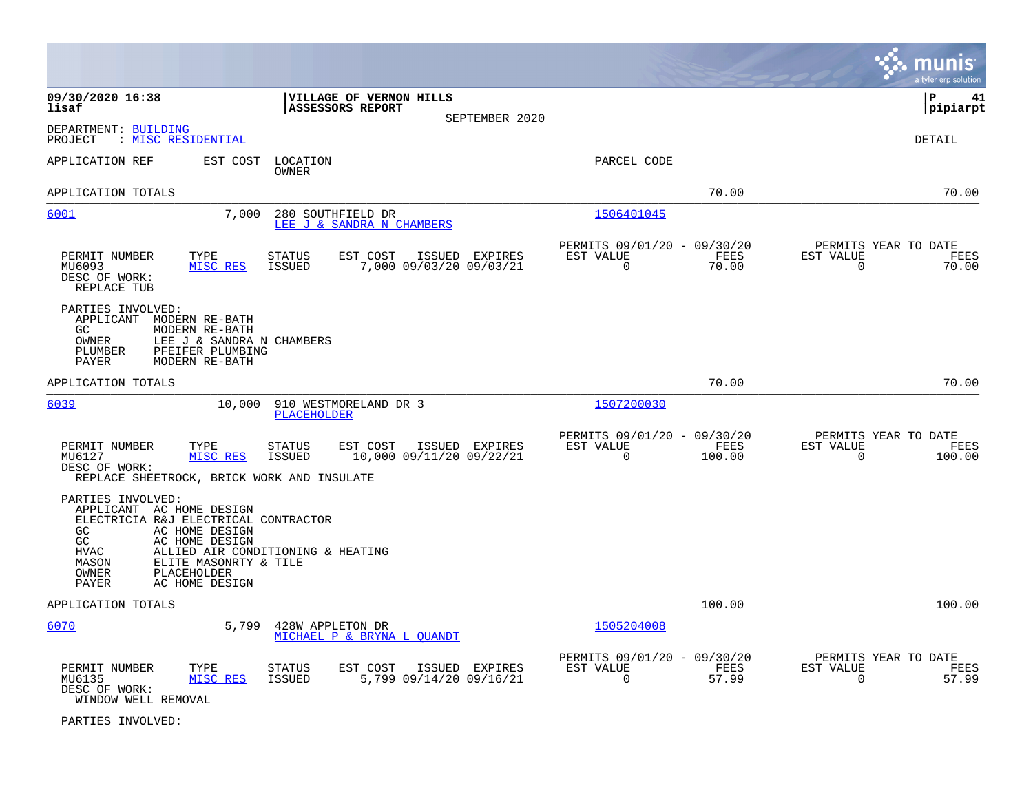09/30/2020 16:38
lisaf

**VILLAGE OF VERNON HILLS**
**ASSESSORS REPORT**
SEPTEMBER 2020

pipiarpt

DEPARTMENT: BUILDING
PROJECT : MISC RESIDENTIAL

DETAIL

| APPLICATION REF | EST COST | LOCATION / OWNER | PARCEL CODE | | |
|---|---|---|---|---|---|
| APPLICATION TOTALS | | | | 70.00 | 70.00 |

**6001** — 7,000 — 280 SOUTHFIELD DR — LEE J & SANDRA N CHAMBERS — 1506401045

| PERMIT NUMBER | TYPE | STATUS | EST COST | ISSUED | EXPIRES | PERMITS 09/01/20 - 09/30/20 EST VALUE | FEES | PERMITS YEAR TO DATE EST VALUE | FEES |
|---|---|---|---|---|---|---|---|---|---|
| MU6093 | MISC RES | ISSUED | 7,000 | 09/03/20 | 09/03/21 | 0 | 70.00 | 0 | 70.00 |

DESC OF WORK:
REPLACE TUB

PARTIES INVOLVED:

| | |
|---|---|
| APPLICANT | MODERN RE-BATH |
| GC | MODERN RE-BATH |
| OWNER | LEE J & SANDRA N CHAMBERS |
| PLUMBER | PFEIFER PLUMBING |
| PAYER | MODERN RE-BATH |

APPLICATION TOTALS — 70.00 — 70.00

**6039** — 10,000 — 910 WESTMORELAND DR 3 — PLACEHOLDER — 1507200030

| PERMIT NUMBER | TYPE | STATUS | EST COST | ISSUED | EXPIRES | PERMITS 09/01/20 - 09/30/20 EST VALUE | FEES | PERMITS YEAR TO DATE EST VALUE | FEES |
|---|---|---|---|---|---|---|---|---|---|
| MU6127 | MISC RES | ISSUED | 10,000 | 09/11/20 | 09/22/21 | 0 | 100.00 | 0 | 100.00 |

DESC OF WORK:
REPLACE SHEETROCK, BRICK WORK AND INSULATE

PARTIES INVOLVED:

| | |
|---|---|
| APPLICANT | AC HOME DESIGN |
| ELECTRICIA | R&J ELECTRICAL CONTRACTOR |
| GC | AC HOME DESIGN |
| GC | AC HOME DESIGN |
| HVAC | ALLIED AIR CONDITIONING & HEATING |
| MASON | ELITE MASONRTY & TILE |
| OWNER | PLACEHOLDER |
| PAYER | AC HOME DESIGN |

APPLICATION TOTALS — 100.00 — 100.00

**6070** — 5,799 — 428W APPLETON DR — MICHAEL P & BRYNA L QUANDT — 1505204008

| PERMIT NUMBER | TYPE | STATUS | EST COST | ISSUED | EXPIRES | PERMITS 09/01/20 - 09/30/20 EST VALUE | FEES | PERMITS YEAR TO DATE EST VALUE | FEES |
|---|---|---|---|---|---|---|---|---|---|
| MU6135 | MISC RES | ISSUED | 5,799 | 09/14/20 | 09/16/21 | 0 | 57.99 | 0 | 57.99 |

DESC OF WORK:
WINDOW WELL REMOVAL

PARTIES INVOLVED: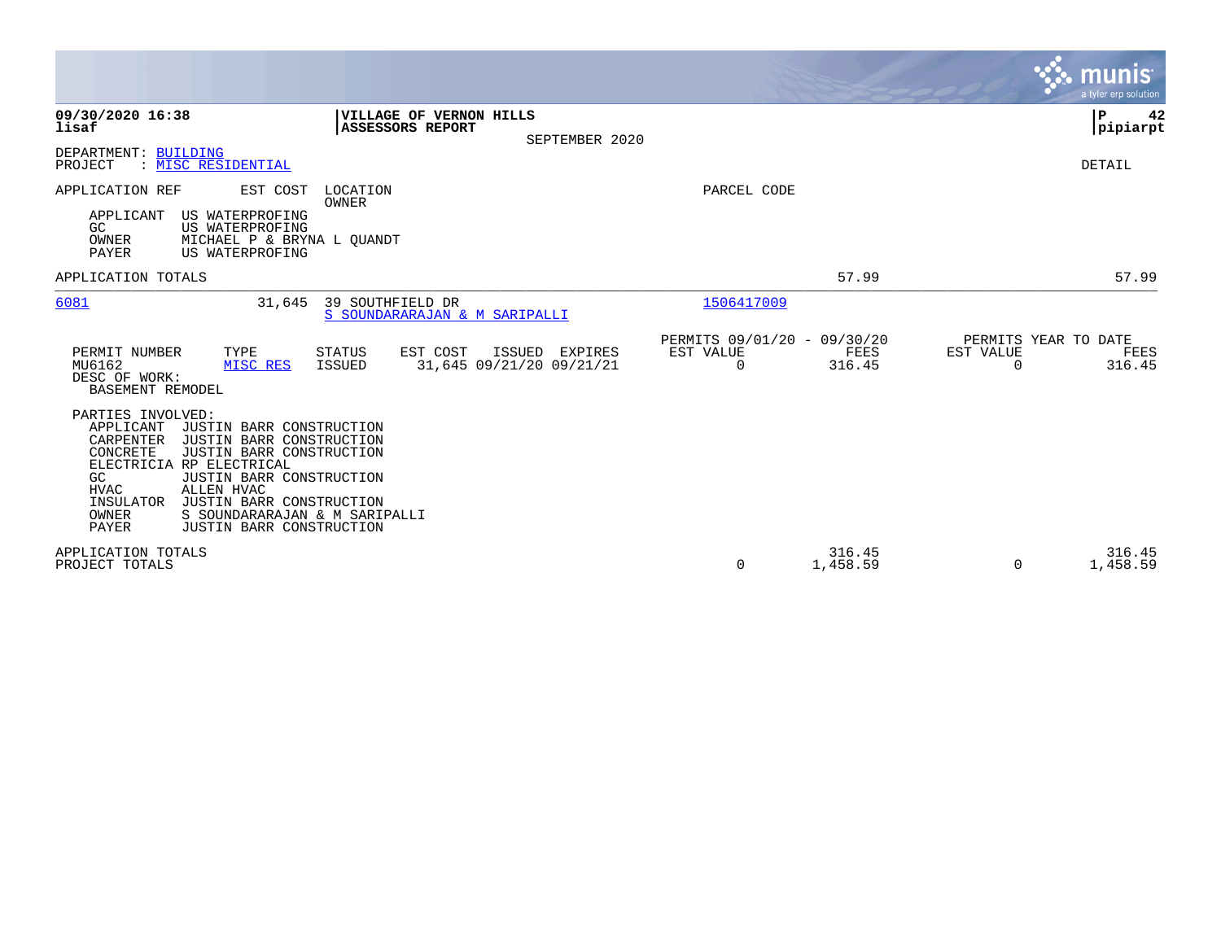**09/30/2020 16:38** | **VILLAGE OF VERNON HILLS**
**lisaf** | **ASSESSORS REPORT**

SEPTEMBER 2020

DEPARTMENT: BUILDING
PROJECT : MISC RESIDENTIAL

DETAIL

APPLICATION REF | EST COST | LOCATION / OWNER | PARCEL CODE

APPLICANT US WATERPROFING
GC US WATERPROFING
OWNER MICHAEL P & BRYNA L QUANDT
PAYER US WATERPROFING

APPLICATION TOTALS 57.99 57.99

---

6081 | 31,645 | 39 SOUTHFIELD DR / S SOUNDARARAJAN & M SARIPALLI | 1506417009

| PERMIT NUMBER | TYPE | STATUS | EST COST | ISSUED | EXPIRES | PERMITS 09/01/20 - 09/30/20 EST VALUE | FEES | PERMITS YEAR TO DATE EST VALUE | FEES |
|---|---|---|---|---|---|---|---|---|---|
| MU6162 | MISC RES | ISSUED | 31,645 | 09/21/20 | 09/21/21 | 0 | 316.45 | 0 | 316.45 |

DESC OF WORK:
BASEMENT REMODEL

PARTIES INVOLVED:
APPLICANT JUSTIN BARR CONSTRUCTION
CARPENTER JUSTIN BARR CONSTRUCTION
CONCRETE JUSTIN BARR CONSTRUCTION
ELECTRICIA RP ELECTRICAL
GC JUSTIN BARR CONSTRUCTION
HVAC ALLEN HVAC
INSULATOR JUSTIN BARR CONSTRUCTION
OWNER S SOUNDARARAJAN & M SARIPALLI
PAYER JUSTIN BARR CONSTRUCTION

| | EST VALUE | FEES | YTD EST VALUE | YTD FEES |
|---|---|---|---|---|
| APPLICATION TOTALS | | 316.45 | | 316.45 |
| PROJECT TOTALS | 0 | 1,458.59 | 0 | 1,458.59 |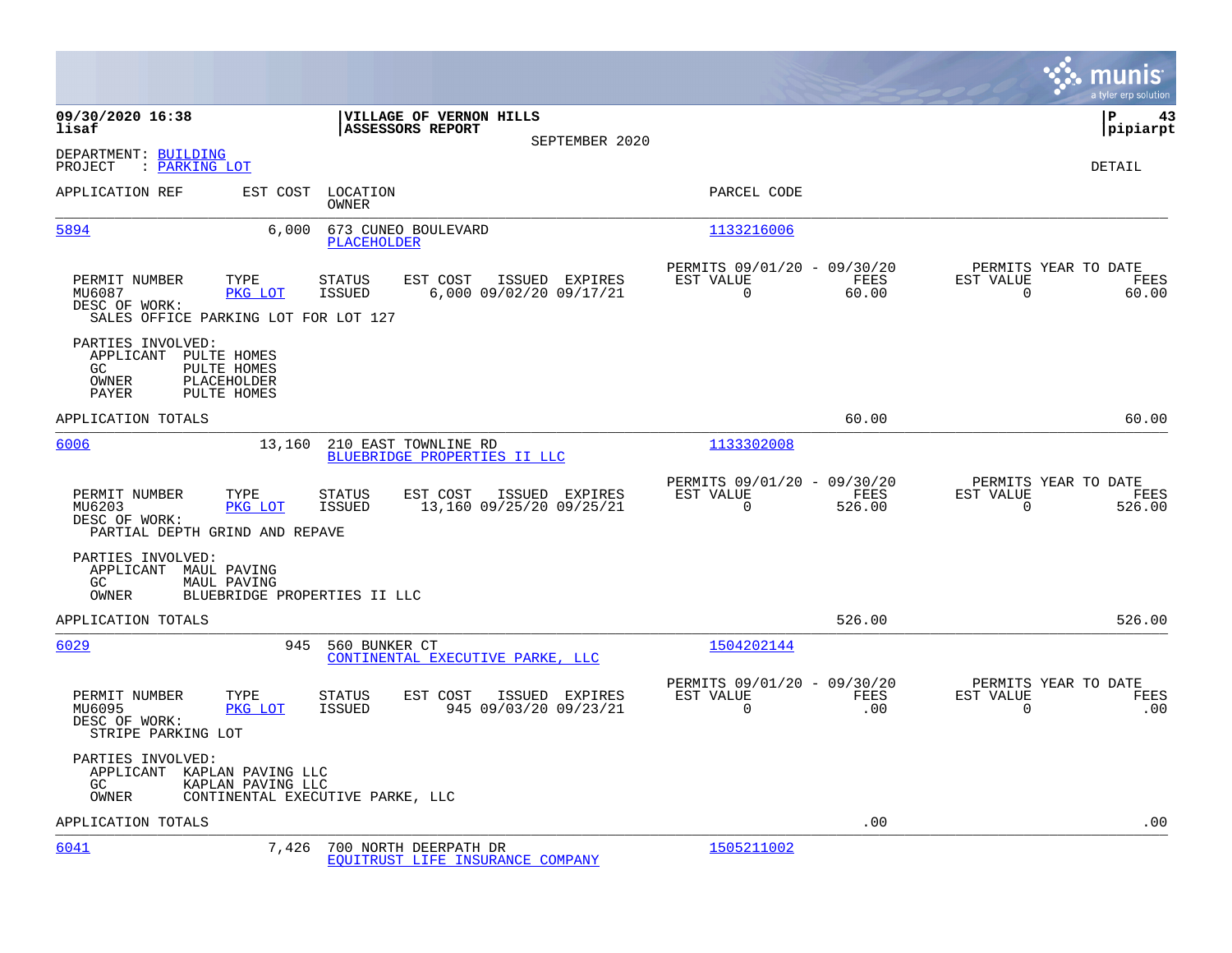**09/30/2020 16:38**
**lisaf**

**VILLAGE OF VERNON HILLS**
**ASSESSORS REPORT**
SEPTEMBER 2020

**P 43**
**pipiarpt**

DEPARTMENT: BUILDING
PROJECT : PARKING LOT

DETAIL

| APPLICATION REF | EST COST | LOCATION / OWNER | PARCEL CODE |
|---|---|---|---|
| 5894 | 6,000 | 673 CUNEO BOULEVARD / PLACEHOLDER | 1133216006 |

| PERMIT NUMBER | TYPE | STATUS | EST COST | ISSUED | EXPIRES | PERMITS 09/01/20 - 09/30/20 EST VALUE | FEES | PERMITS YEAR TO DATE EST VALUE | FEES |
|---|---|---|---|---|---|---|---|---|---|
| MU6087 | PKG LOT | ISSUED | 6,000 | 09/02/20 | 09/17/21 | 0 | 60.00 | 0 | 60.00 |

DESC OF WORK:
SALES OFFICE PARKING LOT FOR LOT 127

PARTIES INVOLVED:
APPLICANT PULTE HOMES
GC PULTE HOMES
OWNER PLACEHOLDER
PAYER PULTE HOMES

APPLICATION TOTALS 60.00 60.00

| APPLICATION REF | EST COST | LOCATION / OWNER | PARCEL CODE |
|---|---|---|---|
| 6006 | 13,160 | 210 EAST TOWNLINE RD / BLUEBRIDGE PROPERTIES II LLC | 1133302008 |

| PERMIT NUMBER | TYPE | STATUS | EST COST | ISSUED | EXPIRES | PERMITS 09/01/20 - 09/30/20 EST VALUE | FEES | PERMITS YEAR TO DATE EST VALUE | FEES |
|---|---|---|---|---|---|---|---|---|---|
| MU6203 | PKG LOT | ISSUED | 13,160 | 09/25/20 | 09/25/21 | 0 | 526.00 | 0 | 526.00 |

DESC OF WORK:
PARTIAL DEPTH GRIND AND REPAVE

PARTIES INVOLVED:
APPLICANT MAUL PAVING
GC MAUL PAVING
OWNER BLUEBRIDGE PROPERTIES II LLC

APPLICATION TOTALS 526.00 526.00

| APPLICATION REF | EST COST | LOCATION / OWNER | PARCEL CODE |
|---|---|---|---|
| 6029 | 945 | 560 BUNKER CT / CONTINENTAL EXECUTIVE PARKE, LLC | 1504202144 |

| PERMIT NUMBER | TYPE | STATUS | EST COST | ISSUED | EXPIRES | PERMITS 09/01/20 - 09/30/20 EST VALUE | FEES | PERMITS YEAR TO DATE EST VALUE | FEES |
|---|---|---|---|---|---|---|---|---|---|
| MU6095 | PKG LOT | ISSUED | 945 | 09/03/20 | 09/23/21 | 0 | .00 | 0 | .00 |

DESC OF WORK:
STRIPE PARKING LOT

PARTIES INVOLVED:
APPLICANT KAPLAN PAVING LLC
GC KAPLAN PAVING LLC
OWNER CONTINENTAL EXECUTIVE PARKE, LLC

APPLICATION TOTALS .00 .00

| APPLICATION REF | EST COST | LOCATION / OWNER | PARCEL CODE |
|---|---|---|---|
| 6041 | 7,426 | 700 NORTH DEERPATH DR / EQUITRUST LIFE INSURANCE COMPANY | 1505211002 |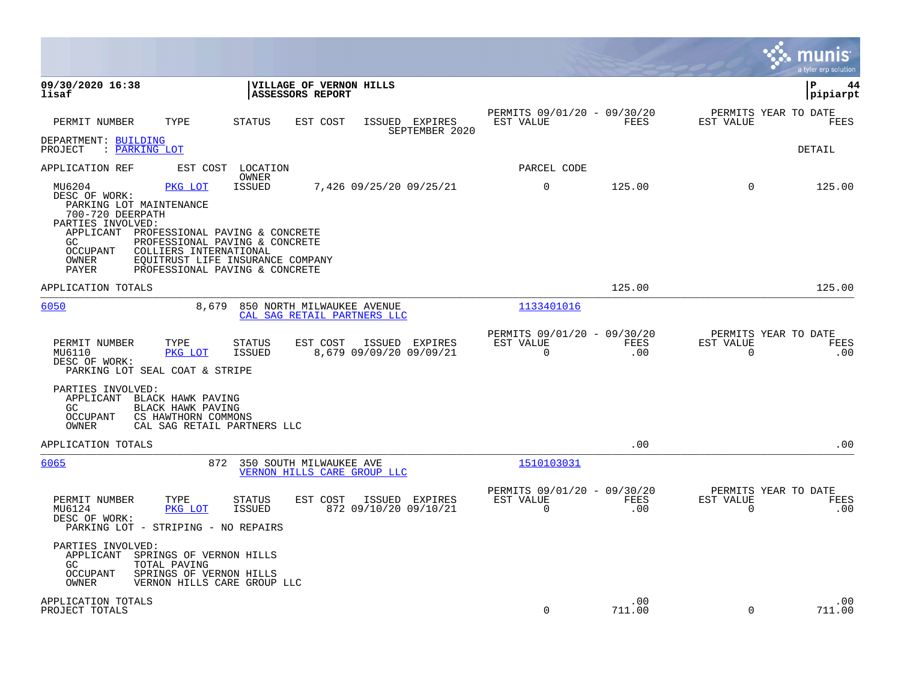**09/30/2020 16:38** | **VILLAGE OF VERNON HILLS** | **P 44**
**lisaf** | **ASSESSORS REPORT** | **pipiarpt**

| PERMIT NUMBER | TYPE | STATUS | EST COST | ISSUED | EXPIRES | PERMITS 09/01/20 - 09/30/20 EST VALUE | FEES | PERMITS YEAR TO DATE EST VALUE | FEES |
|---|---|---|---|---|---|---|---|---|---|
| | | | | | SEPTEMBER 2020 | | | | |

DEPARTMENT: BUILDING
PROJECT : PARKING LOT

DETAIL

APPLICATION REF | EST COST | LOCATION / OWNER | PARCEL CODE

| PERMIT NUMBER | TYPE | STATUS | EST COST | ISSUED | EXPIRES | EST VALUE | FEES | EST VALUE | FEES |
|---|---|---|---|---|---|---|---|---|---|
| MU6204 | PKG LOT | ISSUED | 7,426 | 09/25/20 | 09/25/21 | 0 | 125.00 | 0 | 125.00 |

DESC OF WORK:
PARKING LOT MAINTENANCE
700-720 DEERPATH

PARTIES INVOLVED:
- APPLICANT PROFESSIONAL PAVING & CONCRETE
- GC PROFESSIONAL PAVING & CONCRETE
- OCCUPANT COLLIERS INTERNATIONAL
- OWNER EQUITRUST LIFE INSURANCE COMPANY
- PAYER PROFESSIONAL PAVING & CONCRETE

APPLICATION TOTALS | 125.00 | 125.00

---

6050 | 8,679 | 850 NORTH MILWAUKEE AVENUE / CAL SAG RETAIL PARTNERS LLC | 1133401016

| PERMIT NUMBER | TYPE | STATUS | EST COST | ISSUED | EXPIRES | PERMITS 09/01/20 - 09/30/20 EST VALUE | FEES | PERMITS YEAR TO DATE EST VALUE | FEES |
|---|---|---|---|---|---|---|---|---|---|
| MU6110 | PKG LOT | ISSUED | 8,679 | 09/09/20 | 09/09/21 | 0 | .00 | 0 | .00 |

DESC OF WORK:
PARKING LOT SEAL COAT & STRIPE

PARTIES INVOLVED:
- APPLICANT BLACK HAWK PAVING
- GC BLACK HAWK PAVING
- OCCUPANT CS HAWTHORN COMMONS
- OWNER CAL SAG RETAIL PARTNERS LLC

APPLICATION TOTALS | .00 | .00

---

6065 | 872 | 350 SOUTH MILWAUKEE AVE / VERNON HILLS CARE GROUP LLC | 1510103031

| PERMIT NUMBER | TYPE | STATUS | EST COST | ISSUED | EXPIRES | PERMITS 09/01/20 - 09/30/20 EST VALUE | FEES | PERMITS YEAR TO DATE EST VALUE | FEES |
|---|---|---|---|---|---|---|---|---|---|
| MU6124 | PKG LOT | ISSUED | 872 | 09/10/20 | 09/10/21 | 0 | .00 | 0 | .00 |

DESC OF WORK:
PARKING LOT - STRIPING - NO REPAIRS

PARTIES INVOLVED:
- APPLICANT SPRINGS OF VERNON HILLS
- GC TOTAL PAVING
- OCCUPANT SPRINGS OF VERNON HILLS
- OWNER VERNON HILLS CARE GROUP LLC

| | EST VALUE | FEES | EST VALUE | FEES |
|---|---|---|---|---|
| APPLICATION TOTALS | | .00 | | .00 |
| PROJECT TOTALS | 0 | 711.00 | 0 | 711.00 |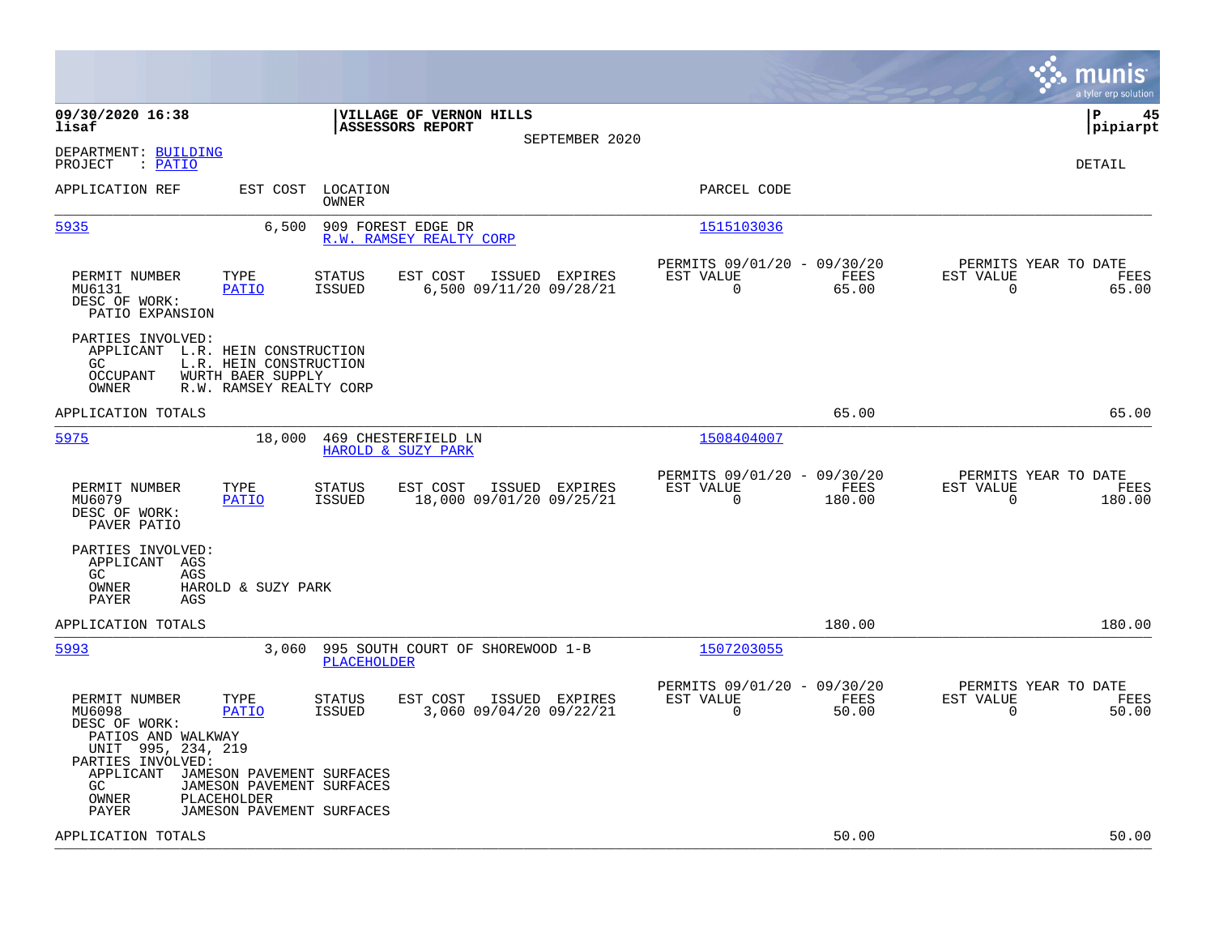**09/30/2020 16:38**
**lisaf**

**VILLAGE OF VERNON HILLS**
**ASSESSORS REPORT**
SEPTEMBER 2020

**P 45**
**pipiarpt**

DEPARTMENT: BUILDING
PROJECT : PATIO

DETAIL

| APPLICATION REF | EST COST | LOCATION / OWNER | PARCEL CODE |
|---|---|---|---|
| 5935 | 6,500 | 909 FOREST EDGE DR / R.W. RAMSEY REALTY CORP | 1515103036 |

| PERMIT NUMBER | TYPE | STATUS | EST COST | ISSUED | EXPIRES | PERMITS 09/01/20 - 09/30/20 EST VALUE | FEES | PERMITS YEAR TO DATE EST VALUE | FEES |
|---|---|---|---|---|---|---|---|---|---|
| MU6131 | PATIO | ISSUED | 6,500 | 09/11/20 | 09/28/21 | 0 | 65.00 | 0 | 65.00 |

DESC OF WORK:
PATIO EXPANSION

PARTIES INVOLVED:
- APPLICANT L.R. HEIN CONSTRUCTION
- GC L.R. HEIN CONSTRUCTION
- OCCUPANT WURTH BAER SUPPLY
- OWNER R.W. RAMSEY REALTY CORP

APPLICATION TOTALS 65.00 65.00

| APPLICATION REF | EST COST | LOCATION / OWNER | PARCEL CODE |
|---|---|---|---|
| 5975 | 18,000 | 469 CHESTERFIELD LN / HAROLD & SUZY PARK | 1508404007 |

| PERMIT NUMBER | TYPE | STATUS | EST COST | ISSUED | EXPIRES | PERMITS 09/01/20 - 09/30/20 EST VALUE | FEES | PERMITS YEAR TO DATE EST VALUE | FEES |
|---|---|---|---|---|---|---|---|---|---|
| MU6079 | PATIO | ISSUED | 18,000 | 09/01/20 | 09/25/21 | 0 | 180.00 | 0 | 180.00 |

DESC OF WORK:
PAVER PATIO

PARTIES INVOLVED:
- APPLICANT AGS
- GC AGS
- OWNER HAROLD & SUZY PARK
- PAYER AGS

APPLICATION TOTALS 180.00 180.00

| APPLICATION REF | EST COST | LOCATION / OWNER | PARCEL CODE |
|---|---|---|---|
| 5993 | 3,060 | 995 SOUTH COURT OF SHOREWOOD 1-B / PLACEHOLDER | 1507203055 |

| PERMIT NUMBER | TYPE | STATUS | EST COST | ISSUED | EXPIRES | PERMITS 09/01/20 - 09/30/20 EST VALUE | FEES | PERMITS YEAR TO DATE EST VALUE | FEES |
|---|---|---|---|---|---|---|---|---|---|
| MU6098 | PATIO | ISSUED | 3,060 | 09/04/20 | 09/22/21 | 0 | 50.00 | 0 | 50.00 |

DESC OF WORK:
PATIOS AND WALKWAY
UNIT 995, 234, 219

PARTIES INVOLVED:
- APPLICANT JAMESON PAVEMENT SURFACES
- GC JAMESON PAVEMENT SURFACES
- OWNER PLACEHOLDER
- PAYER JAMESON PAVEMENT SURFACES

APPLICATION TOTALS 50.00 50.00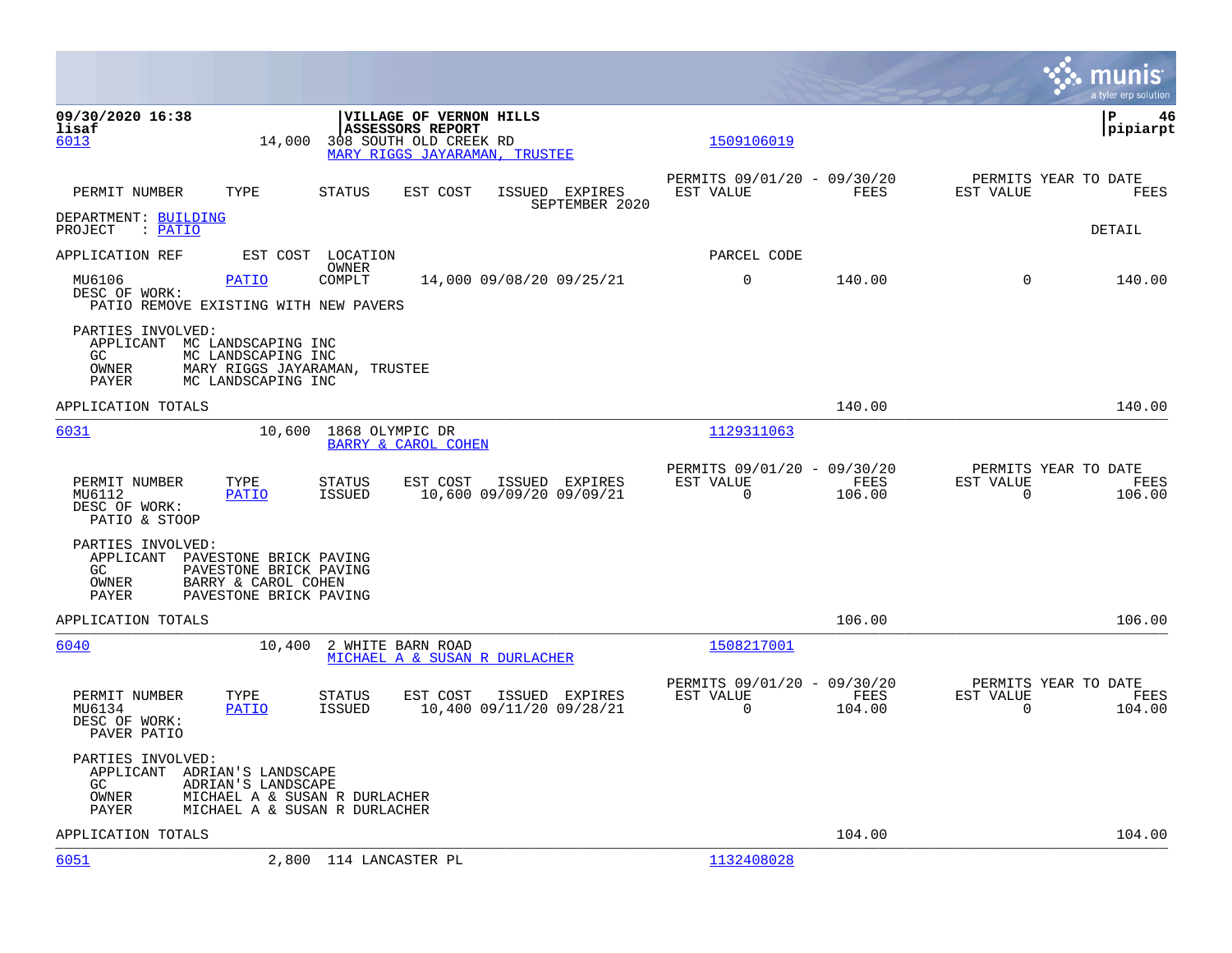09/30/2020 16:38
lisaf

**VILLAGE OF VERNON HILLS**
**ASSESSORS REPORT**

pipiarpt

SEPTEMBER 2020

| 6013 | 14,000 | 308 SOUTH OLD CREEK RD<br>MARY RIGGS JAYARAMAN, TRUSTEE | 1509106019 |
|---|---|---|---|

| PERMIT NUMBER | TYPE | STATUS | EST COST | ISSUED | EXPIRES | PERMITS 09/01/20 - 09/30/20 EST VALUE | FEES | PERMITS YEAR TO DATE EST VALUE | FEES |
|---|---|---|---|---|---|---|---|---|---|

DEPARTMENT: BUILDING
PROJECT : PATIO

DETAIL

| APPLICATION REF | EST COST | LOCATION / OWNER | | | | PARCEL CODE | | | |
|---|---|---|---|---|---|---|---|---|---|
| MU6106 | PATIO | COMPLT | 14,000 | 09/08/20 | 09/25/21 | 0 | 140.00 | 0 | 140.00 |

DESC OF WORK:
PATIO REMOVE EXISTING WITH NEW PAVERS

PARTIES INVOLVED:
- APPLICANT MC LANDSCAPING INC
- GC MC LANDSCAPING INC
- OWNER MARY RIGGS JAYARAMAN, TRUSTEE
- PAYER MC LANDSCAPING INC

APPLICATION TOTALS 140.00 140.00

| 6031 | 10,600 | 1868 OLYMPIC DR<br>BARRY & CAROL COHEN | 1129311063 |
|---|---|---|---|

| PERMIT NUMBER | TYPE | STATUS | EST COST | ISSUED | EXPIRES | PERMITS 09/01/20 - 09/30/20 EST VALUE | FEES | PERMITS YEAR TO DATE EST VALUE | FEES |
|---|---|---|---|---|---|---|---|---|---|
| MU6112 | PATIO | ISSUED | 10,600 | 09/09/20 | 09/09/21 | 0 | 106.00 | 0 | 106.00 |

DESC OF WORK:
PATIO & STOOP

PARTIES INVOLVED:
- APPLICANT PAVESTONE BRICK PAVING
- GC PAVESTONE BRICK PAVING
- OWNER BARRY & CAROL COHEN
- PAYER PAVESTONE BRICK PAVING

APPLICATION TOTALS 106.00 106.00

| 6040 | 10,400 | 2 WHITE BARN ROAD<br>MICHAEL A & SUSAN R DURLACHER | 1508217001 |
|---|---|---|---|

| PERMIT NUMBER | TYPE | STATUS | EST COST | ISSUED | EXPIRES | PERMITS 09/01/20 - 09/30/20 EST VALUE | FEES | PERMITS YEAR TO DATE EST VALUE | FEES |
|---|---|---|---|---|---|---|---|---|---|
| MU6134 | PATIO | ISSUED | 10,400 | 09/11/20 | 09/28/21 | 0 | 104.00 | 0 | 104.00 |

DESC OF WORK:
PAVER PATIO

PARTIES INVOLVED:
- APPLICANT ADRIAN'S LANDSCAPE
- GC ADRIAN'S LANDSCAPE
- OWNER MICHAEL A & SUSAN R DURLACHER
- PAYER MICHAEL A & SUSAN R DURLACHER

APPLICATION TOTALS 104.00 104.00

| 6051 | 2,800 | 114 LANCASTER PL | 1132408028 |
|---|---|---|---|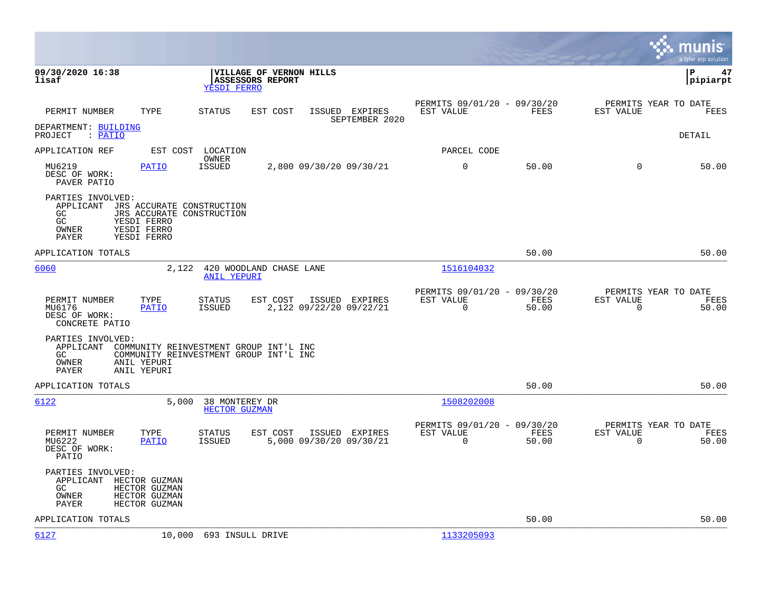**09/30/2020 16:38**
**lisaf**

**VILLAGE OF VERNON HILLS**
**ASSESSORS REPORT**
YESDI FERRO

**P 47**
**pipiarpt**

| PERMIT NUMBER | TYPE | STATUS | EST COST | ISSUED | EXPIRES | PERMITS 09/01/20 - 09/30/20 EST VALUE | FEES | PERMITS YEAR TO DATE EST VALUE | FEES |
|---|---|---|---|---|---|---|---|---|---|
| | | | | SEPTEMBER 2020 | | | | | |

DEPARTMENT: BUILDING
PROJECT : PATIO

DETAIL

APPLICATION REF | EST COST | LOCATION / OWNER | PARCEL CODE

| PERMIT NUMBER | TYPE | STATUS | EST COST | ISSUED | EXPIRES | EST VALUE | FEES | EST VALUE | FEES |
|---|---|---|---|---|---|---|---|---|---|
| MU6219 | PATIO | ISSUED | 2,800 | 09/30/20 | 09/30/21 | 0 | 50.00 | 0 | 50.00 |

DESC OF WORK:
PAVER PATIO

PARTIES INVOLVED:
- APPLICANT JRS ACCURATE CONSTRUCTION
- GC JRS ACCURATE CONSTRUCTION
- GC YESDI FERRO
- OWNER YESDI FERRO
- PAYER YESDI FERRO

APPLICATION TOTALS: 50.00 | 50.00

---

**6060** | 2,122 | 420 WOODLAND CHASE LANE | ANIL YEPURI | 1516104032

| PERMIT NUMBER | TYPE | STATUS | EST COST | ISSUED | EXPIRES | PERMITS 09/01/20 - 09/30/20 EST VALUE | FEES | PERMITS YEAR TO DATE EST VALUE | FEES |
|---|---|---|---|---|---|---|---|---|---|
| MU6176 | PATIO | ISSUED | 2,122 | 09/22/20 | 09/22/21 | 0 | 50.00 | 0 | 50.00 |

DESC OF WORK:
CONCRETE PATIO

PARTIES INVOLVED:
- APPLICANT COMMUNITY REINVESTMENT GROUP INT'L INC
- GC COMMUNITY REINVESTMENT GROUP INT'L INC
- OWNER ANIL YEPURI
- PAYER ANIL YEPURI

APPLICATION TOTALS: 50.00 | 50.00

---

**6122** | 5,000 | 38 MONTEREY DR | HECTOR GUZMAN | 1508202008

| PERMIT NUMBER | TYPE | STATUS | EST COST | ISSUED | EXPIRES | PERMITS 09/01/20 - 09/30/20 EST VALUE | FEES | PERMITS YEAR TO DATE EST VALUE | FEES |
|---|---|---|---|---|---|---|---|---|---|
| MU6222 | PATIO | ISSUED | 5,000 | 09/30/20 | 09/30/21 | 0 | 50.00 | 0 | 50.00 |

DESC OF WORK:
PATIO

PARTIES INVOLVED:
- APPLICANT HECTOR GUZMAN
- GC HECTOR GUZMAN
- OWNER HECTOR GUZMAN
- PAYER HECTOR GUZMAN

APPLICATION TOTALS: 50.00 | 50.00

---

**6127** | 10,000 | 693 INSULL DRIVE | 1133205093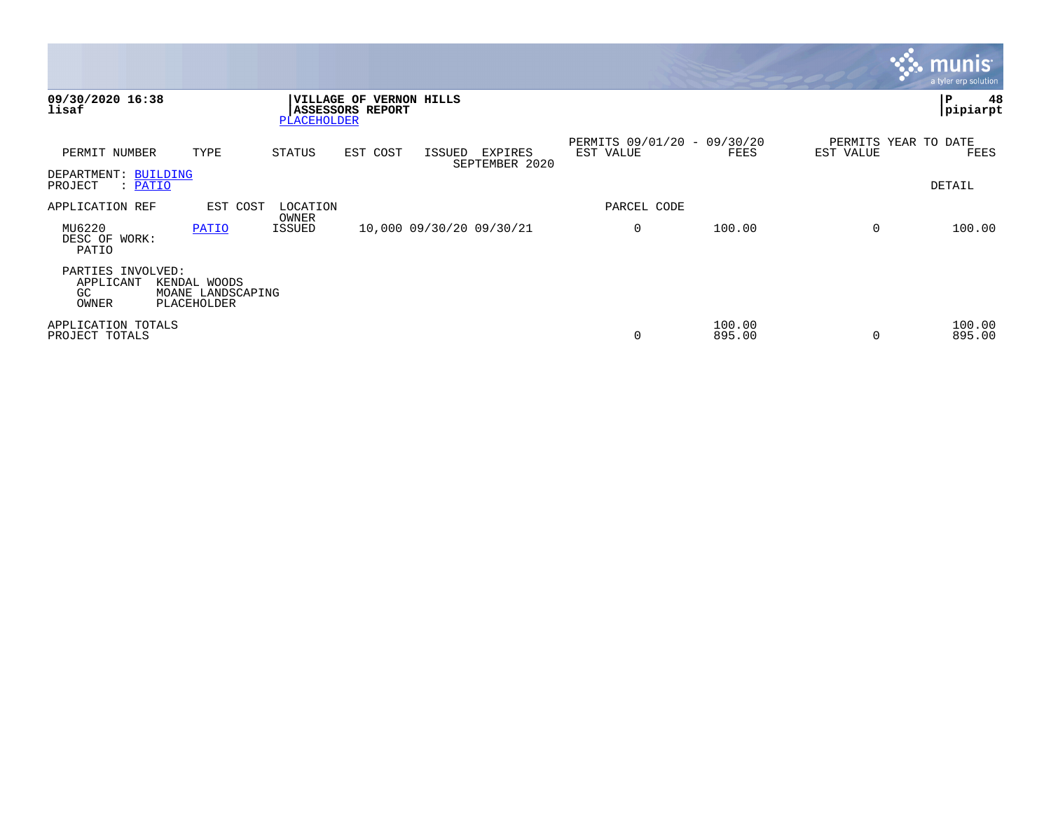**09/30/2020 16:38**
**lisaf**

**VILLAGE OF VERNON HILLS**
**ASSESSORS REPORT**
PLACEHOLDER

**P 48**
**pipiarpt**

| PERMIT NUMBER | TYPE | STATUS | EST COST | ISSUED | EXPIRES | PERMITS 09/01/20 - 09/30/20 EST VALUE | FEES | PERMITS YEAR TO DATE EST VALUE | FEES |
|---|---|---|---|---|---|---|---|---|---|
| | | | | | SEPTEMBER 2020 | | | | |

DEPARTMENT: BUILDING
PROJECT : PATIO

DETAIL

| APPLICATION REF | EST COST | LOCATION OWNER | | | | PARCEL CODE | | | |
|---|---|---|---|---|---|---|---|---|---|
| MU6220 | PATIO | ISSUED | 10,000 | 09/30/20 | 09/30/21 | 0 | 100.00 | 0 | 100.00 |

DESC OF WORK:
PATIO

PARTIES INVOLVED:
APPLICANT KENDAL WOODS
GC MOANE LANDSCAPING
OWNER PLACEHOLDER

| | EST VALUE | FEES | EST VALUE | FEES |
|---|---|---|---|---|
| APPLICATION TOTALS | | 100.00 | | 100.00 |
| PROJECT TOTALS | 0 | 895.00 | 0 | 895.00 |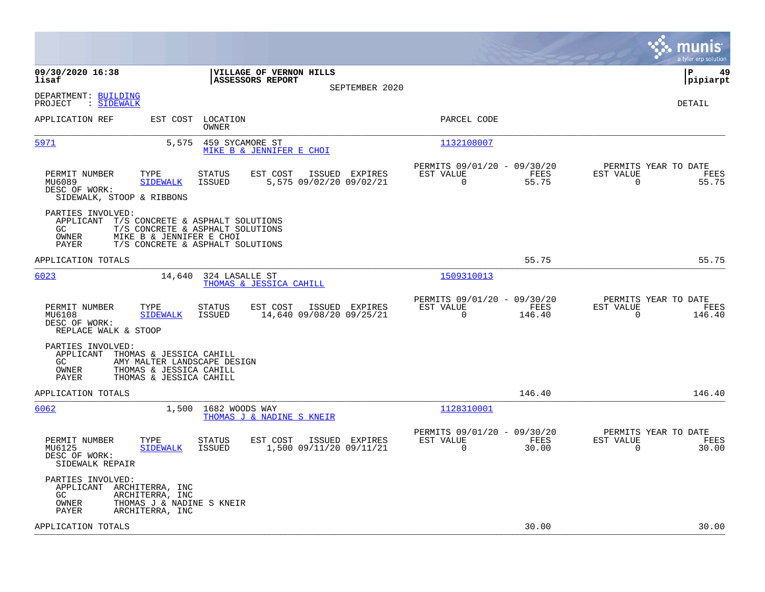**09/30/2020 16:38**
**lisaf**

**VILLAGE OF VERNON HILLS**
**ASSESSORS REPORT**
SEPTEMBER 2020

**P 49**
**pipiarpt**

DEPARTMENT: BUILDING
PROJECT : SIDEWALK

DETAIL

| APPLICATION REF | EST COST | LOCATION / OWNER | PARCEL CODE |
|---|---|---|---|
| 5971 | 5,575 | 459 SYCAMORE ST / MIKE B & JENNIFER E CHOI | 1132108007 |

| PERMIT NUMBER | TYPE | STATUS | EST COST | ISSUED | EXPIRES | PERMITS 09/01/20 - 09/30/20 EST VALUE | FEES | PERMITS YEAR TO DATE EST VALUE | FEES |
|---|---|---|---|---|---|---|---|---|---|
| MU6089 | SIDEWALK | ISSUED | 5,575 | 09/02/20 | 09/02/21 | 0 | 55.75 | 0 | 55.75 |

DESC OF WORK:
SIDEWALK, STOOP & RIBBONS

PARTIES INVOLVED:
- APPLICANT T/S CONCRETE & ASPHALT SOLUTIONS
- GC T/S CONCRETE & ASPHALT SOLUTIONS
- OWNER MIKE B & JENNIFER E CHOI
- PAYER T/S CONCRETE & ASPHALT SOLUTIONS

APPLICATION TOTALS 55.75 55.75

| APPLICATION REF | EST COST | LOCATION / OWNER | PARCEL CODE |
|---|---|---|---|
| 6023 | 14,640 | 324 LASALLE ST / THOMAS & JESSICA CAHILL | 1509310013 |

| PERMIT NUMBER | TYPE | STATUS | EST COST | ISSUED | EXPIRES | PERMITS 09/01/20 - 09/30/20 EST VALUE | FEES | PERMITS YEAR TO DATE EST VALUE | FEES |
|---|---|---|---|---|---|---|---|---|---|
| MU6108 | SIDEWALK | ISSUED | 14,640 | 09/08/20 | 09/25/21 | 0 | 146.40 | 0 | 146.40 |

DESC OF WORK:
REPLACE WALK & STOOP

PARTIES INVOLVED:
- APPLICANT THOMAS & JESSICA CAHILL
- GC AMY MALTER LANDSCAPE DESIGN
- OWNER THOMAS & JESSICA CAHILL
- PAYER THOMAS & JESSICA CAHILL

APPLICATION TOTALS 146.40 146.40

| APPLICATION REF | EST COST | LOCATION / OWNER | PARCEL CODE |
|---|---|---|---|
| 6062 | 1,500 | 1682 WOODS WAY / THOMAS J & NADINE S KNEIR | 1128310001 |

| PERMIT NUMBER | TYPE | STATUS | EST COST | ISSUED | EXPIRES | PERMITS 09/01/20 - 09/30/20 EST VALUE | FEES | PERMITS YEAR TO DATE EST VALUE | FEES |
|---|---|---|---|---|---|---|---|---|---|
| MU6125 | SIDEWALK | ISSUED | 1,500 | 09/11/20 | 09/11/21 | 0 | 30.00 | 0 | 30.00 |

DESC OF WORK:
SIDEWALK REPAIR

PARTIES INVOLVED:
- APPLICANT ARCHITERRA, INC
- GC ARCHITERRA, INC
- OWNER THOMAS J & NADINE S KNEIR
- PAYER ARCHITERRA, INC

APPLICATION TOTALS 30.00 30.00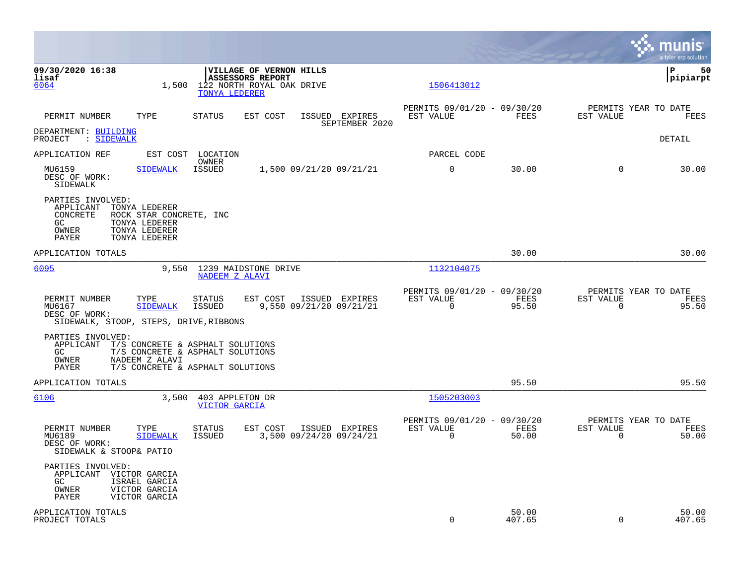09/30/2020 16:38
lisaf

**VILLAGE OF VERNON HILLS**
**ASSESSORS REPORT**

P 50
pipiarpt

6064 | 1,500 | 122 NORTH ROYAL OAK DRIVE | TONYA LEDERER | 1506413012

| PERMIT NUMBER | TYPE | STATUS | EST COST | ISSUED | EXPIRES | PERMITS 09/01/20 - 09/30/20 EST VALUE | FEES | PERMITS YEAR TO DATE EST VALUE | FEES |
|---|---|---|---|---|---|---|---|---|---|

SEPTEMBER 2020

DEPARTMENT: BUILDING
PROJECT : SIDEWALK

DETAIL

| APPLICATION REF | EST COST | LOCATION / OWNER | | | | PARCEL CODE | | | |
|---|---|---|---|---|---|---|---|---|---|
| MU6159 | SIDEWALK | ISSUED | 1,500 | 09/21/20 | 09/21/21 | 0 | 30.00 | 0 | 30.00 |

DESC OF WORK:
SIDEWALK

PARTIES INVOLVED:
- APPLICANT TONYA LEDERER
- CONCRETE ROCK STAR CONCRETE, INC
- GC TONYA LEDERER
- OWNER TONYA LEDERER
- PAYER TONYA LEDERER

APPLICATION TOTALS: 30.00 | 30.00

---

6095 | 9,550 | 1239 MAIDSTONE DRIVE | NADEEM Z ALAVI | 1132104075

| PERMIT NUMBER | TYPE | STATUS | EST COST | ISSUED | EXPIRES | PERMITS 09/01/20 - 09/30/20 EST VALUE | FEES | PERMITS YEAR TO DATE EST VALUE | FEES |
|---|---|---|---|---|---|---|---|---|---|
| MU6167 | SIDEWALK | ISSUED | 9,550 | 09/21/20 | 09/21/21 | 0 | 95.50 | 0 | 95.50 |

DESC OF WORK:
SIDEWALK, STOOP, STEPS, DRIVE,RIBBONS

PARTIES INVOLVED:
- APPLICANT T/S CONCRETE & ASPHALT SOLUTIONS
- GC T/S CONCRETE & ASPHALT SOLUTIONS
- OWNER NADEEM Z ALAVI
- PAYER T/S CONCRETE & ASPHALT SOLUTIONS

APPLICATION TOTALS: 95.50 | 95.50

---

6106 | 3,500 | 403 APPLETON DR | VICTOR GARCIA | 1505203003

| PERMIT NUMBER | TYPE | STATUS | EST COST | ISSUED | EXPIRES | PERMITS 09/01/20 - 09/30/20 EST VALUE | FEES | PERMITS YEAR TO DATE EST VALUE | FEES |
|---|---|---|---|---|---|---|---|---|---|
| MU6189 | SIDEWALK | ISSUED | 3,500 | 09/24/20 | 09/24/21 | 0 | 50.00 | 0 | 50.00 |

DESC OF WORK:
SIDEWALK & STOOP& PATIO

PARTIES INVOLVED:
- APPLICANT VICTOR GARCIA
- GC ISRAEL GARCIA
- OWNER VICTOR GARCIA
- PAYER VICTOR GARCIA

| | EST VALUE | FEES | EST VALUE | FEES |
|---|---|---|---|---|
| APPLICATION TOTALS | | 50.00 | | 50.00 |
| PROJECT TOTALS | 0 | 407.65 | 0 | 407.65 |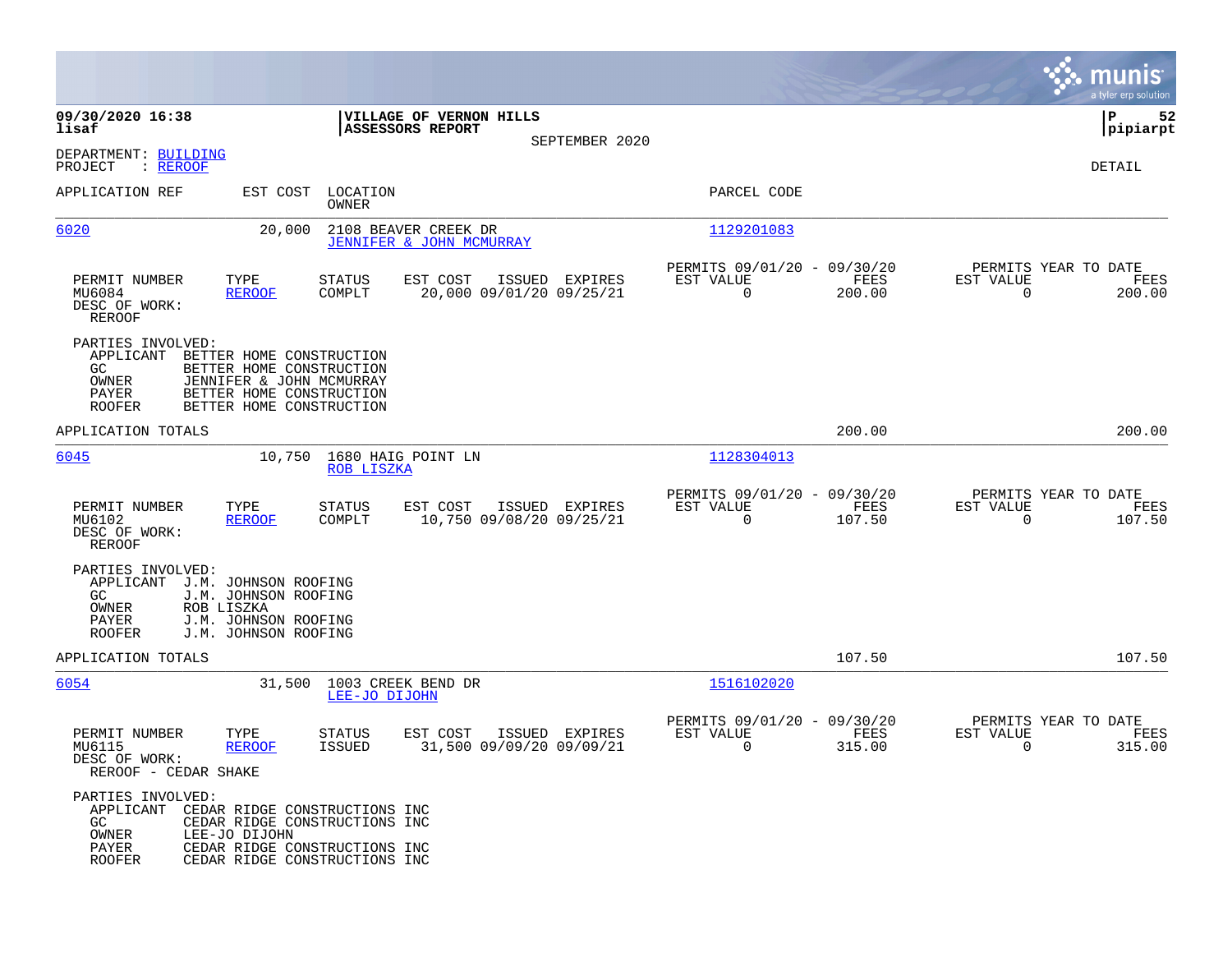**09/30/2020 16:38** | **VILLAGE OF VERNON HILLS** | **P 52**
**lisaf** | **ASSESSORS REPORT** | **pipiarpt**

SEPTEMBER 2020

DEPARTMENT: BUILDING
PROJECT : REROOF

DETAIL

| APPLICATION REF | EST COST | LOCATION / OWNER | PARCEL CODE |
|---|---|---|---|
| 6020 | 20,000 | 2108 BEAVER CREEK DR / JENNIFER & JOHN MCMURRAY | 1129201083 |

| PERMIT NUMBER | TYPE | STATUS | EST COST | ISSUED | EXPIRES | PERMITS 09/01/20 - 09/30/20 EST VALUE | FEES | PERMITS YEAR TO DATE EST VALUE | FEES |
|---|---|---|---|---|---|---|---|---|---|
| MU6084 | REROOF | COMPLT | 20,000 | 09/01/20 | 09/25/21 | 0 | 200.00 | 0 | 200.00 |

DESC OF WORK:
REROOF

PARTIES INVOLVED:
- APPLICANT BETTER HOME CONSTRUCTION
- GC BETTER HOME CONSTRUCTION
- OWNER JENNIFER & JOHN MCMURRAY
- PAYER BETTER HOME CONSTRUCTION
- ROOFER BETTER HOME CONSTRUCTION

APPLICATION TOTALS: 200.00 | 200.00

| APPLICATION REF | EST COST | LOCATION / OWNER | PARCEL CODE |
|---|---|---|---|
| 6045 | 10,750 | 1680 HAIG POINT LN / ROB LISZKA | 1128304013 |

| PERMIT NUMBER | TYPE | STATUS | EST COST | ISSUED | EXPIRES | PERMITS 09/01/20 - 09/30/20 EST VALUE | FEES | PERMITS YEAR TO DATE EST VALUE | FEES |
|---|---|---|---|---|---|---|---|---|---|
| MU6102 | REROOF | COMPLT | 10,750 | 09/08/20 | 09/25/21 | 0 | 107.50 | 0 | 107.50 |

DESC OF WORK:
REROOF

PARTIES INVOLVED:
- APPLICANT J.M. JOHNSON ROOFING
- GC J.M. JOHNSON ROOFING
- OWNER ROB LISZKA
- PAYER J.M. JOHNSON ROOFING
- ROOFER J.M. JOHNSON ROOFING

APPLICATION TOTALS: 107.50 | 107.50

| APPLICATION REF | EST COST | LOCATION / OWNER | PARCEL CODE |
|---|---|---|---|
| 6054 | 31,500 | 1003 CREEK BEND DR / LEE-JO DIJOHN | 1516102020 |

| PERMIT NUMBER | TYPE | STATUS | EST COST | ISSUED | EXPIRES | PERMITS 09/01/20 - 09/30/20 EST VALUE | FEES | PERMITS YEAR TO DATE EST VALUE | FEES |
|---|---|---|---|---|---|---|---|---|---|
| MU6115 | REROOF | ISSUED | 31,500 | 09/09/20 | 09/09/21 | 0 | 315.00 | 0 | 315.00 |

DESC OF WORK:
REROOF - CEDAR SHAKE

PARTIES INVOLVED:
- APPLICANT CEDAR RIDGE CONSTRUCTIONS INC
- GC CEDAR RIDGE CONSTRUCTIONS INC
- OWNER LEE-JO DIJOHN
- PAYER CEDAR RIDGE CONSTRUCTIONS INC
- ROOFER CEDAR RIDGE CONSTRUCTIONS INC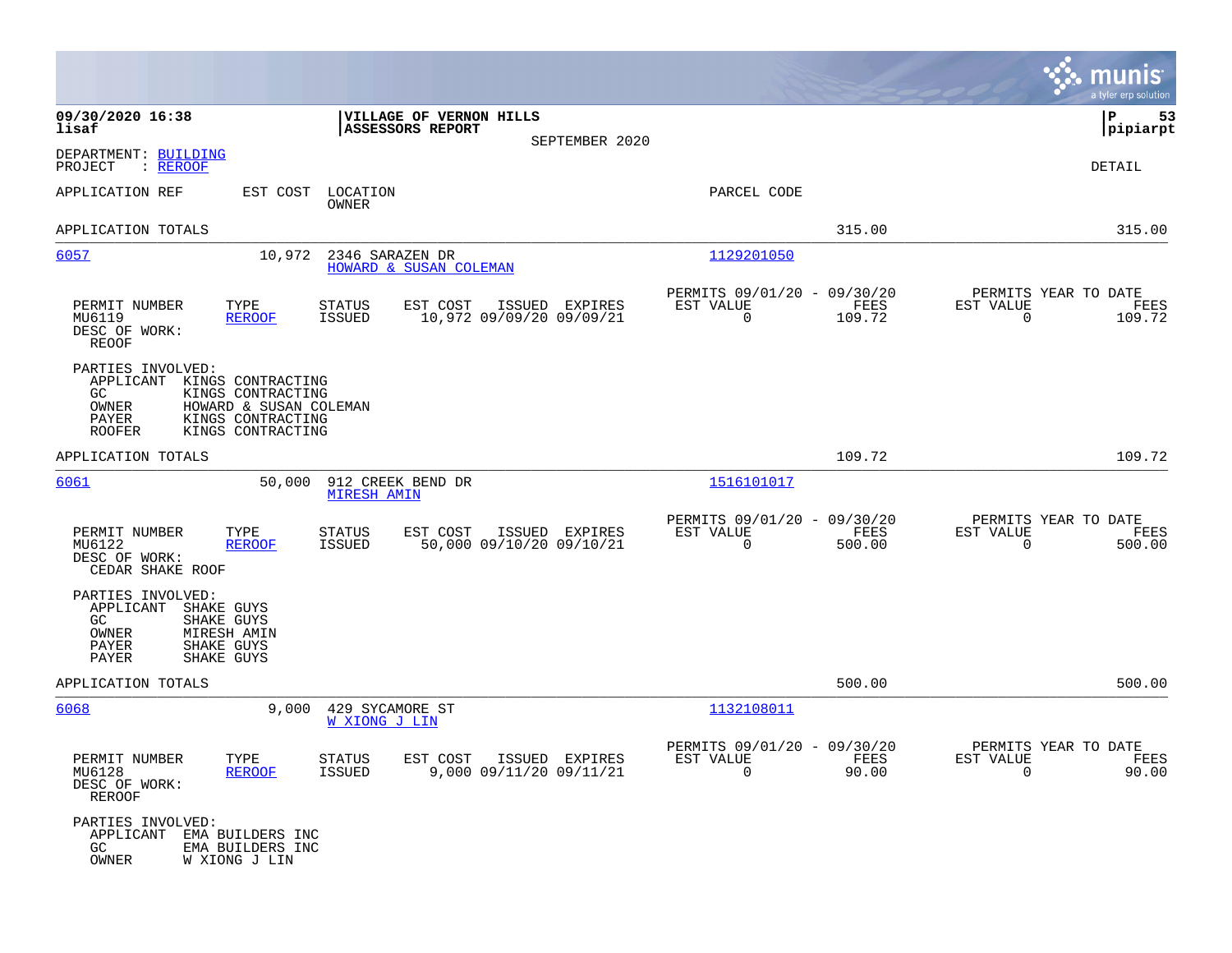**09/30/2020 16:38** | **VILLAGE OF VERNON HILLS** | **P 53**
**lisaf** | **ASSESSORS REPORT** | **pipiarpt**

SEPTEMBER 2020

DEPARTMENT: BUILDING
PROJECT : REROOF

DETAIL

APPLICATION REF | EST COST | LOCATION / OWNER | PARCEL CODE

APPLICATION TOTALS — 315.00 — 315.00

---

**6057** — 10,972 — 2346 SARAZEN DR — HOWARD & SUSAN COLEMAN — Parcel: 1129201050

| PERMIT NUMBER | TYPE | STATUS | EST COST | ISSUED | EXPIRES | PERMITS 09/01/20 - 09/30/20 EST VALUE | FEES | PERMITS YEAR TO DATE EST VALUE | FEES |
|---|---|---|---|---|---|---|---|---|---|
| MU6119 | REROOF | ISSUED | 10,972 | 09/09/20 | 09/09/21 | 0 | 109.72 | 0 | 109.72 |

DESC OF WORK:
REOOF

PARTIES INVOLVED:
- APPLICANT KINGS CONTRACTING
- GC KINGS CONTRACTING
- OWNER HOWARD & SUSAN COLEMAN
- PAYER KINGS CONTRACTING
- ROOFER KINGS CONTRACTING

APPLICATION TOTALS — 109.72 — 109.72

---

**6061** — 50,000 — 912 CREEK BEND DR — MIRESH AMIN — Parcel: 1516101017

| PERMIT NUMBER | TYPE | STATUS | EST COST | ISSUED | EXPIRES | PERMITS 09/01/20 - 09/30/20 EST VALUE | FEES | PERMITS YEAR TO DATE EST VALUE | FEES |
|---|---|---|---|---|---|---|---|---|---|
| MU6122 | REROOF | ISSUED | 50,000 | 09/10/20 | 09/10/21 | 0 | 500.00 | 0 | 500.00 |

DESC OF WORK:
CEDAR SHAKE ROOF

PARTIES INVOLVED:
- APPLICANT SHAKE GUYS
- GC SHAKE GUYS
- OWNER MIRESH AMIN
- PAYER SHAKE GUYS
- PAYER SHAKE GUYS

APPLICATION TOTALS — 500.00 — 500.00

---

**6068** — 9,000 — 429 SYCAMORE ST — W XIONG J LIN — Parcel: 1132108011

| PERMIT NUMBER | TYPE | STATUS | EST COST | ISSUED | EXPIRES | PERMITS 09/01/20 - 09/30/20 EST VALUE | FEES | PERMITS YEAR TO DATE EST VALUE | FEES |
|---|---|---|---|---|---|---|---|---|---|
| MU6128 | REROOF | ISSUED | 9,000 | 09/11/20 | 09/11/21 | 0 | 90.00 | 0 | 90.00 |

DESC OF WORK:
REROOF

PARTIES INVOLVED:
- APPLICANT EMA BUILDERS INC
- GC EMA BUILDERS INC
- OWNER W XIONG J LIN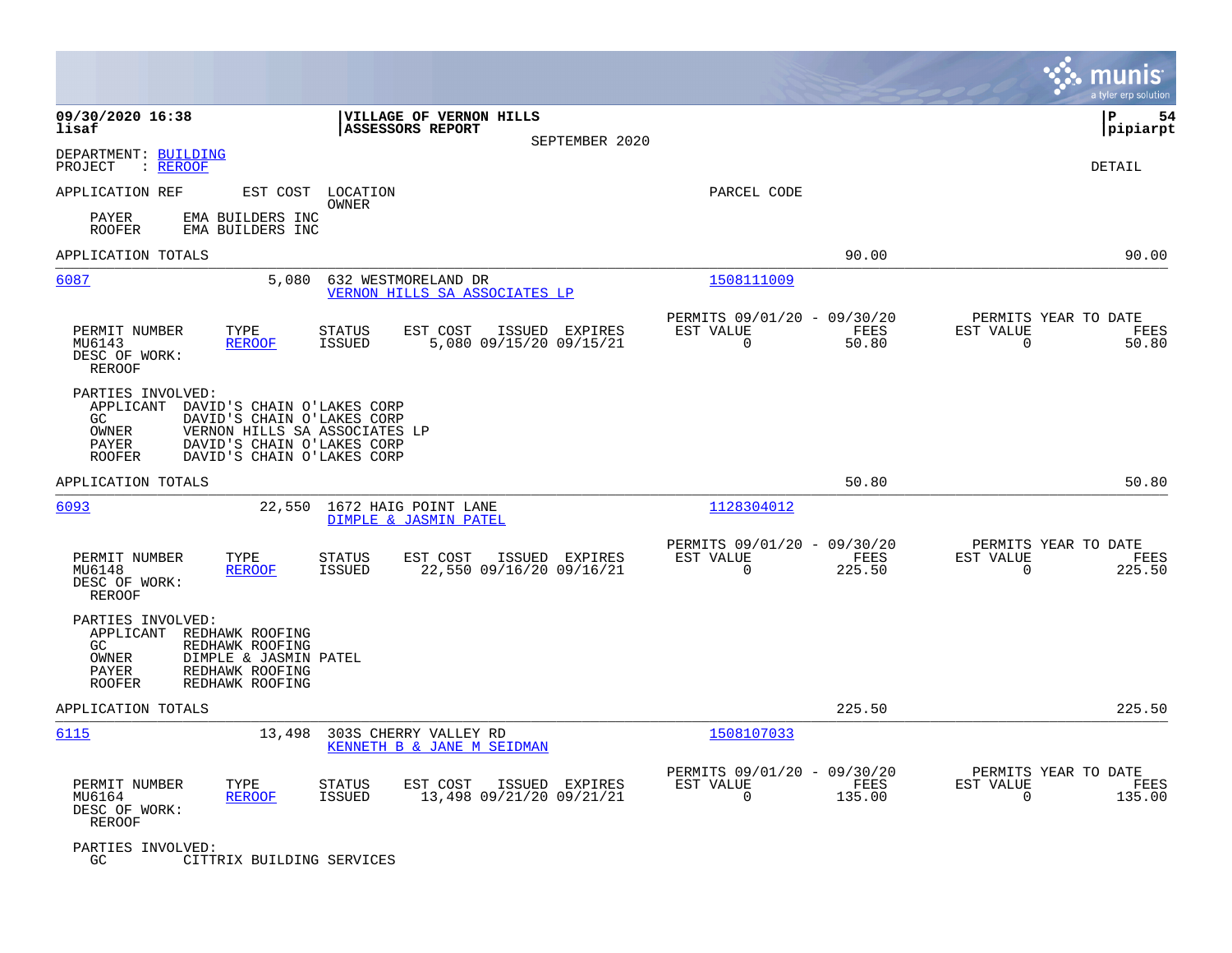**09/30/2020 16:38** | **VILLAGE OF VERNON HILLS** | **P 54**
**lisaf** | **ASSESSORS REPORT** | **pipiarpt**

SEPTEMBER 2020

DEPARTMENT: BUILDING
PROJECT : REROOF

DETAIL

| APPLICATION REF | EST COST | LOCATION / OWNER | PARCEL CODE |
|---|---|---|---|

PAYER EMA BUILDERS INC
ROOFER EMA BUILDERS INC

APPLICATION TOTALS — 90.00 — 90.00

---

**6087** | 5,080 | 632 WESTMORELAND DR / VERNON HILLS SA ASSOCIATES LP | 1508111009

| PERMIT NUMBER | TYPE | STATUS | EST COST | ISSUED | EXPIRES | PERMITS 09/01/20 - 09/30/20 EST VALUE | FEES | PERMITS YEAR TO DATE EST VALUE | FEES |
|---|---|---|---|---|---|---|---|---|---|
| MU6143 | REROOF | ISSUED | 5,080 | 09/15/20 | 09/15/21 | 0 | 50.80 | 0 | 50.80 |

DESC OF WORK:
REROOF

PARTIES INVOLVED:
APPLICANT DAVID'S CHAIN O'LAKES CORP
GC DAVID'S CHAIN O'LAKES CORP
OWNER VERNON HILLS SA ASSOCIATES LP
PAYER DAVID'S CHAIN O'LAKES CORP
ROOFER DAVID'S CHAIN O'LAKES CORP

APPLICATION TOTALS — 50.80 — 50.80

---

**6093** | 22,550 | 1672 HAIG POINT LANE / DIMPLE & JASMIN PATEL | 1128304012

| PERMIT NUMBER | TYPE | STATUS | EST COST | ISSUED | EXPIRES | PERMITS 09/01/20 - 09/30/20 EST VALUE | FEES | PERMITS YEAR TO DATE EST VALUE | FEES |
|---|---|---|---|---|---|---|---|---|---|
| MU6148 | REROOF | ISSUED | 22,550 | 09/16/20 | 09/16/21 | 0 | 225.50 | 0 | 225.50 |

DESC OF WORK:
REROOF

PARTIES INVOLVED:
APPLICANT REDHAWK ROOFING
GC REDHAWK ROOFING
OWNER DIMPLE & JASMIN PATEL
PAYER REDHAWK ROOFING
ROOFER REDHAWK ROOFING

APPLICATION TOTALS — 225.50 — 225.50

---

**6115** | 13,498 | 303S CHERRY VALLEY RD / KENNETH B & JANE M SEIDMAN | 1508107033

| PERMIT NUMBER | TYPE | STATUS | EST COST | ISSUED | EXPIRES | PERMITS 09/01/20 - 09/30/20 EST VALUE | FEES | PERMITS YEAR TO DATE EST VALUE | FEES |
|---|---|---|---|---|---|---|---|---|---|
| MU6164 | REROOF | ISSUED | 13,498 | 09/21/20 | 09/21/21 | 0 | 135.00 | 0 | 135.00 |

DESC OF WORK:
REROOF

PARTIES INVOLVED:
GC CITTRIX BUILDING SERVICES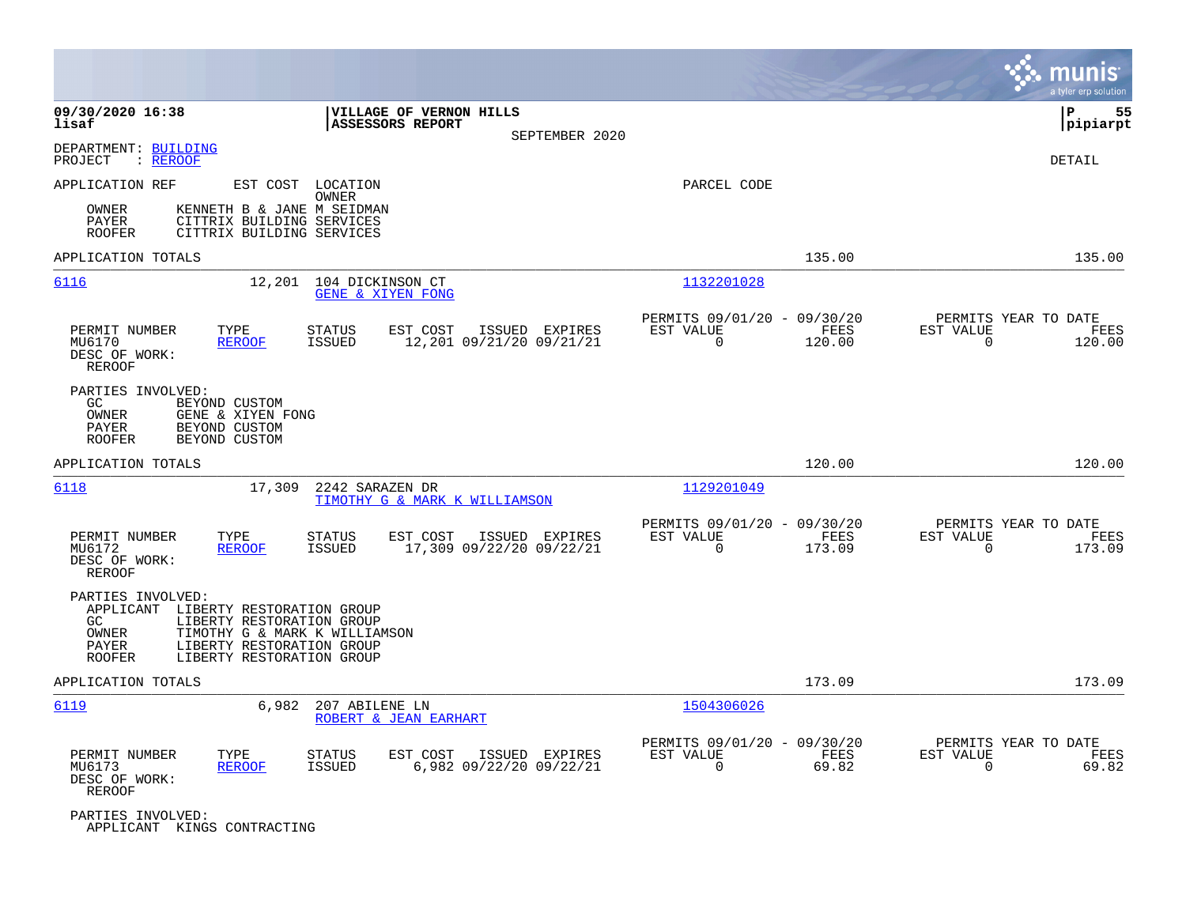**09/30/2020 16:38**
**lisaf**

**VILLAGE OF VERNON HILLS**
**ASSESSORS REPORT**
SEPTEMBER 2020

**P 55**
**pipiarpt**

DEPARTMENT: BUILDING
PROJECT : REROOF

DETAIL

APPLICATION REF    EST COST    LOCATION    PARCEL CODE
OWNER

| Role | Name |
|---|---|
| OWNER | KENNETH B & JANE M SEIDMAN |
| PAYER | CITTRIX BUILDING SERVICES |
| ROOFER | CITTRIX BUILDING SERVICES |

APPLICATION TOTALS 135.00 135.00

---

**6116** 12,201 104 DICKINSON CT — GENE & XIYEN FONG — Parcel 1132201028

| PERMIT NUMBER | TYPE | STATUS | EST COST | ISSUED | EXPIRES | PERMITS 09/01/20 - 09/30/20 EST VALUE | FEES | PERMITS YEAR TO DATE EST VALUE | FEES |
|---|---|---|---|---|---|---|---|---|---|
| MU6170 | REROOF | ISSUED | 12,201 | 09/21/20 | 09/21/21 | 0 | 120.00 | 0 | 120.00 |

DESC OF WORK:
REROOF

PARTIES INVOLVED:

| Role | Name |
|---|---|
| GC | BEYOND CUSTOM |
| OWNER | GENE & XIYEN FONG |
| PAYER | BEYOND CUSTOM |
| ROOFER | BEYOND CUSTOM |

APPLICATION TOTALS 120.00 120.00

---

**6118** 17,309 2242 SARAZEN DR — TIMOTHY G & MARK K WILLIAMSON — Parcel 1129201049

| PERMIT NUMBER | TYPE | STATUS | EST COST | ISSUED | EXPIRES | PERMITS 09/01/20 - 09/30/20 EST VALUE | FEES | PERMITS YEAR TO DATE EST VALUE | FEES |
|---|---|---|---|---|---|---|---|---|---|
| MU6172 | REROOF | ISSUED | 17,309 | 09/22/20 | 09/22/21 | 0 | 173.09 | 0 | 173.09 |

DESC OF WORK:
REROOF

PARTIES INVOLVED:

| Role | Name |
|---|---|
| APPLICANT | LIBERTY RESTORATION GROUP |
| GC | LIBERTY RESTORATION GROUP |
| OWNER | TIMOTHY G & MARK K WILLIAMSON |
| PAYER | LIBERTY RESTORATION GROUP |
| ROOFER | LIBERTY RESTORATION GROUP |

APPLICATION TOTALS 173.09 173.09

---

**6119** 6,982 207 ABILENE LN — ROBERT & JEAN EARHART — Parcel 1504306026

| PERMIT NUMBER | TYPE | STATUS | EST COST | ISSUED | EXPIRES | PERMITS 09/01/20 - 09/30/20 EST VALUE | FEES | PERMITS YEAR TO DATE EST VALUE | FEES |
|---|---|---|---|---|---|---|---|---|---|
| MU6173 | REROOF | ISSUED | 6,982 | 09/22/20 | 09/22/21 | 0 | 69.82 | 0 | 69.82 |

DESC OF WORK:
REROOF

PARTIES INVOLVED:

| Role | Name |
|---|---|
| APPLICANT | KINGS CONTRACTING |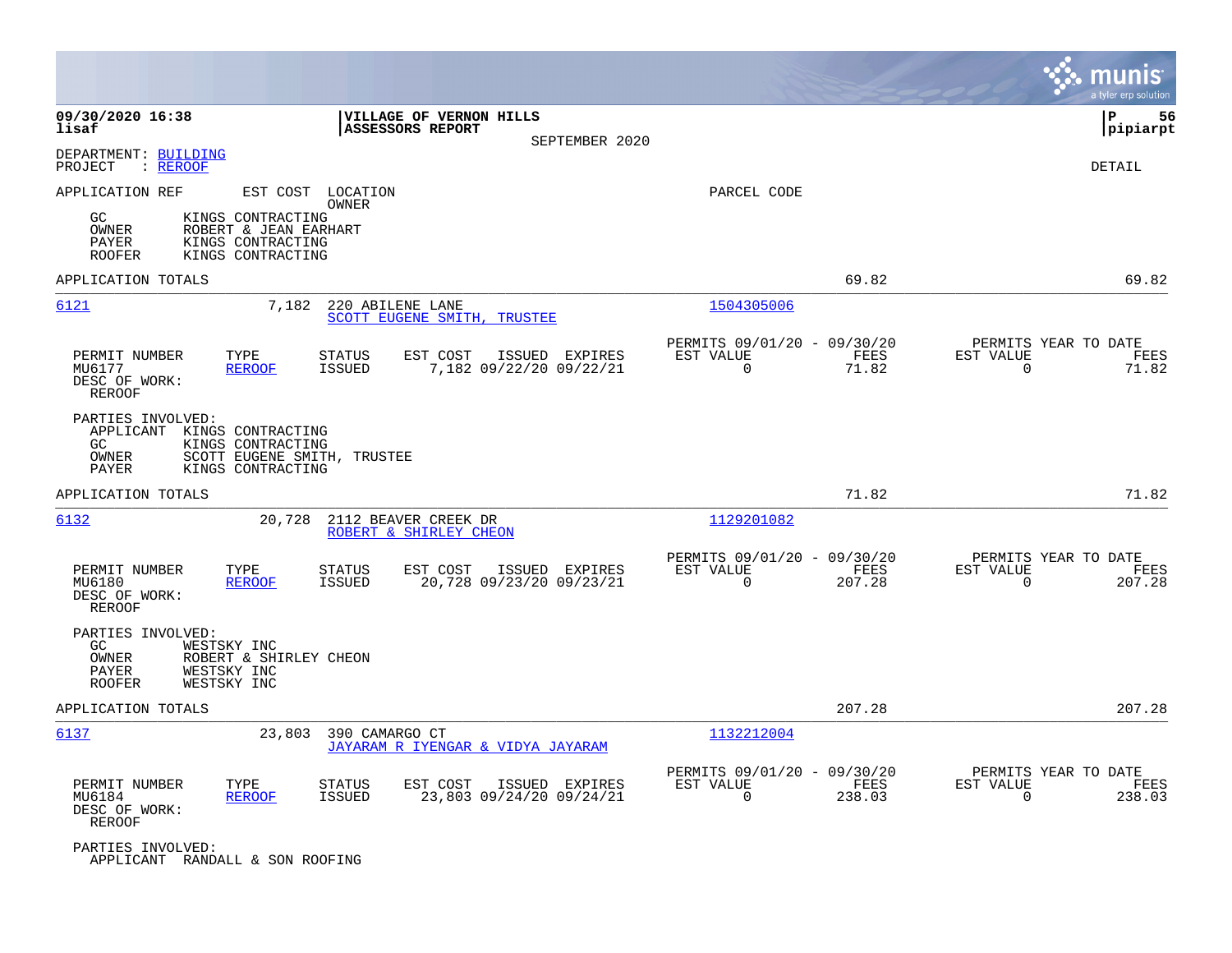**09/30/2020 16:38**
**lisaf**

**VILLAGE OF VERNON HILLS**
**ASSESSORS REPORT**
SEPTEMBER 2020

**P 56**
**pipiarpt**

DEPARTMENT: BUILDING
PROJECT : REROOF

DETAIL

APPLICATION REF | EST COST | LOCATION / OWNER | PARCEL CODE

GC KINGS CONTRACTING
OWNER ROBERT & JEAN EARHART
PAYER KINGS CONTRACTING
ROOFER KINGS CONTRACTING

APPLICATION TOTALS 69.82 69.82

---

**6121** 7,182 220 ABILENE LANE — SCOTT EUGENE SMITH, TRUSTEE — 1504305006

| PERMIT NUMBER | TYPE | STATUS | EST COST | ISSUED | EXPIRES | PERMITS 09/01/20 - 09/30/20 EST VALUE | FEES | PERMITS YEAR TO DATE EST VALUE | FEES |
|---|---|---|---|---|---|---|---|---|---|
| MU6177 | REROOF | ISSUED | 7,182 | 09/22/20 | 09/22/21 | 0 | 71.82 | 0 | 71.82 |

DESC OF WORK:
REROOF

PARTIES INVOLVED:
APPLICANT KINGS CONTRACTING
GC KINGS CONTRACTING
OWNER SCOTT EUGENE SMITH, TRUSTEE
PAYER KINGS CONTRACTING

APPLICATION TOTALS 71.82 71.82

---

**6132** 20,728 2112 BEAVER CREEK DR — ROBERT & SHIRLEY CHEON — 1129201082

| PERMIT NUMBER | TYPE | STATUS | EST COST | ISSUED | EXPIRES | PERMITS 09/01/20 - 09/30/20 EST VALUE | FEES | PERMITS YEAR TO DATE EST VALUE | FEES |
|---|---|---|---|---|---|---|---|---|---|
| MU6180 | REROOF | ISSUED | 20,728 | 09/23/20 | 09/23/21 | 0 | 207.28 | 0 | 207.28 |

DESC OF WORK:
REROOF

PARTIES INVOLVED:
GC WESTSKY INC
OWNER ROBERT & SHIRLEY CHEON
PAYER WESTSKY INC
ROOFER WESTSKY INC

APPLICATION TOTALS 207.28 207.28

---

**6137** 23,803 390 CAMARGO CT — JAYARAM R IYENGAR & VIDYA JAYARAM — 1132212004

| PERMIT NUMBER | TYPE | STATUS | EST COST | ISSUED | EXPIRES | PERMITS 09/01/20 - 09/30/20 EST VALUE | FEES | PERMITS YEAR TO DATE EST VALUE | FEES |
|---|---|---|---|---|---|---|---|---|---|
| MU6184 | REROOF | ISSUED | 23,803 | 09/24/20 | 09/24/21 | 0 | 238.03 | 0 | 238.03 |

DESC OF WORK:
REROOF

PARTIES INVOLVED:
APPLICANT RANDALL & SON ROOFING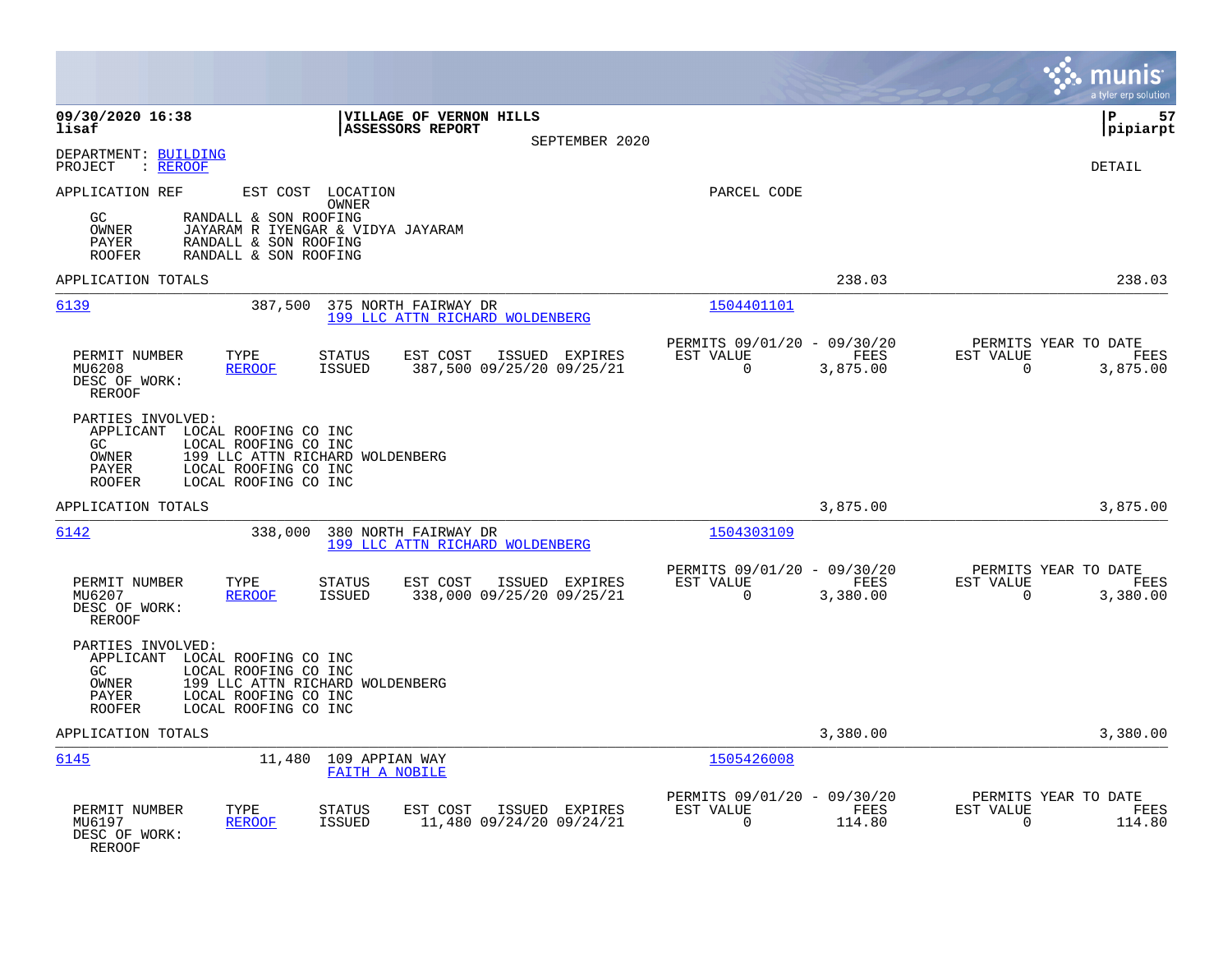09/30/2020 16:38
lisaf

**VILLAGE OF VERNON HILLS**
**ASSESSORS REPORT**
SEPTEMBER 2020

P 57
pipiarpt

DEPARTMENT: BUILDING
PROJECT : REROOF

DETAIL

APPLICATION REF    EST COST    LOCATION
                               OWNER
PARCEL CODE

GC        RANDALL & SON ROOFING
OWNER     JAYARAM R IYENGAR & VIDYA JAYARAM
PAYER     RANDALL & SON ROOFING
ROOFER    RANDALL & SON ROOFING

APPLICATION TOTALS    238.03    238.03

---

**6139**    387,500    375 NORTH FAIRWAY DR
199 LLC ATTN RICHARD WOLDENBERG
1504401101

| PERMIT NUMBER | TYPE | STATUS | EST COST | ISSUED | EXPIRES | PERMITS 09/01/20 - 09/30/20 EST VALUE | FEES | PERMITS YEAR TO DATE EST VALUE | FEES |
|---|---|---|---|---|---|---|---|---|---|
| MU6208 | REROOF | ISSUED | 387,500 | 09/25/20 | 09/25/21 | 0 | 3,875.00 | 0 | 3,875.00 |

DESC OF WORK:
REROOF

PARTIES INVOLVED:
APPLICANT   LOCAL ROOFING CO INC
GC          LOCAL ROOFING CO INC
OWNER       199 LLC ATTN RICHARD WOLDENBERG
PAYER       LOCAL ROOFING CO INC
ROOFER      LOCAL ROOFING CO INC

APPLICATION TOTALS    3,875.00    3,875.00

---

**6142**    338,000    380 NORTH FAIRWAY DR
199 LLC ATTN RICHARD WOLDENBERG
1504303109

| PERMIT NUMBER | TYPE | STATUS | EST COST | ISSUED | EXPIRES | PERMITS 09/01/20 - 09/30/20 EST VALUE | FEES | PERMITS YEAR TO DATE EST VALUE | FEES |
|---|---|---|---|---|---|---|---|---|---|
| MU6207 | REROOF | ISSUED | 338,000 | 09/25/20 | 09/25/21 | 0 | 3,380.00 | 0 | 3,380.00 |

DESC OF WORK:
REROOF

PARTIES INVOLVED:
APPLICANT   LOCAL ROOFING CO INC
GC          LOCAL ROOFING CO INC
OWNER       199 LLC ATTN RICHARD WOLDENBERG
PAYER       LOCAL ROOFING CO INC
ROOFER      LOCAL ROOFING CO INC

APPLICATION TOTALS    3,380.00    3,380.00

---

**6145**    11,480    109 APPIAN WAY
FAITH A NOBILE
1505426008

| PERMIT NUMBER | TYPE | STATUS | EST COST | ISSUED | EXPIRES | PERMITS 09/01/20 - 09/30/20 EST VALUE | FEES | PERMITS YEAR TO DATE EST VALUE | FEES |
|---|---|---|---|---|---|---|---|---|---|
| MU6197 | REROOF | ISSUED | 11,480 | 09/24/20 | 09/24/21 | 0 | 114.80 | 0 | 114.80 |

DESC OF WORK:
REROOF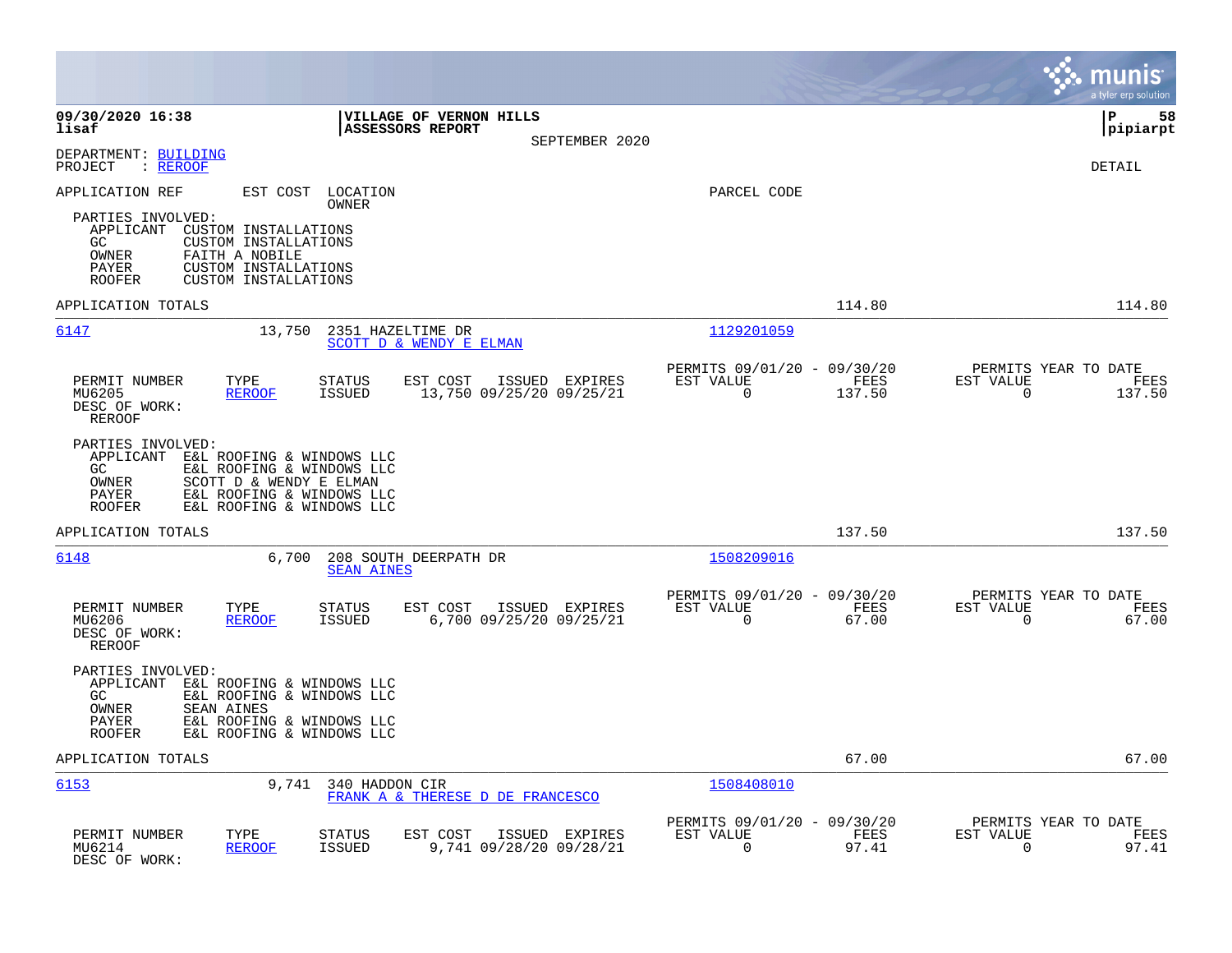**09/30/2020 16:38**
**lisaf**

**VILLAGE OF VERNON HILLS**
**ASSESSORS REPORT**
SEPTEMBER 2020

**P 58**
**pipiarpt**

DEPARTMENT: BUILDING
PROJECT : REROOF

DETAIL

APPLICATION REF | EST COST | LOCATION / OWNER | PARCEL CODE

PARTIES INVOLVED:
- APPLICANT CUSTOM INSTALLATIONS
- GC CUSTOM INSTALLATIONS
- OWNER FAITH A NOBILE
- PAYER CUSTOM INSTALLATIONS
- ROOFER CUSTOM INSTALLATIONS

APPLICATION TOTALS 114.80 114.80

---

**6147** 13,750 2351 HAZELTIME DR — SCOTT D & WENDY E ELMAN — 1129201059

| PERMIT NUMBER | TYPE | STATUS | EST COST | ISSUED | EXPIRES | PERMITS 09/01/20 - 09/30/20 EST VALUE | FEES | PERMITS YEAR TO DATE EST VALUE | FEES |
|---|---|---|---|---|---|---|---|---|---|
| MU6205 | REROOF | ISSUED | 13,750 | 09/25/20 | 09/25/21 | 0 | 137.50 | 0 | 137.50 |

DESC OF WORK:
REROOF

PARTIES INVOLVED:
- APPLICANT E&L ROOFING & WINDOWS LLC
- GC E&L ROOFING & WINDOWS LLC
- OWNER SCOTT D & WENDY E ELMAN
- PAYER E&L ROOFING & WINDOWS LLC
- ROOFER E&L ROOFING & WINDOWS LLC

APPLICATION TOTALS 137.50 137.50

---

**6148** 6,700 208 SOUTH DEERPATH DR — SEAN AINES — 1508209016

| PERMIT NUMBER | TYPE | STATUS | EST COST | ISSUED | EXPIRES | PERMITS 09/01/20 - 09/30/20 EST VALUE | FEES | PERMITS YEAR TO DATE EST VALUE | FEES |
|---|---|---|---|---|---|---|---|---|---|
| MU6206 | REROOF | ISSUED | 6,700 | 09/25/20 | 09/25/21 | 0 | 67.00 | 0 | 67.00 |

DESC OF WORK:
REROOF

PARTIES INVOLVED:
- APPLICANT E&L ROOFING & WINDOWS LLC
- GC E&L ROOFING & WINDOWS LLC
- OWNER SEAN AINES
- PAYER E&L ROOFING & WINDOWS LLC
- ROOFER E&L ROOFING & WINDOWS LLC

APPLICATION TOTALS 67.00 67.00

---

**6153** 9,741 340 HADDON CIR — FRANK A & THERESE D DE FRANCESCO — 1508408010

| PERMIT NUMBER | TYPE | STATUS | EST COST | ISSUED | EXPIRES | PERMITS 09/01/20 - 09/30/20 EST VALUE | FEES | PERMITS YEAR TO DATE EST VALUE | FEES |
|---|---|---|---|---|---|---|---|---|---|
| MU6214 | REROOF | ISSUED | 9,741 | 09/28/20 | 09/28/21 | 0 | 97.41 | 0 | 97.41 |

DESC OF WORK: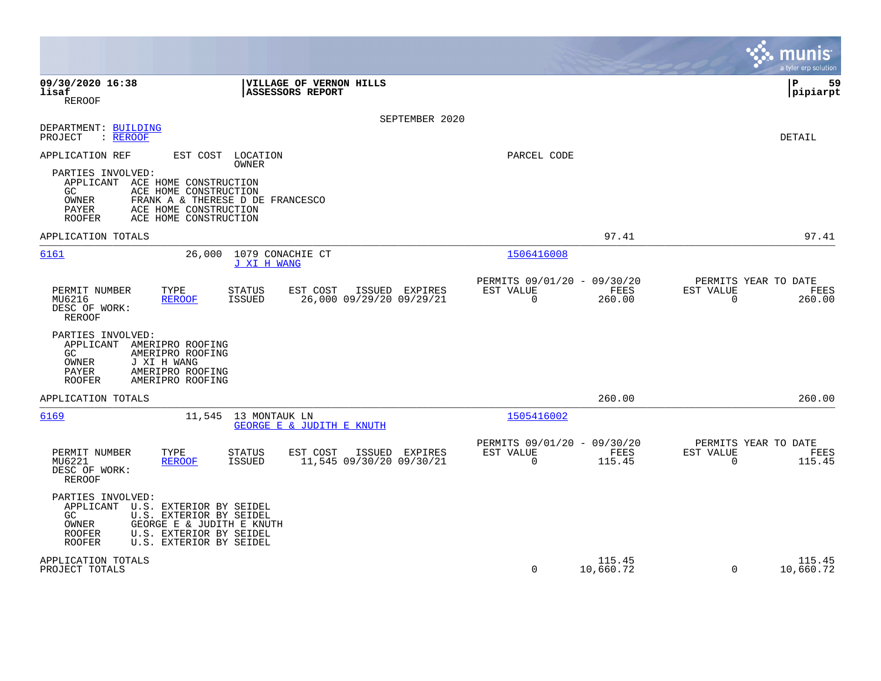09/30/2020 16:38
lisaf
REROOF

**VILLAGE OF VERNON HILLS**
**ASSESSORS REPORT**

P 59
pipiarpt

SEPTEMBER 2020

DEPARTMENT: BUILDING
PROJECT : REROOF

DETAIL

APPLICATION REF | EST COST | LOCATION / OWNER | PARCEL CODE

PARTIES INVOLVED:
- APPLICANT ACE HOME CONSTRUCTION
- GC ACE HOME CONSTRUCTION
- OWNER FRANK A & THERESE D DE FRANCESCO
- PAYER ACE HOME CONSTRUCTION
- ROOFER ACE HOME CONSTRUCTION

APPLICATION TOTALS 97.41 97.41

---

**6161** 26,000 1079 CONACHIE CT — J XI H WANG — 1506416008

| PERMIT NUMBER | TYPE | STATUS | EST COST | ISSUED | EXPIRES | PERMITS 09/01/20 - 09/30/20 EST VALUE | FEES | PERMITS YEAR TO DATE EST VALUE | FEES |
|---|---|---|---|---|---|---|---|---|---|
| MU6216 | REROOF | ISSUED | 26,000 | 09/29/20 | 09/29/21 | 0 | 260.00 | 0 | 260.00 |

DESC OF WORK:
REROOF

PARTIES INVOLVED:
- APPLICANT AMERIPRO ROOFING
- GC AMERIPRO ROOFING
- OWNER J XI H WANG
- PAYER AMERIPRO ROOFING
- ROOFER AMERIPRO ROOFING

APPLICATION TOTALS 260.00 260.00

---

**6169** 11,545 13 MONTAUK LN — GEORGE E & JUDITH E KNUTH — 1505416002

| PERMIT NUMBER | TYPE | STATUS | EST COST | ISSUED | EXPIRES | PERMITS 09/01/20 - 09/30/20 EST VALUE | FEES | PERMITS YEAR TO DATE EST VALUE | FEES |
|---|---|---|---|---|---|---|---|---|---|
| MU6221 | REROOF | ISSUED | 11,545 | 09/30/20 | 09/30/21 | 0 | 115.45 | 0 | 115.45 |

DESC OF WORK:
REROOF

PARTIES INVOLVED:
- APPLICANT U.S. EXTERIOR BY SEIDEL
- GC U.S. EXTERIOR BY SEIDEL
- OWNER GEORGE E & JUDITH E KNUTH
- ROOFER U.S. EXTERIOR BY SEIDEL
- ROOFER U.S. EXTERIOR BY SEIDEL

| | EST VALUE | FEES | EST VALUE | FEES |
|---|---|---|---|---|
| APPLICATION TOTALS | | 115.45 | | 115.45 |
| PROJECT TOTALS | 0 | 10,660.72 | 0 | 10,660.72 |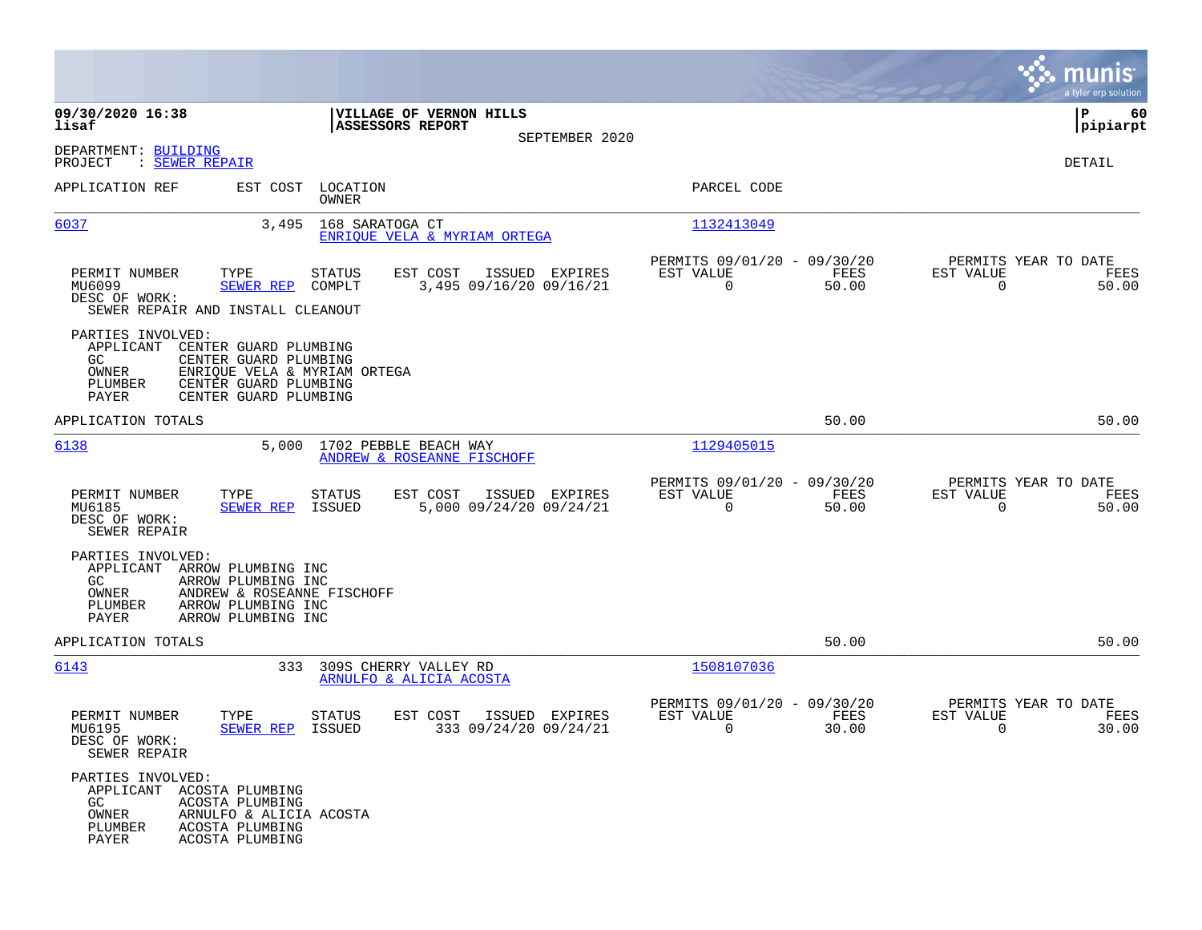**09/30/2020 16:38**
**lisaf**

**VILLAGE OF VERNON HILLS**
**ASSESSORS REPORT**
SEPTEMBER 2020

**P 60**
**pipiarpt**

DEPARTMENT: BUILDING
PROJECT : SEWER REPAIR

DETAIL

| APPLICATION REF | EST COST | LOCATION / OWNER | PARCEL CODE |
|---|---|---|---|
| 6037 | 3,495 | 168 SARATOGA CT / ENRIQUE VELA & MYRIAM ORTEGA | 1132413049 |

| PERMIT NUMBER | TYPE | STATUS | EST COST | ISSUED | EXPIRES | PERMITS 09/01/20 - 09/30/20 EST VALUE | FEES | PERMITS YEAR TO DATE EST VALUE | FEES |
|---|---|---|---|---|---|---|---|---|---|
| MU6099 | SEWER REP | COMPLT | 3,495 | 09/16/20 | 09/16/21 | 0 | 50.00 | 0 | 50.00 |

DESC OF WORK:
SEWER REPAIR AND INSTALL CLEANOUT

PARTIES INVOLVED:
- APPLICANT CENTER GUARD PLUMBING
- GC CENTER GUARD PLUMBING
- OWNER ENRIQUE VELA & MYRIAM ORTEGA
- PLUMBER CENTER GUARD PLUMBING
- PAYER CENTER GUARD PLUMBING

APPLICATION TOTALS 50.00 50.00

| APPLICATION REF | EST COST | LOCATION / OWNER | PARCEL CODE |
|---|---|---|---|
| 6138 | 5,000 | 1702 PEBBLE BEACH WAY / ANDREW & ROSEANNE FISCHOFF | 1129405015 |

| PERMIT NUMBER | TYPE | STATUS | EST COST | ISSUED | EXPIRES | PERMITS 09/01/20 - 09/30/20 EST VALUE | FEES | PERMITS YEAR TO DATE EST VALUE | FEES |
|---|---|---|---|---|---|---|---|---|---|
| MU6185 | SEWER REP | ISSUED | 5,000 | 09/24/20 | 09/24/21 | 0 | 50.00 | 0 | 50.00 |

DESC OF WORK:
SEWER REPAIR

PARTIES INVOLVED:
- APPLICANT ARROW PLUMBING INC
- GC ARROW PLUMBING INC
- OWNER ANDREW & ROSEANNE FISCHOFF
- PLUMBER ARROW PLUMBING INC
- PAYER ARROW PLUMBING INC

APPLICATION TOTALS 50.00 50.00

| APPLICATION REF | EST COST | LOCATION / OWNER | PARCEL CODE |
|---|---|---|---|
| 6143 | 333 | 309S CHERRY VALLEY RD / ARNULFO & ALICIA ACOSTA | 1508107036 |

| PERMIT NUMBER | TYPE | STATUS | EST COST | ISSUED | EXPIRES | PERMITS 09/01/20 - 09/30/20 EST VALUE | FEES | PERMITS YEAR TO DATE EST VALUE | FEES |
|---|---|---|---|---|---|---|---|---|---|
| MU6195 | SEWER REP | ISSUED | 333 | 09/24/20 | 09/24/21 | 0 | 30.00 | 0 | 30.00 |

DESC OF WORK:
SEWER REPAIR

PARTIES INVOLVED:
- APPLICANT ACOSTA PLUMBING
- GC ACOSTA PLUMBING
- OWNER ARNULFO & ALICIA ACOSTA
- PLUMBER ACOSTA PLUMBING
- PAYER ACOSTA PLUMBING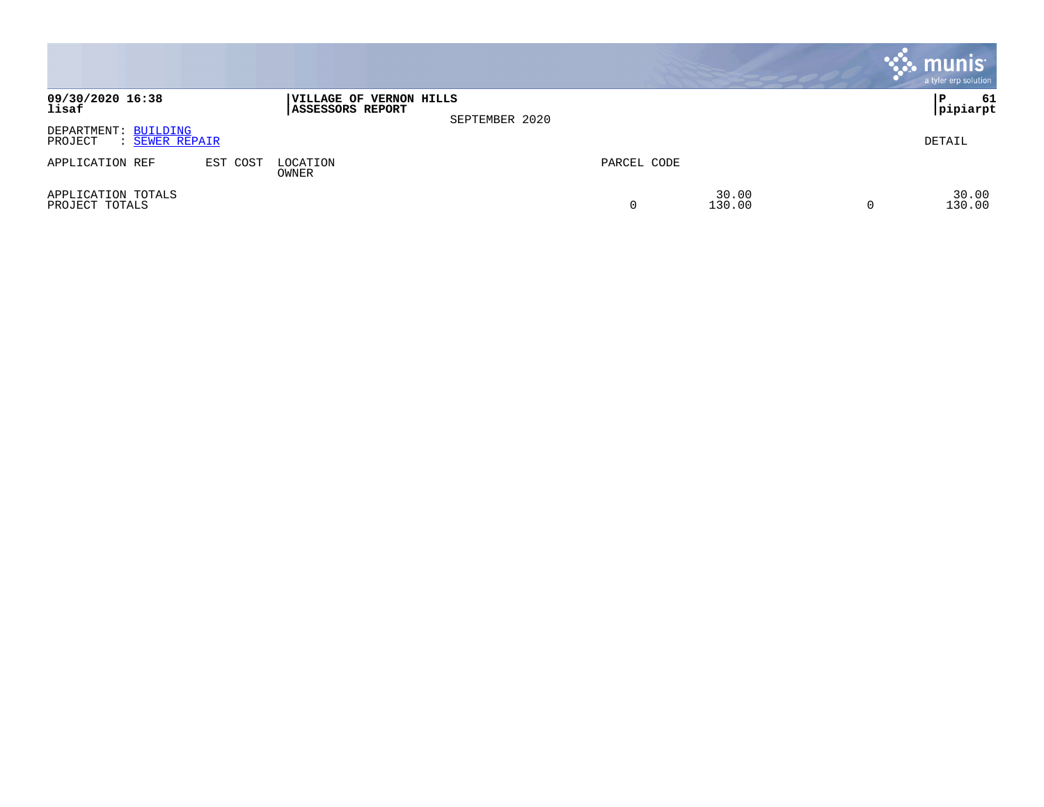**09/30/2020 16:38**
**lisaf**

**VILLAGE OF VERNON HILLS**
**ASSESSORS REPORT**

SEPTEMBER 2020

**P 61**
**pipiarpt**

DEPARTMENT: BUILDING
PROJECT : SEWER REPAIR

DETAIL

| APPLICATION REF | EST COST | LOCATION<br>OWNER | PARCEL CODE | | | |
|---|---|---|---|---|---|---|
| APPLICATION TOTALS | | | | 30.00 | | 30.00 |
| PROJECT TOTALS | | | 0 | 130.00 | 0 | 130.00 |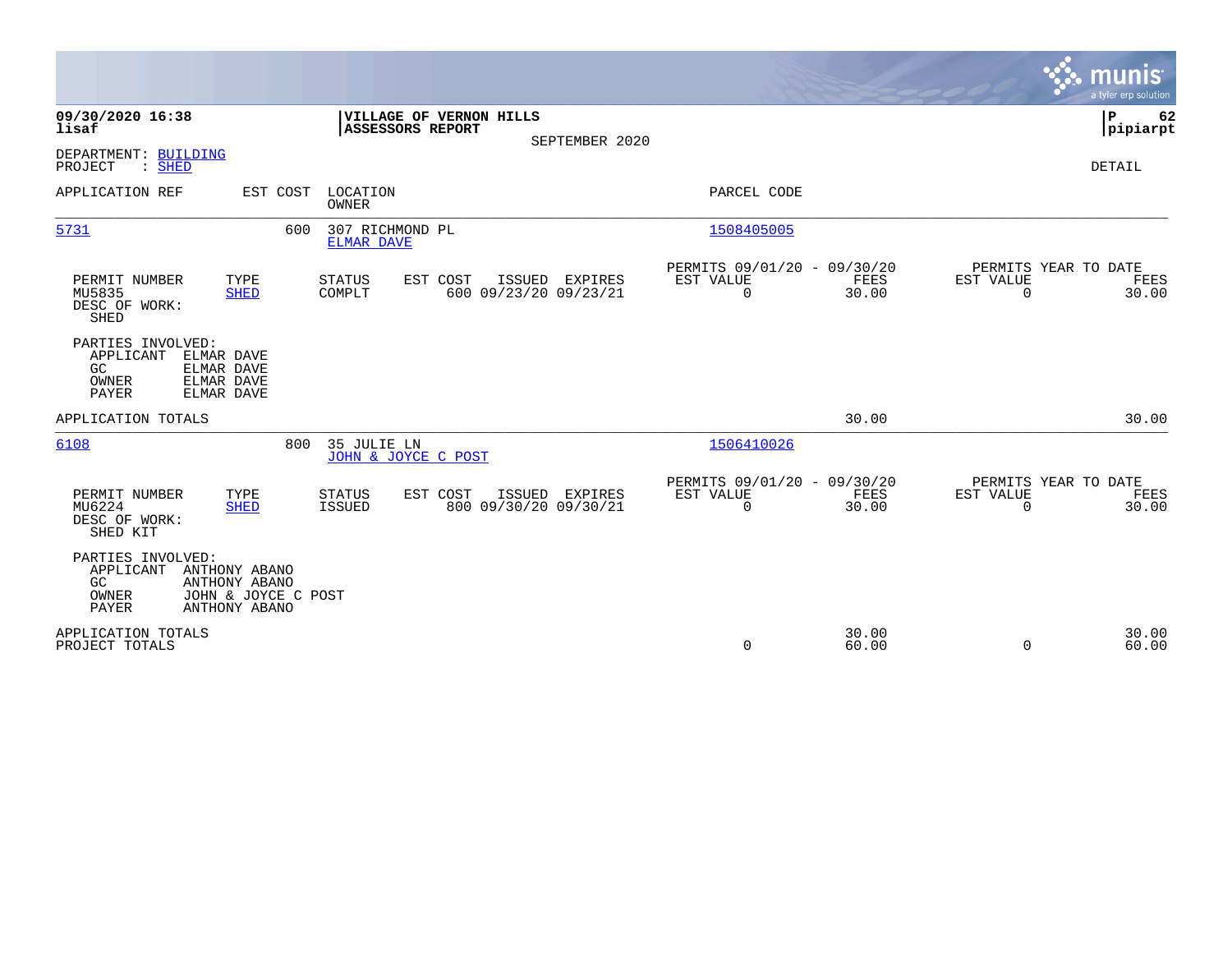09/30/2020 16:38
lisaf

**VILLAGE OF VERNON HILLS**
**ASSESSORS REPORT**
SEPTEMBER 2020

P 62
pipiarpt

DEPARTMENT: BUILDING
PROJECT : SHED

DETAIL

| APPLICATION REF | EST COST | LOCATION / OWNER | PARCEL CODE |
|---|---|---|---|
| 5731 | 600 | 307 RICHMOND PL / ELMAR DAVE | 1508405005 |

| PERMIT NUMBER | TYPE | STATUS | EST COST | ISSUED | EXPIRES | PERMITS 09/01/20 - 09/30/20 EST VALUE | FEES | PERMITS YEAR TO DATE EST VALUE | FEES |
|---|---|---|---|---|---|---|---|---|---|
| MU5835 | SHED | COMPLT | 600 | 09/23/20 | 09/23/21 | 0 | 30.00 | 0 | 30.00 |

DESC OF WORK:
SHED

PARTIES INVOLVED:

| Role | Name |
|---|---|
| APPLICANT | ELMAR DAVE |
| GC | ELMAR DAVE |
| OWNER | ELMAR DAVE |
| PAYER | ELMAR DAVE |

APPLICATION TOTALS 30.00 30.00

| APPLICATION REF | EST COST | LOCATION / OWNER | PARCEL CODE |
|---|---|---|---|
| 6108 | 800 | 35 JULIE LN / JOHN & JOYCE C POST | 1506410026 |

| PERMIT NUMBER | TYPE | STATUS | EST COST | ISSUED | EXPIRES | PERMITS 09/01/20 - 09/30/20 EST VALUE | FEES | PERMITS YEAR TO DATE EST VALUE | FEES |
|---|---|---|---|---|---|---|---|---|---|
| MU6224 | SHED | ISSUED | 800 | 09/30/20 | 09/30/21 | 0 | 30.00 | 0 | 30.00 |

DESC OF WORK:
SHED KIT

PARTIES INVOLVED:

| Role | Name |
|---|---|
| APPLICANT | ANTHONY ABANO |
| GC | ANTHONY ABANO |
| OWNER | JOHN & JOYCE C POST |
| PAYER | ANTHONY ABANO |

| | EST VALUE | FEES | YTD EST VALUE | YTD FEES |
|---|---|---|---|---|
| APPLICATION TOTALS | | 30.00 | | 30.00 |
| PROJECT TOTALS | 0 | 60.00 | 0 | 60.00 |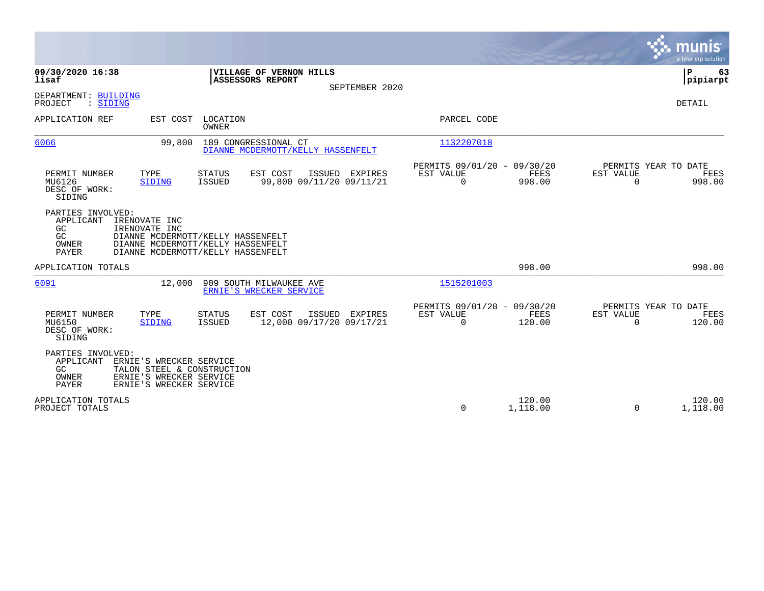**09/30/2020 16:38**
**lisaf**

**VILLAGE OF VERNON HILLS**
**ASSESSORS REPORT**
SEPTEMBER 2020

**P 63**
**pipiarpt**

DEPARTMENT: BUILDING
PROJECT : SIDING

DETAIL

| APPLICATION REF | EST COST | LOCATION / OWNER | PARCEL CODE |
|---|---|---|---|
| 6066 | 99,800 | 189 CONGRESSIONAL CT / DIANNE MCDERMOTT/KELLY HASSENFELT | 1132207018 |

| PERMIT NUMBER | TYPE | STATUS | EST COST | ISSUED | EXPIRES | PERMITS 09/01/20 - 09/30/20 EST VALUE | FEES | PERMITS YEAR TO DATE EST VALUE | FEES |
|---|---|---|---|---|---|---|---|---|---|
| MU6126 | SIDING | ISSUED | 99,800 | 09/11/20 | 09/11/21 | 0 | 998.00 | 0 | 998.00 |

DESC OF WORK:
SIDING

PARTIES INVOLVED:
- APPLICANT IRENOVATE INC
- GC IRENOVATE INC
- GC DIANNE MCDERMOTT/KELLY HASSENFELT
- OWNER DIANNE MCDERMOTT/KELLY HASSENFELT
- PAYER DIANNE MCDERMOTT/KELLY HASSENFELT

APPLICATION TOTALS: 998.00 | 998.00

| APPLICATION REF | EST COST | LOCATION / OWNER | PARCEL CODE |
|---|---|---|---|
| 6091 | 12,000 | 909 SOUTH MILWAUKEE AVE / ERNIE'S WRECKER SERVICE | 1515201003 |

| PERMIT NUMBER | TYPE | STATUS | EST COST | ISSUED | EXPIRES | PERMITS 09/01/20 - 09/30/20 EST VALUE | FEES | PERMITS YEAR TO DATE EST VALUE | FEES |
|---|---|---|---|---|---|---|---|---|---|
| MU6150 | SIDING | ISSUED | 12,000 | 09/17/20 | 09/17/21 | 0 | 120.00 | 0 | 120.00 |

DESC OF WORK:
SIDING

PARTIES INVOLVED:
- APPLICANT ERNIE'S WRECKER SERVICE
- GC TALON STEEL & CONSTRUCTION
- OWNER ERNIE'S WRECKER SERVICE
- PAYER ERNIE'S WRECKER SERVICE

| | EST VALUE | FEES | EST VALUE | FEES |
|---|---|---|---|---|
| APPLICATION TOTALS | | 120.00 | | 120.00 |
| PROJECT TOTALS | 0 | 1,118.00 | 0 | 1,118.00 |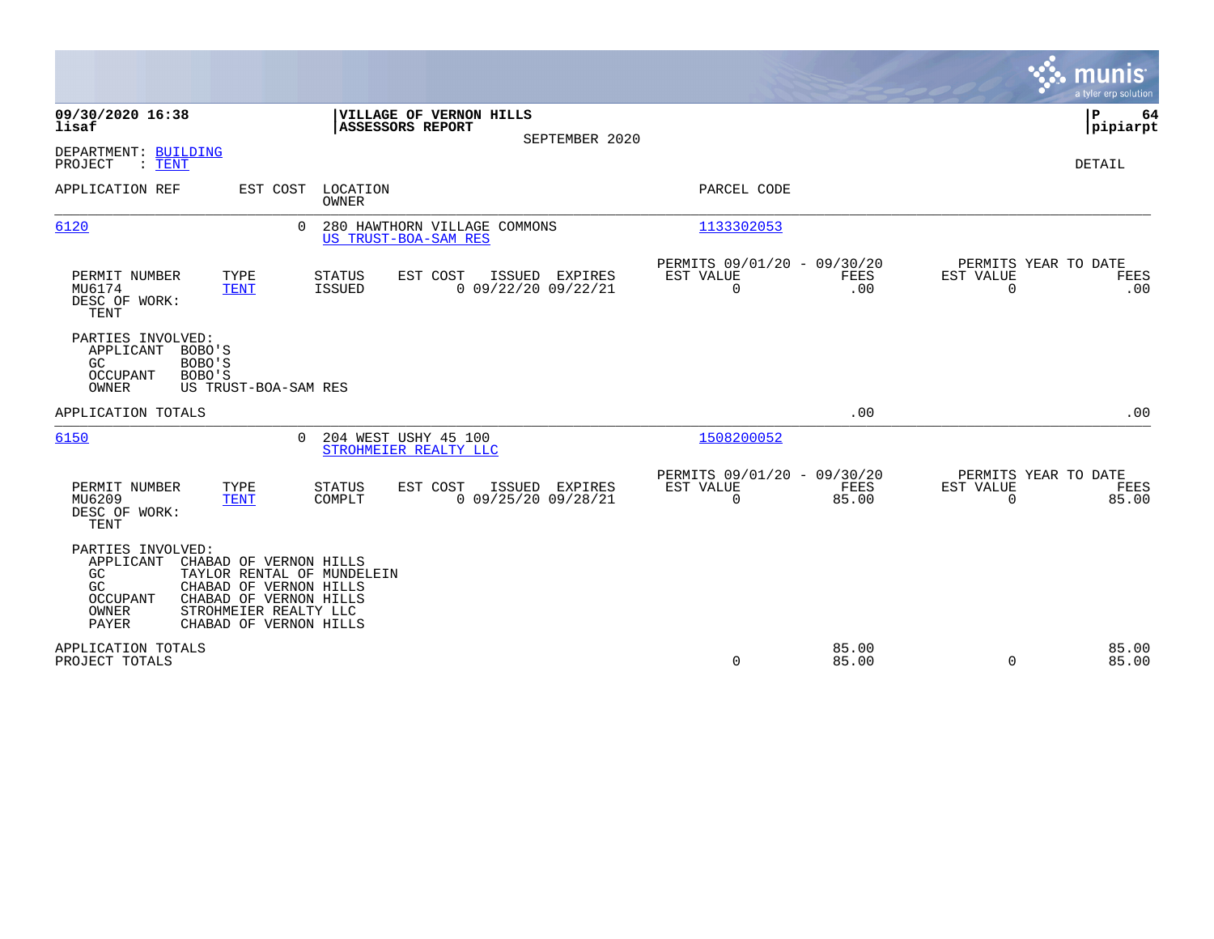**09/30/2020 16:38**
**lisaf**

**VILLAGE OF VERNON HILLS**
**ASSESSORS REPORT**
SEPTEMBER 2020

**P 64**
**pipiarpt**

DEPARTMENT: BUILDING
PROJECT : TENT

DETAIL

| APPLICATION REF | EST COST | LOCATION / OWNER | PARCEL CODE |
|---|---|---|---|
| 6120 | 0 | 280 HAWTHORN VILLAGE COMMONS / US TRUST-BOA-SAM RES | 1133302053 |

| PERMIT NUMBER | TYPE | STATUS | EST COST | ISSUED | EXPIRES | PERMITS 09/01/20 - 09/30/20 EST VALUE | FEES | PERMITS YEAR TO DATE EST VALUE | FEES |
|---|---|---|---|---|---|---|---|---|---|
| MU6174 | TENT | ISSUED | 0 | 09/22/20 | 09/22/21 | 0 | .00 | 0 | .00 |

DESC OF WORK:
TENT

PARTIES INVOLVED:
- APPLICANT BOBO'S
- GC BOBO'S
- OCCUPANT BOBO'S
- OWNER US TRUST-BOA-SAM RES

APPLICATION TOTALS .00 .00

| APPLICATION REF | EST COST | LOCATION / OWNER | PARCEL CODE |
|---|---|---|---|
| 6150 | 0 | 204 WEST USHY 45 100 / STROHMEIER REALTY LLC | 1508200052 |

| PERMIT NUMBER | TYPE | STATUS | EST COST | ISSUED | EXPIRES | PERMITS 09/01/20 - 09/30/20 EST VALUE | FEES | PERMITS YEAR TO DATE EST VALUE | FEES |
|---|---|---|---|---|---|---|---|---|---|
| MU6209 | TENT | COMPLT | 0 | 09/25/20 | 09/28/21 | 0 | 85.00 | 0 | 85.00 |

DESC OF WORK:
TENT

PARTIES INVOLVED:
- APPLICANT CHABAD OF VERNON HILLS
- GC TAYLOR RENTAL OF MUNDELEIN
- GC CHABAD OF VERNON HILLS
- OCCUPANT CHABAD OF VERNON HILLS
- OWNER STROHMEIER REALTY LLC
- PAYER CHABAD OF VERNON HILLS

| | EST VALUE | FEES | EST VALUE | FEES |
|---|---|---|---|---|
| APPLICATION TOTALS | | 85.00 | | 85.00 |
| PROJECT TOTALS | 0 | 85.00 | 0 | 85.00 |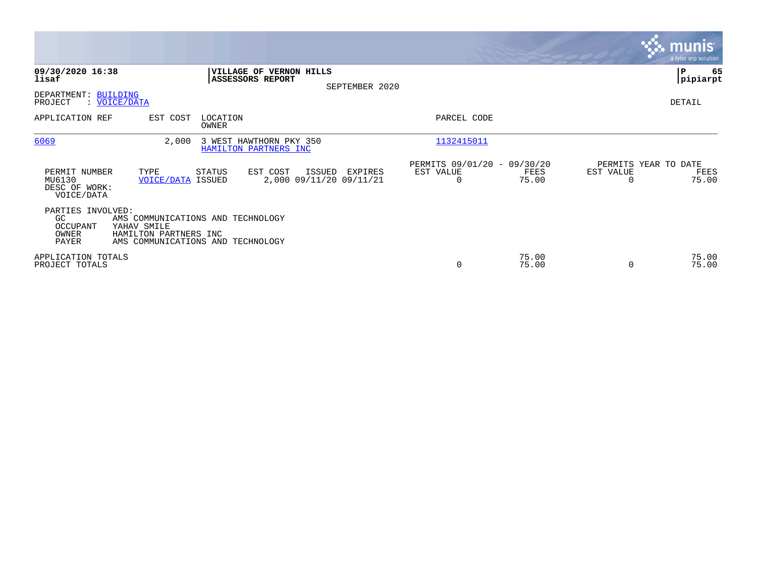**09/30/2020 16:38**
**lisaf**

**VILLAGE OF VERNON HILLS**
**ASSESSORS REPORT**
SEPTEMBER 2020

**P 65**
**pipiarpt**

DEPARTMENT: BUILDING
PROJECT : VOICE/DATA

DETAIL

| APPLICATION REF | EST COST | LOCATION / OWNER | PARCEL CODE |
|---|---|---|---|
| 6069 | 2,000 | 3 WEST HAWTHORN PKY 350 / HAMILTON PARTNERS INC | 1132415011 |

| PERMIT NUMBER | TYPE | STATUS | EST COST | ISSUED | EXPIRES | PERMITS 09/01/20 - 09/30/20 EST VALUE | FEES | PERMITS YEAR TO DATE EST VALUE | FEES |
|---|---|---|---|---|---|---|---|---|---|
| MU6130 | VOICE/DATA | ISSUED | 2,000 | 09/11/20 | 09/11/21 | 0 | 75.00 | 0 | 75.00 |

DESC OF WORK:
VOICE/DATA

PARTIES INVOLVED:
- GC: AMS COMMUNICATIONS AND TECHNOLOGY
- OCCUPANT: YAHAV SMILE
- OWNER: HAMILTON PARTNERS INC
- PAYER: AMS COMMUNICATIONS AND TECHNOLOGY

| | EST VALUE | FEES | EST VALUE | FEES |
|---|---|---|---|---|
| APPLICATION TOTALS | | 75.00 | | 75.00 |
| PROJECT TOTALS | 0 | 75.00 | 0 | 75.00 |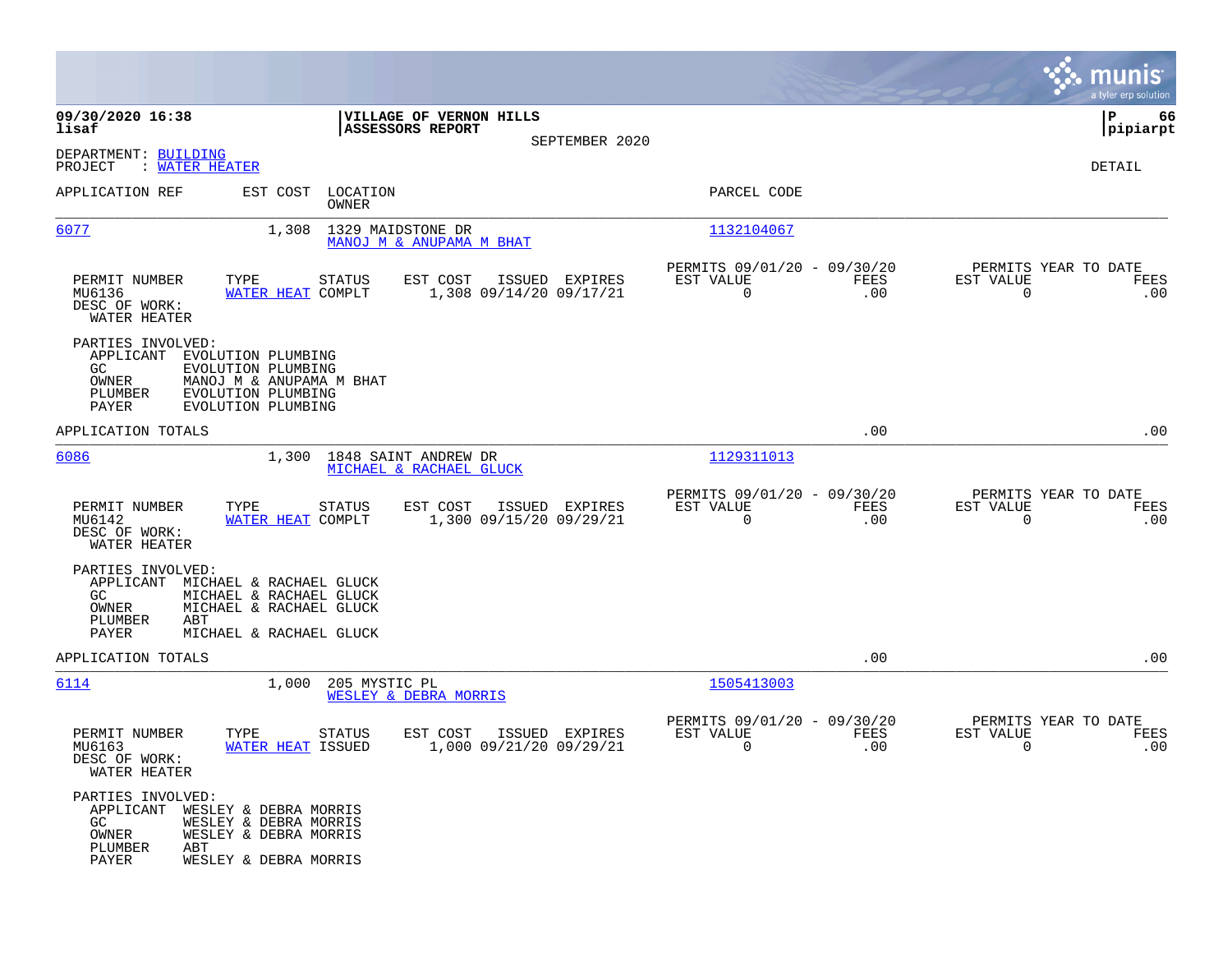**VILLAGE OF VERNON HILLS**
**ASSESSORS REPORT**
SEPTEMBER 2020

09/30/2020 16:38
lisaf

P 66
pipiarpt

DEPARTMENT: BUILDING
PROJECT : WATER HEATER

DETAIL

| APPLICATION REF | EST COST | LOCATION / OWNER | PARCEL CODE |
|---|---|---|---|
| 6077 | 1,308 | 1329 MAIDSTONE DR / MANOJ M & ANUPAMA M BHAT | 1132104067 |

| PERMIT NUMBER | TYPE | STATUS | EST COST | ISSUED | EXPIRES | PERMITS 09/01/20 - 09/30/20 EST VALUE | FEES | PERMITS YEAR TO DATE EST VALUE | FEES |
|---|---|---|---|---|---|---|---|---|---|
| MU6136 | WATER HEAT | COMPLT | 1,308 | 09/14/20 | 09/17/21 | 0 | .00 | 0 | .00 |

DESC OF WORK:
WATER HEATER

PARTIES INVOLVED:
- APPLICANT EVOLUTION PLUMBING
- GC EVOLUTION PLUMBING
- OWNER MANOJ M & ANUPAMA M BHAT
- PLUMBER EVOLUTION PLUMBING
- PAYER EVOLUTION PLUMBING

APPLICATION TOTALS .00 .00

| APPLICATION REF | EST COST | LOCATION / OWNER | PARCEL CODE |
|---|---|---|---|
| 6086 | 1,300 | 1848 SAINT ANDREW DR / MICHAEL & RACHAEL GLUCK | 1129311013 |

| PERMIT NUMBER | TYPE | STATUS | EST COST | ISSUED | EXPIRES | PERMITS 09/01/20 - 09/30/20 EST VALUE | FEES | PERMITS YEAR TO DATE EST VALUE | FEES |
|---|---|---|---|---|---|---|---|---|---|
| MU6142 | WATER HEAT | COMPLT | 1,300 | 09/15/20 | 09/29/21 | 0 | .00 | 0 | .00 |

DESC OF WORK:
WATER HEATER

PARTIES INVOLVED:
- APPLICANT MICHAEL & RACHAEL GLUCK
- GC MICHAEL & RACHAEL GLUCK
- OWNER MICHAEL & RACHAEL GLUCK
- PLUMBER ABT
- PAYER MICHAEL & RACHAEL GLUCK

APPLICATION TOTALS .00 .00

| APPLICATION REF | EST COST | LOCATION / OWNER | PARCEL CODE |
|---|---|---|---|
| 6114 | 1,000 | 205 MYSTIC PL / WESLEY & DEBRA MORRIS | 1505413003 |

| PERMIT NUMBER | TYPE | STATUS | EST COST | ISSUED | EXPIRES | PERMITS 09/01/20 - 09/30/20 EST VALUE | FEES | PERMITS YEAR TO DATE EST VALUE | FEES |
|---|---|---|---|---|---|---|---|---|---|
| MU6163 | WATER HEAT | ISSUED | 1,000 | 09/21/20 | 09/29/21 | 0 | .00 | 0 | .00 |

DESC OF WORK:
WATER HEATER

PARTIES INVOLVED:
- APPLICANT WESLEY & DEBRA MORRIS
- GC WESLEY & DEBRA MORRIS
- OWNER WESLEY & DEBRA MORRIS
- PLUMBER ABT
- PAYER WESLEY & DEBRA MORRIS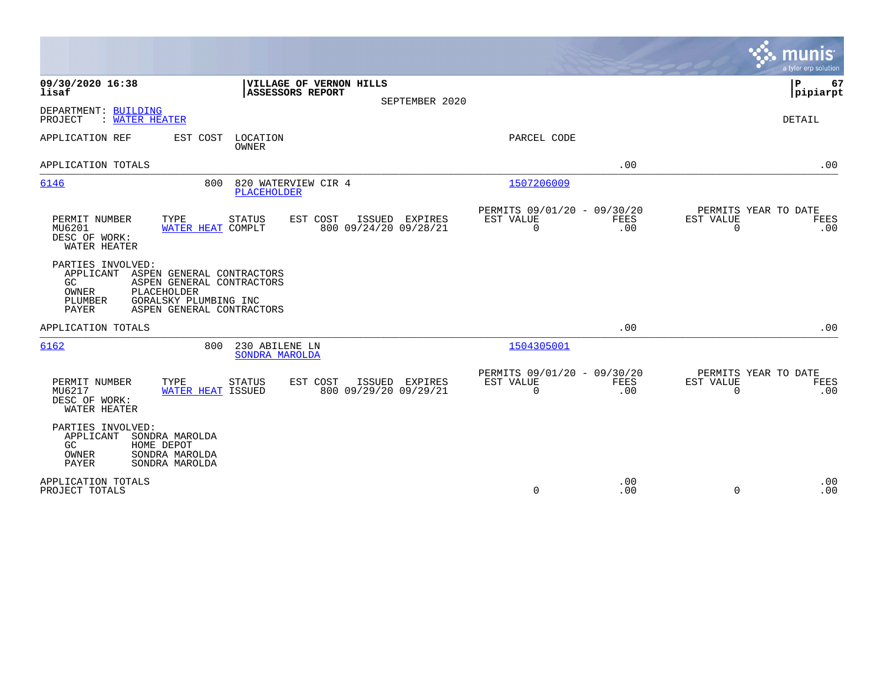**09/30/2020 16:38** | **VILLAGE OF VERNON HILLS** | **P 67**
**lisaf** | **ASSESSORS REPORT** | **pipiarpt**

SEPTEMBER 2020

DEPARTMENT: BUILDING
PROJECT : WATER HEATER

DETAIL

| APPLICATION REF | EST COST | LOCATION / OWNER | PARCEL CODE | | |
|---|---|---|---|---|---|
| APPLICATION TOTALS | | | | .00 | .00 |
| 6146 | 800 | 820 WATERVIEW CIR 4 / PLACEHOLDER | 1507206009 | | |

| PERMIT NUMBER | TYPE | STATUS | EST COST | ISSUED | EXPIRES | PERMITS 09/01/20 - 09/30/20 EST VALUE | FEES | PERMITS YEAR TO DATE EST VALUE | FEES |
|---|---|---|---|---|---|---|---|---|---|
| MU6201 | WATER HEAT | COMPLT | 800 | 09/24/20 | 09/28/21 | 0 | .00 | 0 | .00 |

DESC OF WORK:
WATER HEATER

PARTIES INVOLVED:
- APPLICANT ASPEN GENERAL CONTRACTORS
- GC ASPEN GENERAL CONTRACTORS
- OWNER PLACEHOLDER
- PLUMBER GORALSKY PLUMBING INC
- PAYER ASPEN GENERAL CONTRACTORS

| APPLICATION REF | EST COST | LOCATION / OWNER | PARCEL CODE | | |
|---|---|---|---|---|---|
| APPLICATION TOTALS | | | | .00 | .00 |
| 6162 | 800 | 230 ABILENE LN / SONDRA MAROLDA | 1504305001 | | |

| PERMIT NUMBER | TYPE | STATUS | EST COST | ISSUED | EXPIRES | PERMITS 09/01/20 - 09/30/20 EST VALUE | FEES | PERMITS YEAR TO DATE EST VALUE | FEES |
|---|---|---|---|---|---|---|---|---|---|
| MU6217 | WATER HEAT | ISSUED | 800 | 09/29/20 | 09/29/21 | 0 | .00 | 0 | .00 |

DESC OF WORK:
WATER HEATER

PARTIES INVOLVED:
- APPLICANT SONDRA MAROLDA
- GC HOME DEPOT
- OWNER SONDRA MAROLDA
- PAYER SONDRA MAROLDA

| | EST VALUE | FEES | EST VALUE (YTD) | FEES (YTD) |
|---|---|---|---|---|
| APPLICATION TOTALS | | .00 | | .00 |
| PROJECT TOTALS | 0 | .00 | 0 | .00 |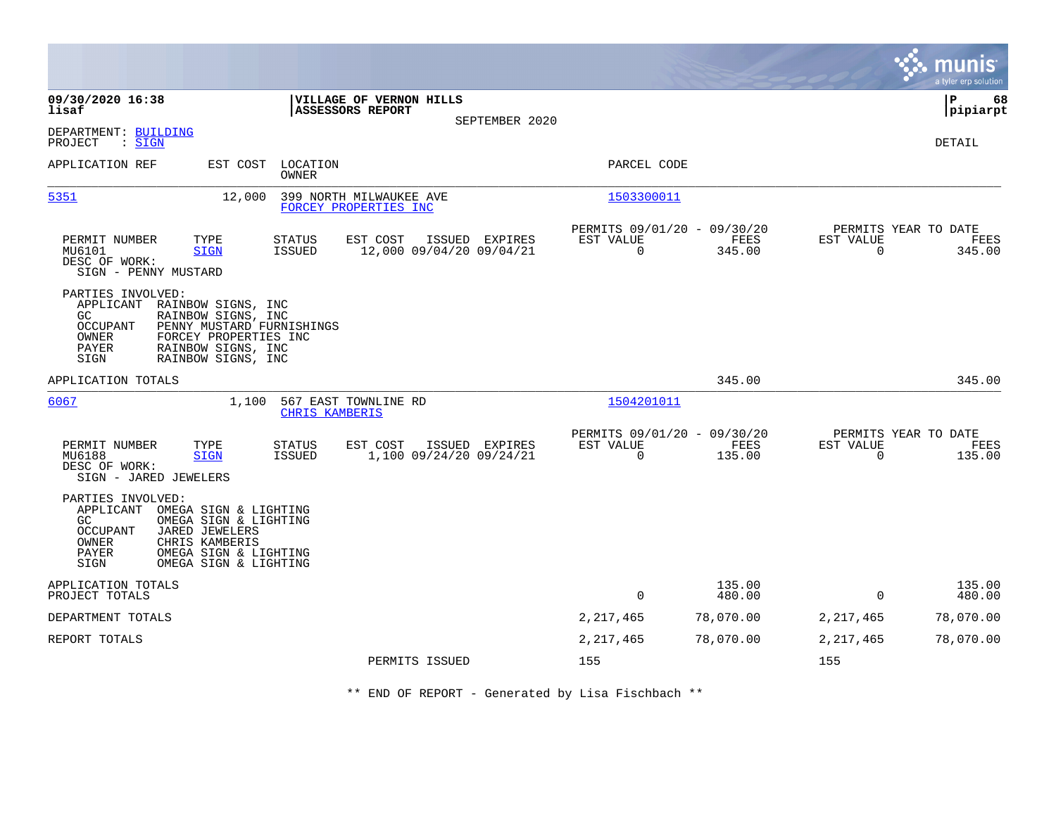**09/30/2020 16:38**
**lisaf**

**VILLAGE OF VERNON HILLS**
**ASSESSORS REPORT**
SEPTEMBER 2020

**pipiarpt**

DEPARTMENT: BUILDING
PROJECT : SIGN

DETAIL

| APPLICATION REF | EST COST | LOCATION / OWNER | PARCEL CODE |
|---|---|---|---|
| 5351 | 12,000 | 399 NORTH MILWAUKEE AVE / FORCEY PROPERTIES INC | 1503300011 |

| PERMIT NUMBER | TYPE | STATUS | EST COST | ISSUED | EXPIRES | PERMITS 09/01/20 - 09/30/20 EST VALUE | FEES | PERMITS YEAR TO DATE EST VALUE | FEES |
|---|---|---|---|---|---|---|---|---|---|
| MU6101 | SIGN | ISSUED | 12,000 | 09/04/20 | 09/04/21 | 0 | 345.00 | 0 | 345.00 |

DESC OF WORK:
SIGN - PENNY MUSTARD

PARTIES INVOLVED:
- APPLICANT RAINBOW SIGNS, INC
- GC RAINBOW SIGNS, INC
- OCCUPANT PENNY MUSTARD FURNISHINGS
- OWNER FORCEY PROPERTIES INC
- PAYER RAINBOW SIGNS, INC
- SIGN RAINBOW SIGNS, INC

APPLICATION TOTALS 345.00 345.00

| APPLICATION REF | EST COST | LOCATION / OWNER | PARCEL CODE |
|---|---|---|---|
| 6067 | 1,100 | 567 EAST TOWNLINE RD / CHRIS KAMBERIS | 1504201011 |

| PERMIT NUMBER | TYPE | STATUS | EST COST | ISSUED | EXPIRES | PERMITS 09/01/20 - 09/30/20 EST VALUE | FEES | PERMITS YEAR TO DATE EST VALUE | FEES |
|---|---|---|---|---|---|---|---|---|---|
| MU6188 | SIGN | ISSUED | 1,100 | 09/24/20 | 09/24/21 | 0 | 135.00 | 0 | 135.00 |

DESC OF WORK:
SIGN - JARED JEWELERS

PARTIES INVOLVED:
- APPLICANT OMEGA SIGN & LIGHTING
- GC OMEGA SIGN & LIGHTING
- OCCUPANT JARED JEWELERS
- OWNER CHRIS KAMBERIS
- PAYER OMEGA SIGN & LIGHTING
- SIGN OMEGA SIGN & LIGHTING

| | PERIOD EST VALUE | PERIOD FEES | YTD EST VALUE | YTD FEES |
|---|---|---|---|---|
| APPLICATION TOTALS | | 135.00 | | 135.00 |
| PROJECT TOTALS | 0 | 480.00 | 0 | 480.00 |
| DEPARTMENT TOTALS | 2,217,465 | 78,070.00 | 2,217,465 | 78,070.00 |
| REPORT TOTALS | 2,217,465 | 78,070.00 | 2,217,465 | 78,070.00 |
| PERMITS ISSUED | 155 | | 155 | |

** END OF REPORT - Generated by Lisa Fischbach **